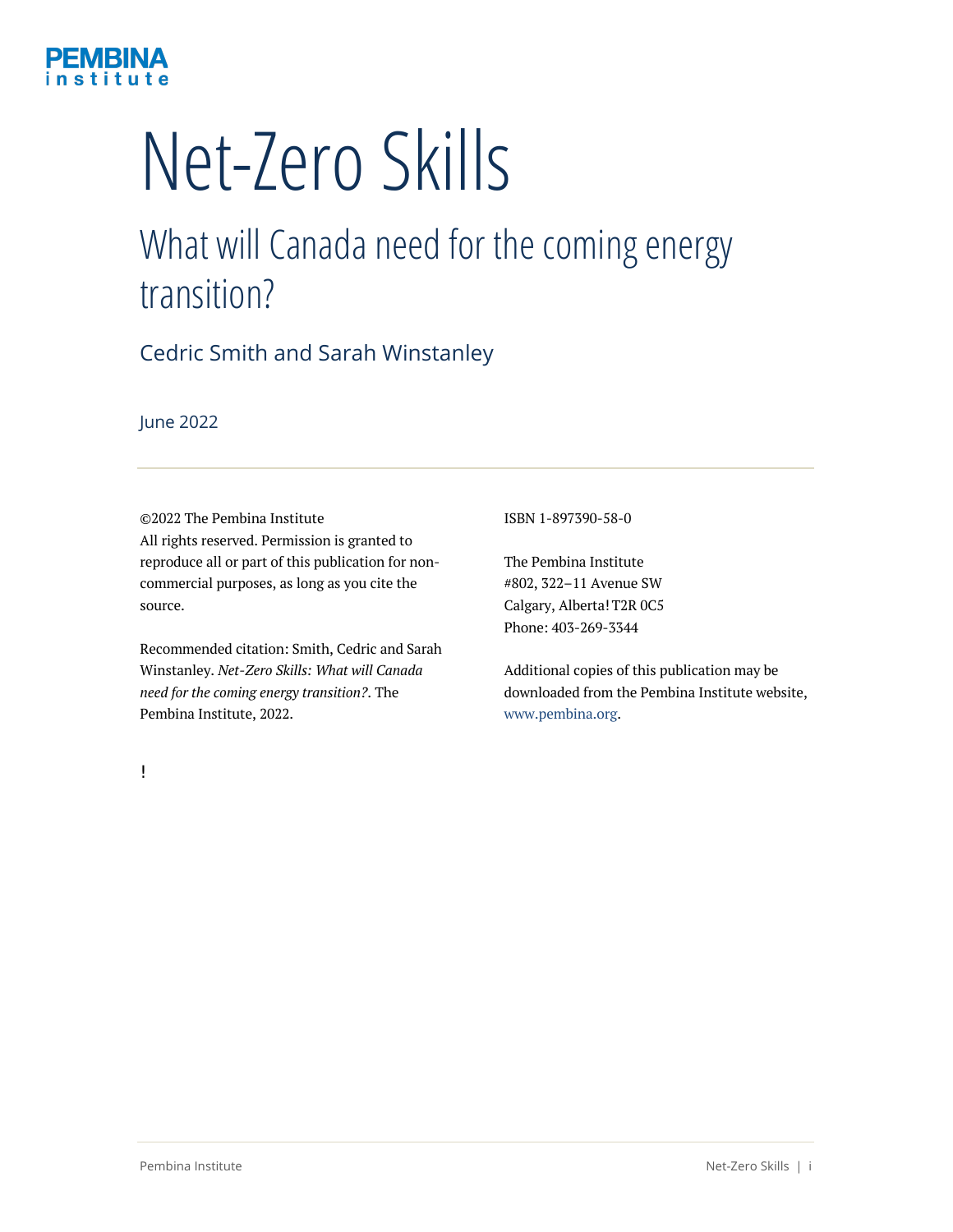PEMBINA institute

# Net-Zero Skills

## What will Canada need for the coming energy transition?

Cedric Smith and Sarah Winstanley

June 2022

©2022 The Pembina Institute
All rights reserved. Permission is granted to reproduce all or part of this publication for non-commercial purposes, as long as you cite the source.

Recommended citation: Smith, Cedric and Sarah Winstanley. *Net-Zero Skills: What will Canada need for the coming energy transition?*. The Pembina Institute, 2022.

ISBN 1-897390-58-0

The Pembina Institute
#802, 322–11 Avenue SW
Calgary, Alberta T2R 0C5
Phone: 403-269-3344

Additional copies of this publication may be downloaded from the Pembina Institute website, www.pembina.org.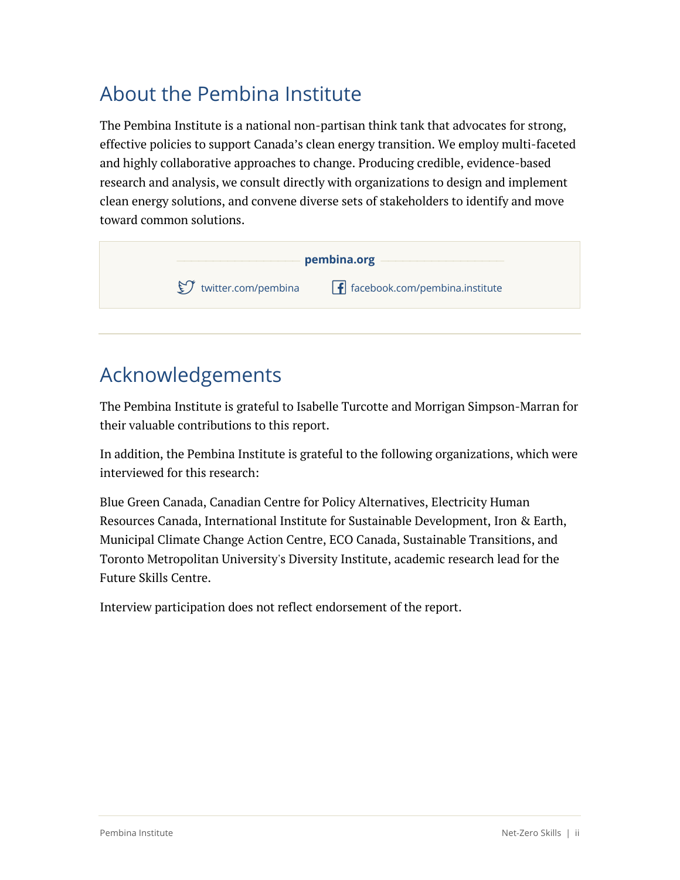## About the Pembina Institute

The Pembina Institute is a national non-partisan think tank that advocates for strong, effective policies to support Canada's clean energy transition. We employ multi-faceted and highly collaborative approaches to change. Producing credible, evidence-based research and analysis, we consult directly with organizations to design and implement clean energy solutions, and convene diverse sets of stakeholders to identify and move toward common solutions.

**pembina.org**

twitter.com/pembina    facebook.com/pembina.institute

## Acknowledgements

The Pembina Institute is grateful to Isabelle Turcotte and Morrigan Simpson-Marran for their valuable contributions to this report.

In addition, the Pembina Institute is grateful to the following organizations, which were interviewed for this research:

Blue Green Canada, Canadian Centre for Policy Alternatives, Electricity Human Resources Canada, International Institute for Sustainable Development, Iron & Earth, Municipal Climate Change Action Centre, ECO Canada, Sustainable Transitions, and Toronto Metropolitan University's Diversity Institute, academic research lead for the Future Skills Centre.

Interview participation does not reflect endorsement of the report.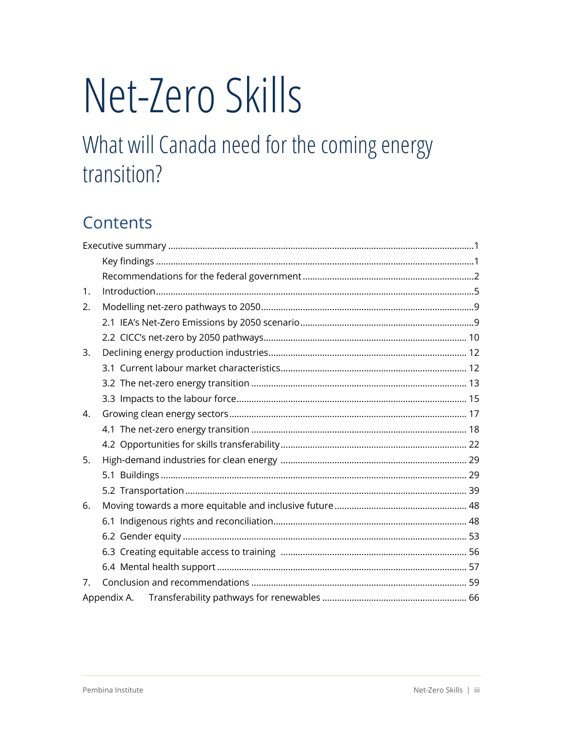# Net-Zero Skills

## What will Canada need for the coming energy transition?

## Contents

Executive summary ........................................................................................................1

Key findings ................................................................................................................1

Recommendations for the federal government .....................................................2

1. Introduction ..............................................................................................................5
2. Modelling net-zero pathways to 2050 ....................................................................9
   - 2.1 IEA's Net-Zero Emissions by 2050 scenario ....................................................9
   - 2.2 CICC's net-zero by 2050 pathways ................................................................. 10
3. Declining energy production industries ............................................................... 12
   - 3.1 Current labour market characteristics ........................................................... 12
   - 3.2 The net-zero energy transition ....................................................................... 13
   - 3.3 Impacts to the labour force ............................................................................. 15
4. Growing clean energy sectors ................................................................................ 17
   - 4.1 The net-zero energy transition ....................................................................... 18
   - 4.2 Opportunities for skills transferability ........................................................... 22
5. High-demand industries for clean energy ............................................................ 29
   - 5.1 Buildings ........................................................................................................... 29
   - 5.2 Transportation .................................................................................................. 39
6. Moving towards a more equitable and inclusive future ...................................... 48
   - 6.1 Indigenous rights and reconciliation .............................................................. 48
   - 6.2 Gender equity .................................................................................................... 53
   - 6.3 Creating equitable access to training ............................................................ 56
   - 6.4 Mental health support ..................................................................................... 57
7. Conclusion and recommendations ........................................................................ 59

Appendix A. Transferability pathways for renewables ............................................ 66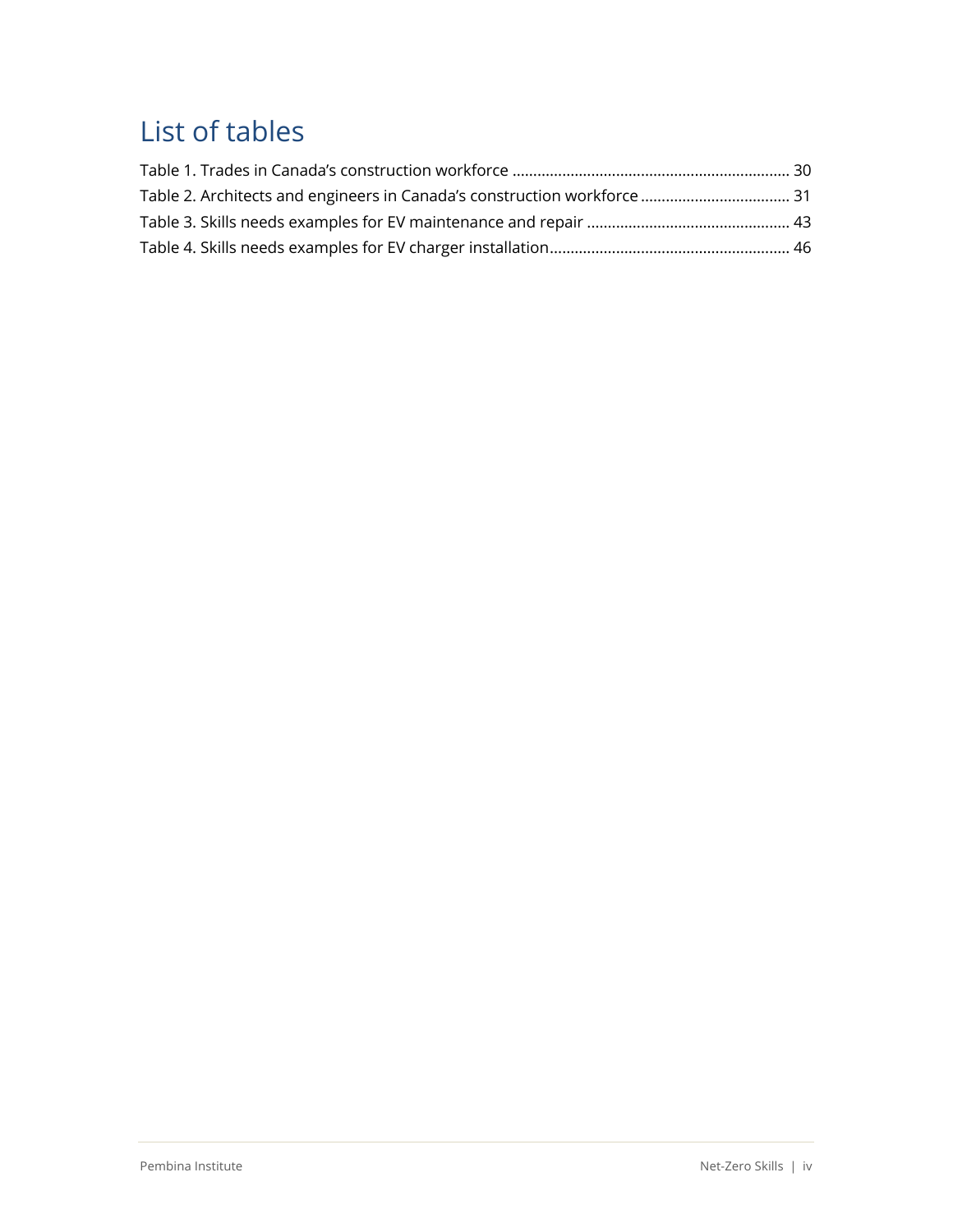# List of tables

Table 1. Trades in Canada's construction workforce .................................................................. 30

Table 2. Architects and engineers in Canada's construction workforce .................................... 31

Table 3. Skills needs examples for EV maintenance and repair ................................................ 43

Table 4. Skills needs examples for EV charger installation......................................................... 46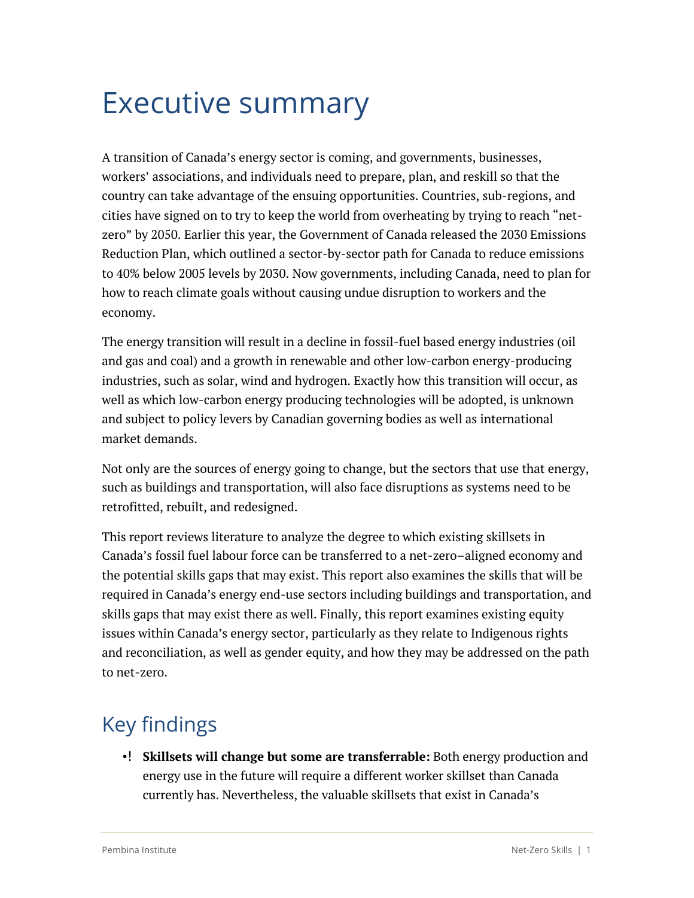# Executive summary

A transition of Canada's energy sector is coming, and governments, businesses, workers' associations, and individuals need to prepare, plan, and reskill so that the country can take advantage of the ensuing opportunities. Countries, sub-regions, and cities have signed on to try to keep the world from overheating by trying to reach "net-zero" by 2050. Earlier this year, the Government of Canada released the 2030 Emissions Reduction Plan, which outlined a sector-by-sector path for Canada to reduce emissions to 40% below 2005 levels by 2030. Now governments, including Canada, need to plan for how to reach climate goals without causing undue disruption to workers and the economy.

The energy transition will result in a decline in fossil-fuel based energy industries (oil and gas and coal) and a growth in renewable and other low-carbon energy-producing industries, such as solar, wind and hydrogen. Exactly how this transition will occur, as well as which low-carbon energy producing technologies will be adopted, is unknown and subject to policy levers by Canadian governing bodies as well as international market demands.

Not only are the sources of energy going to change, but the sectors that use that energy, such as buildings and transportation, will also face disruptions as systems need to be retrofitted, rebuilt, and redesigned.

This report reviews literature to analyze the degree to which existing skillsets in Canada's fossil fuel labour force can be transferred to a net-zero–aligned economy and the potential skills gaps that may exist. This report also examines the skills that will be required in Canada's energy end-use sectors including buildings and transportation, and skills gaps that may exist there as well. Finally, this report examines existing equity issues within Canada's energy sector, particularly as they relate to Indigenous rights and reconciliation, as well as gender equity, and how they may be addressed on the path to net-zero.

## Key findings

- **Skillsets will change but some are transferrable:** Both energy production and energy use in the future will require a different worker skillset than Canada currently has. Nevertheless, the valuable skillsets that exist in Canada's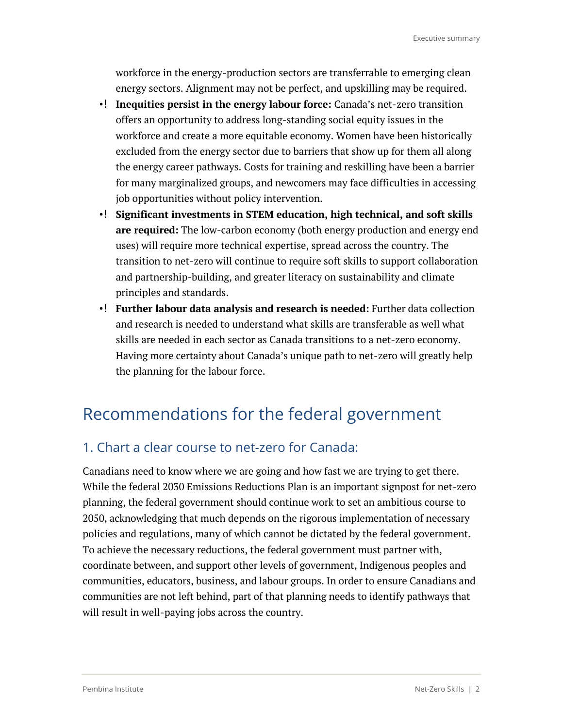workforce in the energy-production sectors are transferrable to emerging clean energy sectors. Alignment may not be perfect, and upskilling may be required.

- **Inequities persist in the energy labour force:** Canada's net-zero transition offers an opportunity to address long-standing social equity issues in the workforce and create a more equitable economy. Women have been historically excluded from the energy sector due to barriers that show up for them all along the energy career pathways. Costs for training and reskilling have been a barrier for many marginalized groups, and newcomers may face difficulties in accessing job opportunities without policy intervention.
- **Significant investments in STEM education, high technical, and soft skills are required:** The low-carbon economy (both energy production and energy end uses) will require more technical expertise, spread across the country. The transition to net-zero will continue to require soft skills to support collaboration and partnership-building, and greater literacy on sustainability and climate principles and standards.
- **Further labour data analysis and research is needed:** Further data collection and research is needed to understand what skills are transferable as well what skills are needed in each sector as Canada transitions to a net-zero economy. Having more certainty about Canada's unique path to net-zero will greatly help the planning for the labour force.

## Recommendations for the federal government

### 1. Chart a clear course to net-zero for Canada:

Canadians need to know where we are going and how fast we are trying to get there. While the federal 2030 Emissions Reductions Plan is an important signpost for net-zero planning, the federal government should continue work to set an ambitious course to 2050, acknowledging that much depends on the rigorous implementation of necessary policies and regulations, many of which cannot be dictated by the federal government. To achieve the necessary reductions, the federal government must partner with, coordinate between, and support other levels of government, Indigenous peoples and communities, educators, business, and labour groups. In order to ensure Canadians and communities are not left behind, part of that planning needs to identify pathways that will result in well-paying jobs across the country.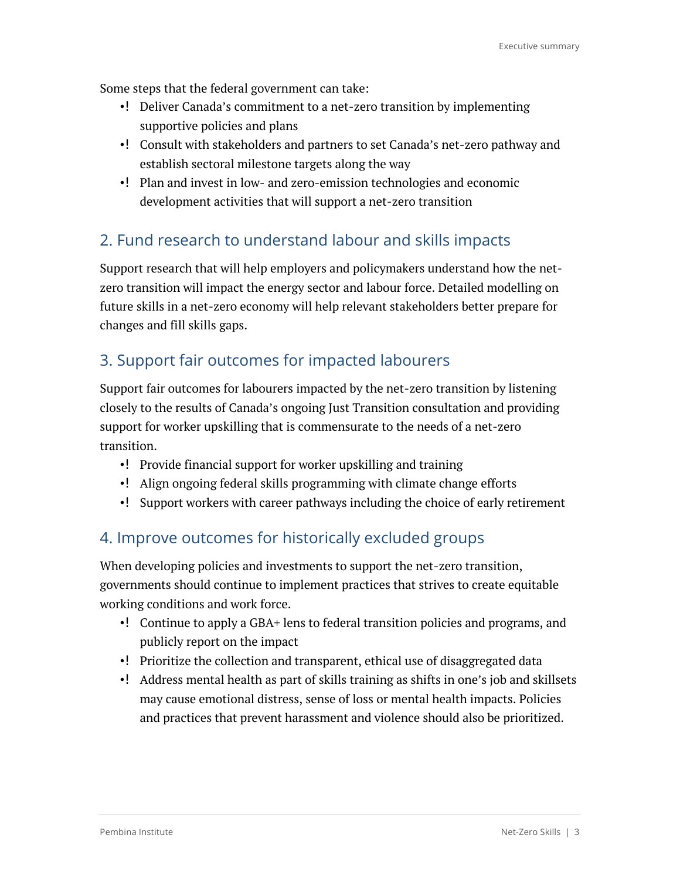Some steps that the federal government can take:

- Deliver Canada's commitment to a net-zero transition by implementing supportive policies and plans
- Consult with stakeholders and partners to set Canada's net-zero pathway and establish sectoral milestone targets along the way
- Plan and invest in low- and zero-emission technologies and economic development activities that will support a net-zero transition

## 2. Fund research to understand labour and skills impacts

Support research that will help employers and policymakers understand how the net-zero transition will impact the energy sector and labour force. Detailed modelling on future skills in a net-zero economy will help relevant stakeholders better prepare for changes and fill skills gaps.

## 3. Support fair outcomes for impacted labourers

Support fair outcomes for labourers impacted by the net-zero transition by listening closely to the results of Canada's ongoing Just Transition consultation and providing support for worker upskilling that is commensurate to the needs of a net-zero transition.

- Provide financial support for worker upskilling and training
- Align ongoing federal skills programming with climate change efforts
- Support workers with career pathways including the choice of early retirement

## 4. Improve outcomes for historically excluded groups

When developing policies and investments to support the net-zero transition, governments should continue to implement practices that strives to create equitable working conditions and work force.

- Continue to apply a GBA+ lens to federal transition policies and programs, and publicly report on the impact
- Prioritize the collection and transparent, ethical use of disaggregated data
- Address mental health as part of skills training as shifts in one's job and skillsets may cause emotional distress, sense of loss or mental health impacts. Policies and practices that prevent harassment and violence should also be prioritized.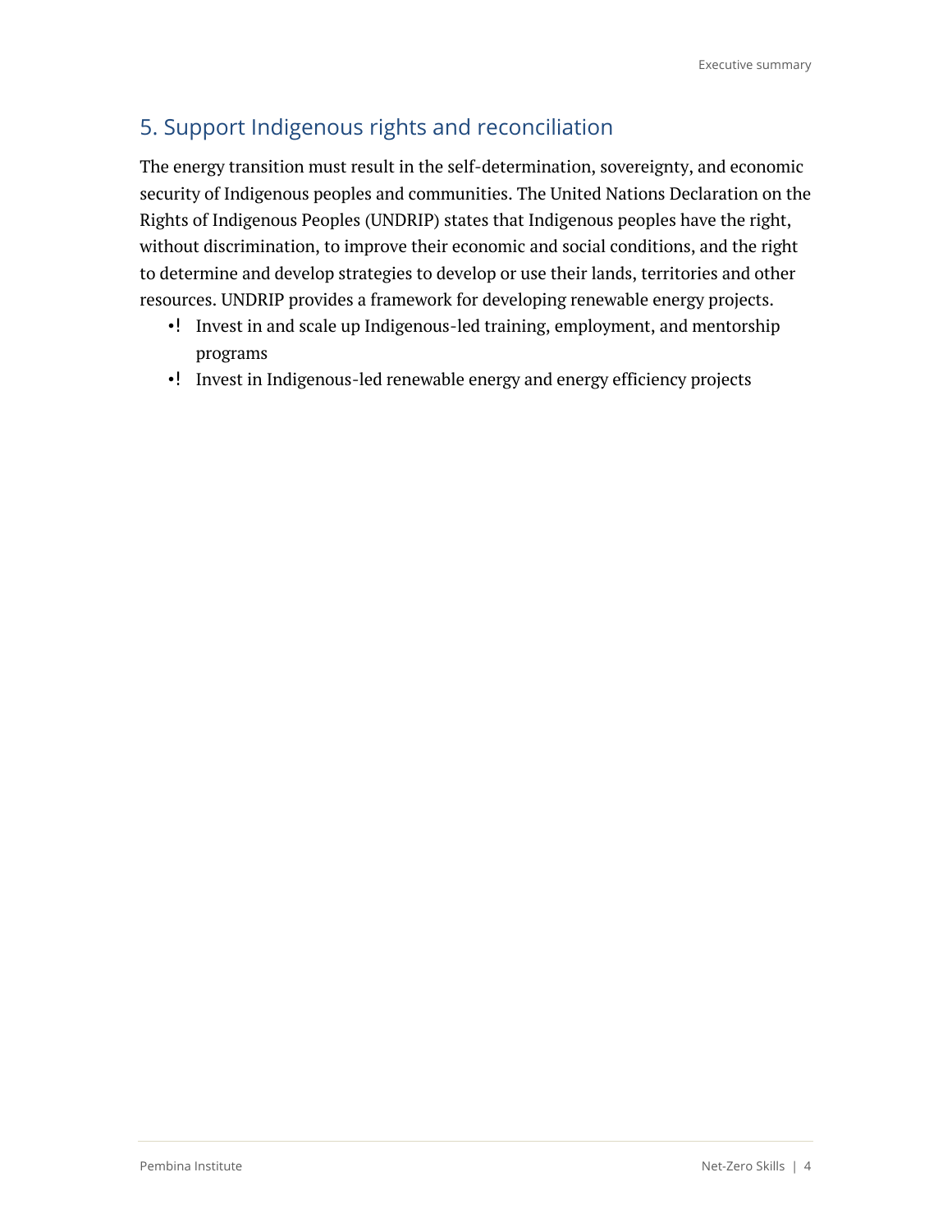## 5. Support Indigenous rights and reconciliation

The energy transition must result in the self-determination, sovereignty, and economic security of Indigenous peoples and communities. The United Nations Declaration on the Rights of Indigenous Peoples (UNDRIP) states that Indigenous peoples have the right, without discrimination, to improve their economic and social conditions, and the right to determine and develop strategies to develop or use their lands, territories and other resources. UNDRIP provides a framework for developing renewable energy projects.

- Invest in and scale up Indigenous-led training, employment, and mentorship programs
- Invest in Indigenous-led renewable energy and energy efficiency projects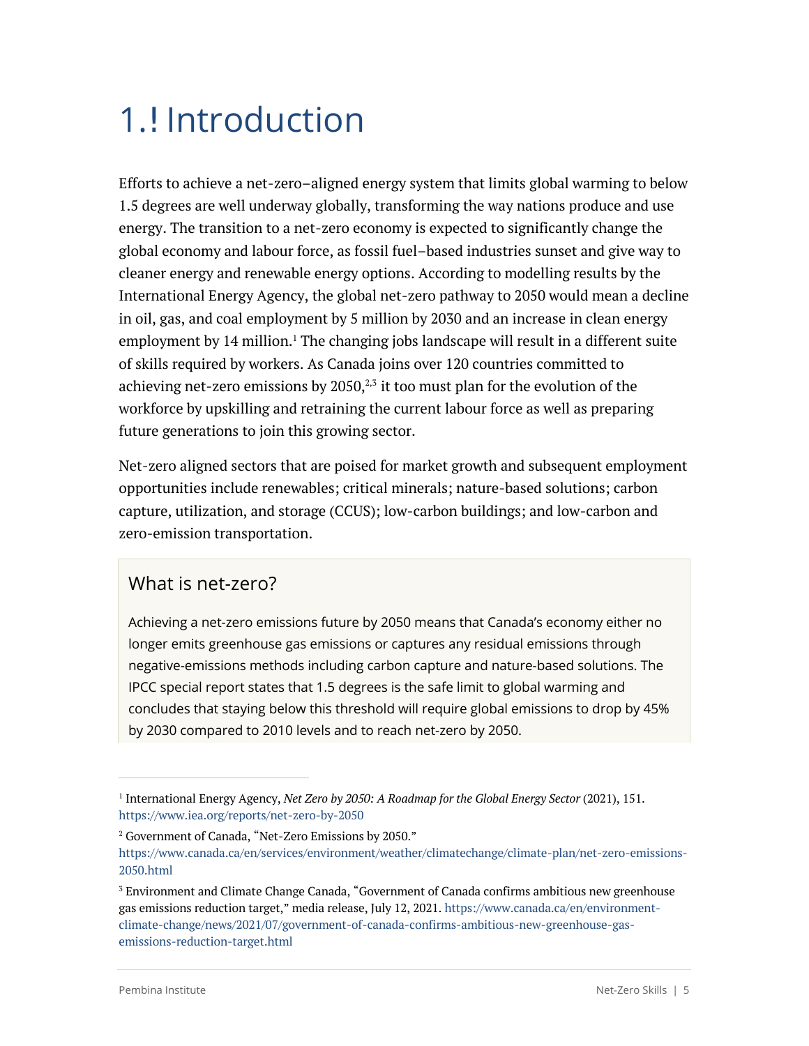# 1. Introduction

Efforts to achieve a net-zero–aligned energy system that limits global warming to below 1.5 degrees are well underway globally, transforming the way nations produce and use energy. The transition to a net-zero economy is expected to significantly change the global economy and labour force, as fossil fuel–based industries sunset and give way to cleaner energy and renewable energy options. According to modelling results by the International Energy Agency, the global net-zero pathway to 2050 would mean a decline in oil, gas, and coal employment by 5 million by 2030 and an increase in clean energy employment by 14 million.[1] The changing jobs landscape will result in a different suite of skills required by workers. As Canada joins over 120 countries committed to achieving net-zero emissions by 2050,[2,3] it too must plan for the evolution of the workforce by upskilling and retraining the current labour force as well as preparing future generations to join this growing sector.

Net-zero aligned sectors that are poised for market growth and subsequent employment opportunities include renewables; critical minerals; nature-based solutions; carbon capture, utilization, and storage (CCUS); low-carbon buildings; and low-carbon and zero-emission transportation.

## What is net-zero?

Achieving a net-zero emissions future by 2050 means that Canada's economy either no longer emits greenhouse gas emissions or captures any residual emissions through negative-emissions methods including carbon capture and nature-based solutions. The IPCC special report states that 1.5 degrees is the safe limit to global warming and concludes that staying below this threshold will require global emissions to drop by 45% by 2030 compared to 2010 levels and to reach net-zero by 2050.

---

[1] International Energy Agency, *Net Zero by 2050: A Roadmap for the Global Energy Sector* (2021), 151. https://www.iea.org/reports/net-zero-by-2050

[2] Government of Canada, "Net-Zero Emissions by 2050." https://www.canada.ca/en/services/environment/weather/climatechange/climate-plan/net-zero-emissions-2050.html

[3] Environment and Climate Change Canada, "Government of Canada confirms ambitious new greenhouse gas emissions reduction target," media release, July 12, 2021. https://www.canada.ca/en/environment-climate-change/news/2021/07/government-of-canada-confirms-ambitious-new-greenhouse-gas-emissions-reduction-target.html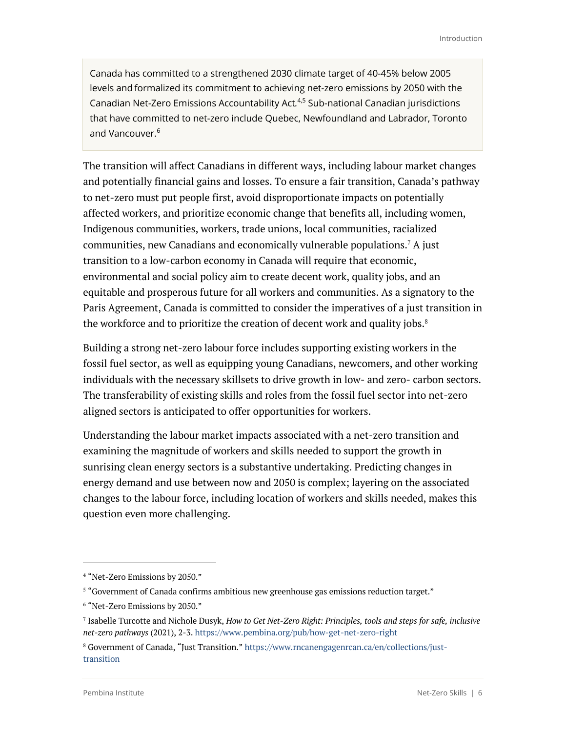Canada has committed to a strengthened 2030 climate target of 40-45% below 2005 levels and formalized its commitment to achieving net-zero emissions by 2050 with the Canadian Net-Zero Emissions Accountability Act.[4,5] Sub-national Canadian jurisdictions that have committed to net-zero include Quebec, Newfoundland and Labrador, Toronto and Vancouver.[6]

The transition will affect Canadians in different ways, including labour market changes and potentially financial gains and losses. To ensure a fair transition, Canada's pathway to net-zero must put people first, avoid disproportionate impacts on potentially affected workers, and prioritize economic change that benefits all, including women, Indigenous communities, workers, trade unions, local communities, racialized communities, new Canadians and economically vulnerable populations.[7] A just transition to a low-carbon economy in Canada will require that economic, environmental and social policy aim to create decent work, quality jobs, and an equitable and prosperous future for all workers and communities. As a signatory to the Paris Agreement, Canada is committed to consider the imperatives of a just transition in the workforce and to prioritize the creation of decent work and quality jobs.[8]

Building a strong net-zero labour force includes supporting existing workers in the fossil fuel sector, as well as equipping young Canadians, newcomers, and other working individuals with the necessary skillsets to drive growth in low- and zero- carbon sectors. The transferability of existing skills and roles from the fossil fuel sector into net-zero aligned sectors is anticipated to offer opportunities for workers.

Understanding the labour market impacts associated with a net-zero transition and examining the magnitude of workers and skills needed to support the growth in sunrising clean energy sectors is a substantive undertaking. Predicting changes in energy demand and use between now and 2050 is complex; layering on the associated changes to the labour force, including location of workers and skills needed, makes this question even more challenging.

---

[4] "Net-Zero Emissions by 2050."

[5] "Government of Canada confirms ambitious new greenhouse gas emissions reduction target."

[6] "Net-Zero Emissions by 2050."

[7] Isabelle Turcotte and Nichole Dusyk, *How to Get Net-Zero Right: Principles, tools and steps for safe, inclusive net-zero pathways* (2021), 2-3. https://www.pembina.org/pub/how-get-net-zero-right

[8] Government of Canada, "Just Transition." https://www.rncanengagenrcan.ca/en/collections/just-transition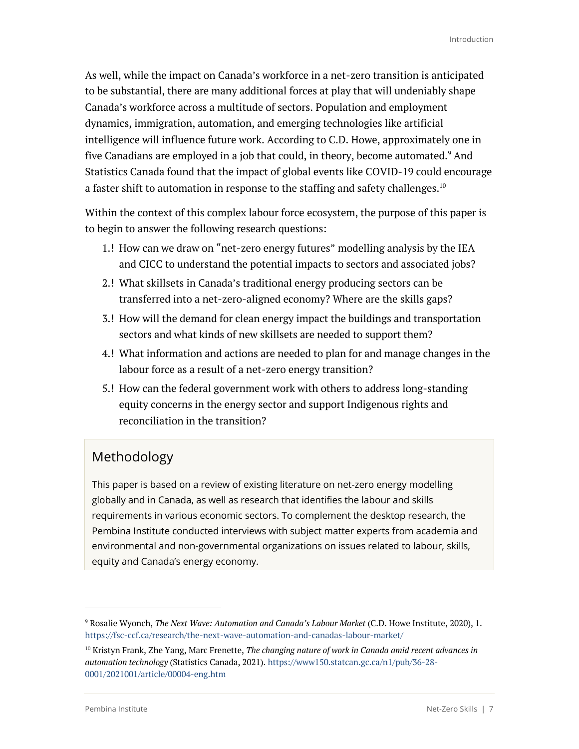As well, while the impact on Canada's workforce in a net-zero transition is anticipated to be substantial, there are many additional forces at play that will undeniably shape Canada's workforce across a multitude of sectors. Population and employment dynamics, immigration, automation, and emerging technologies like artificial intelligence will influence future work. According to C.D. Howe, approximately one in five Canadians are employed in a job that could, in theory, become automated.[9] And Statistics Canada found that the impact of global events like COVID-19 could encourage a faster shift to automation in response to the staffing and safety challenges.[10]

Within the context of this complex labour force ecosystem, the purpose of this paper is to begin to answer the following research questions:

1. How can we draw on "net-zero energy futures" modelling analysis by the IEA and CICC to understand the potential impacts to sectors and associated jobs?
2. What skillsets in Canada's traditional energy producing sectors can be transferred into a net-zero-aligned economy? Where are the skills gaps?
3. How will the demand for clean energy impact the buildings and transportation sectors and what kinds of new skillsets are needed to support them?
4. What information and actions are needed to plan for and manage changes in the labour force as a result of a net-zero energy transition?
5. How can the federal government work with others to address long-standing equity concerns in the energy sector and support Indigenous rights and reconciliation in the transition?

## Methodology

This paper is based on a review of existing literature on net-zero energy modelling globally and in Canada, as well as research that identifies the labour and skills requirements in various economic sectors. To complement the desktop research, the Pembina Institute conducted interviews with subject matter experts from academia and environmental and non-governmental organizations on issues related to labour, skills, equity and Canada's energy economy.

---

[9] Rosalie Wyonch, *The Next Wave: Automation and Canada's Labour Market* (C.D. Howe Institute, 2020), 1. https://fsc-ccf.ca/research/the-next-wave-automation-and-canadas-labour-market/

[10] Kristyn Frank, Zhe Yang, Marc Frenette, *The changing nature of work in Canada amid recent advances in automation technology* (Statistics Canada, 2021). https://www150.statcan.gc.ca/n1/pub/36-28-0001/2021001/article/00004-eng.htm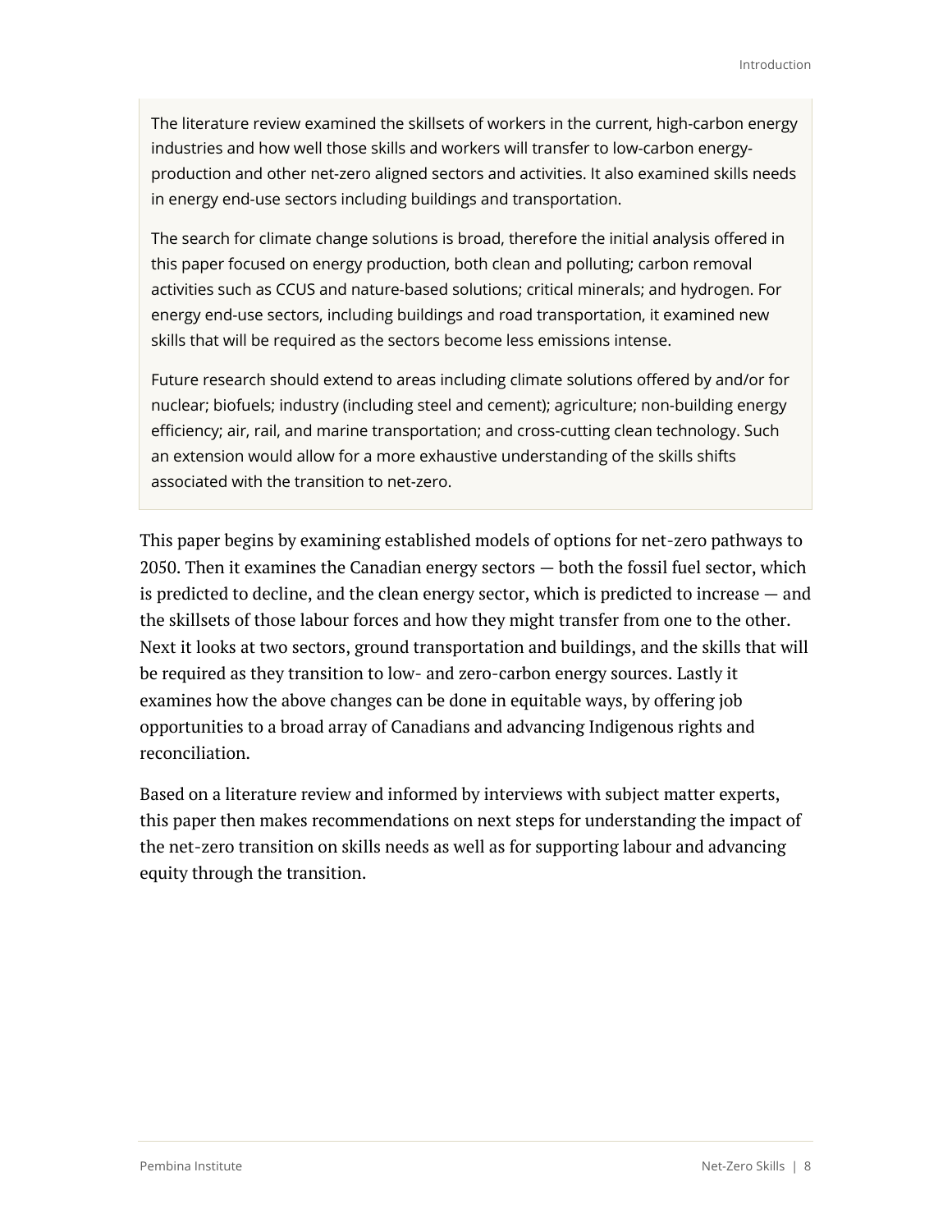The literature review examined the skillsets of workers in the current, high-carbon energy industries and how well those skills and workers will transfer to low-carbon energy-production and other net-zero aligned sectors and activities. It also examined skills needs in energy end-use sectors including buildings and transportation.

The search for climate change solutions is broad, therefore the initial analysis offered in this paper focused on energy production, both clean and polluting; carbon removal activities such as CCUS and nature-based solutions; critical minerals; and hydrogen. For energy end-use sectors, including buildings and road transportation, it examined new skills that will be required as the sectors become less emissions intense.

Future research should extend to areas including climate solutions offered by and/or for nuclear; biofuels; industry (including steel and cement); agriculture; non-building energy efficiency; air, rail, and marine transportation; and cross-cutting clean technology. Such an extension would allow for a more exhaustive understanding of the skills shifts associated with the transition to net-zero.

This paper begins by examining established models of options for net-zero pathways to 2050. Then it examines the Canadian energy sectors — both the fossil fuel sector, which is predicted to decline, and the clean energy sector, which is predicted to increase — and the skillsets of those labour forces and how they might transfer from one to the other. Next it looks at two sectors, ground transportation and buildings, and the skills that will be required as they transition to low- and zero-carbon energy sources. Lastly it examines how the above changes can be done in equitable ways, by offering job opportunities to a broad array of Canadians and advancing Indigenous rights and reconciliation.

Based on a literature review and informed by interviews with subject matter experts, this paper then makes recommendations on next steps for understanding the impact of the net-zero transition on skills needs as well as for supporting labour and advancing equity through the transition.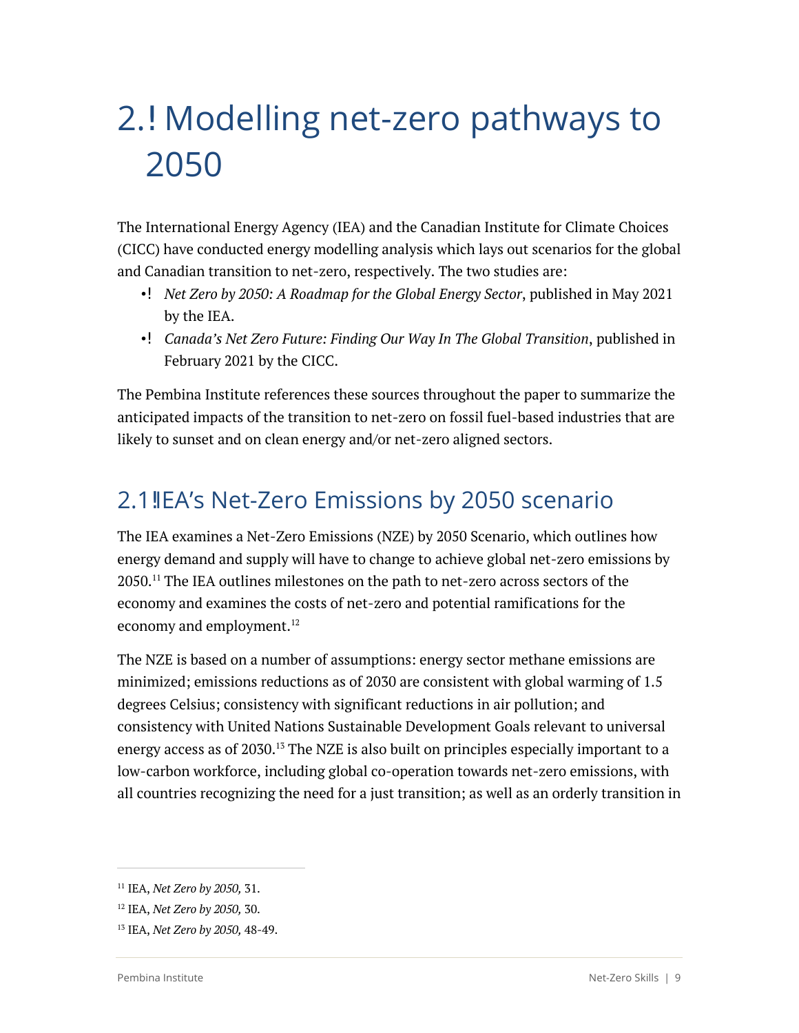# 2. Modelling net-zero pathways to 2050

The International Energy Agency (IEA) and the Canadian Institute for Climate Choices (CICC) have conducted energy modelling analysis which lays out scenarios for the global and Canadian transition to net-zero, respectively. The two studies are:

- *Net Zero by 2050: A Roadmap for the Global Energy Sector*, published in May 2021 by the IEA.
- *Canada's Net Zero Future: Finding Our Way In The Global Transition*, published in February 2021 by the CICC.

The Pembina Institute references these sources throughout the paper to summarize the anticipated impacts of the transition to net-zero on fossil fuel-based industries that are likely to sunset and on clean energy and/or net-zero aligned sectors.

## 2.1 IEA's Net-Zero Emissions by 2050 scenario

The IEA examines a Net-Zero Emissions (NZE) by 2050 Scenario, which outlines how energy demand and supply will have to change to achieve global net-zero emissions by 2050.[11] The IEA outlines milestones on the path to net-zero across sectors of the economy and examines the costs of net-zero and potential ramifications for the economy and employment.[12]

The NZE is based on a number of assumptions: energy sector methane emissions are minimized; emissions reductions as of 2030 are consistent with global warming of 1.5 degrees Celsius; consistency with significant reductions in air pollution; and consistency with United Nations Sustainable Development Goals relevant to universal energy access as of 2030.[13] The NZE is also built on principles especially important to a low-carbon workforce, including global co-operation towards net-zero emissions, with all countries recognizing the need for a just transition; as well as an orderly transition in

[11] IEA, *Net Zero by 2050,* 31.

[12] IEA, *Net Zero by 2050,* 30.

[13] IEA, *Net Zero by 2050,* 48-49.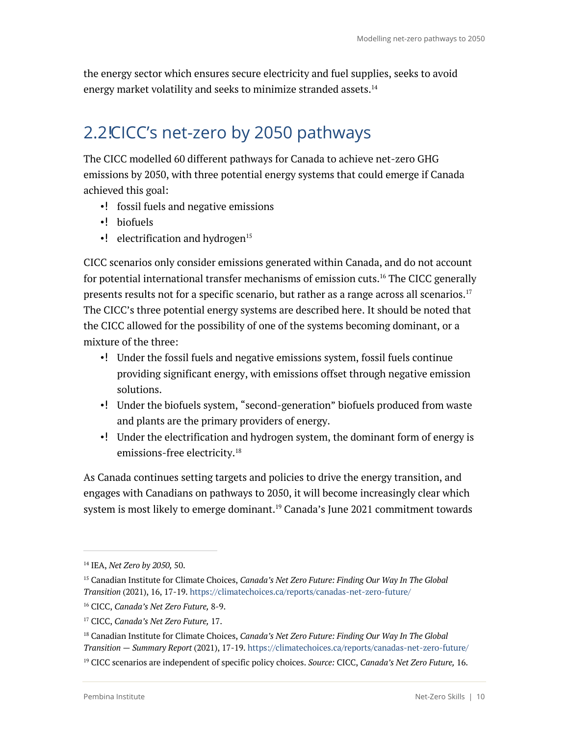the energy sector which ensures secure electricity and fuel supplies, seeks to avoid energy market volatility and seeks to minimize stranded assets.[14]

## 2.2 CICC's net-zero by 2050 pathways

The CICC modelled 60 different pathways for Canada to achieve net-zero GHG emissions by 2050, with three potential energy systems that could emerge if Canada achieved this goal:

- fossil fuels and negative emissions
- biofuels
- electrification and hydrogen[15]

CICC scenarios only consider emissions generated within Canada, and do not account for potential international transfer mechanisms of emission cuts.[16] The CICC generally presents results not for a specific scenario, but rather as a range across all scenarios.[17] The CICC's three potential energy systems are described here. It should be noted that the CICC allowed for the possibility of one of the systems becoming dominant, or a mixture of the three:

- Under the fossil fuels and negative emissions system, fossil fuels continue providing significant energy, with emissions offset through negative emission solutions.
- Under the biofuels system, "second-generation" biofuels produced from waste and plants are the primary providers of energy.
- Under the electrification and hydrogen system, the dominant form of energy is emissions-free electricity.[18]

As Canada continues setting targets and policies to drive the energy transition, and engages with Canadians on pathways to 2050, it will become increasingly clear which system is most likely to emerge dominant.[19] Canada's June 2021 commitment towards

---

[14] IEA, *Net Zero by 2050,* 50.

[15] Canadian Institute for Climate Choices, *Canada's Net Zero Future: Finding Our Way In The Global Transition* (2021), 16, 17-19. https://climatechoices.ca/reports/canadas-net-zero-future/

[16] CICC, *Canada's Net Zero Future,* 8-9.

[17] CICC, *Canada's Net Zero Future,* 17.

[18] Canadian Institute for Climate Choices, *Canada's Net Zero Future: Finding Our Way In The Global Transition — Summary Report* (2021), 17-19. https://climatechoices.ca/reports/canadas-net-zero-future/

[19] CICC scenarios are independent of specific policy choices. *Source:* CICC, *Canada's Net Zero Future,* 16.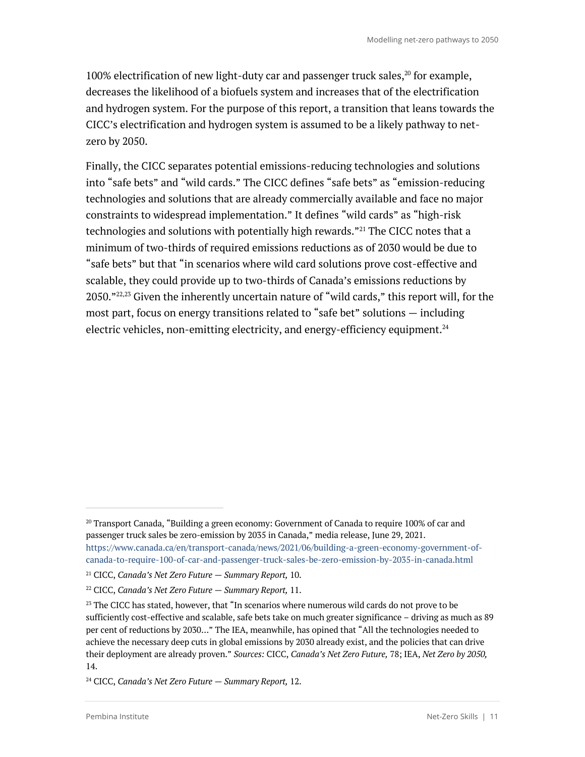100% electrification of new light-duty car and passenger truck sales,[20] for example, decreases the likelihood of a biofuels system and increases that of the electrification and hydrogen system. For the purpose of this report, a transition that leans towards the CICC's electrification and hydrogen system is assumed to be a likely pathway to net-zero by 2050.

Finally, the CICC separates potential emissions-reducing technologies and solutions into "safe bets" and "wild cards." The CICC defines "safe bets" as "emission-reducing technologies and solutions that are already commercially available and face no major constraints to widespread implementation." It defines "wild cards" as "high-risk technologies and solutions with potentially high rewards."[21] The CICC notes that a minimum of two-thirds of required emissions reductions as of 2030 would be due to "safe bets" but that "in scenarios where wild card solutions prove cost-effective and scalable, they could provide up to two-thirds of Canada's emissions reductions by 2050."[22,23] Given the inherently uncertain nature of "wild cards," this report will, for the most part, focus on energy transitions related to "safe bet" solutions — including electric vehicles, non-emitting electricity, and energy-efficiency equipment.[24]

---

[20] Transport Canada, "Building a green economy: Government of Canada to require 100% of car and passenger truck sales be zero-emission by 2035 in Canada," media release, June 29, 2021. https://www.canada.ca/en/transport-canada/news/2021/06/building-a-green-economy-government-of-canada-to-require-100-of-car-and-passenger-truck-sales-be-zero-emission-by-2035-in-canada.html

[21] CICC, *Canada's Net Zero Future — Summary Report,* 10.

[22] CICC, *Canada's Net Zero Future — Summary Report,* 11.

[23] The CICC has stated, however, that "In scenarios where numerous wild cards do not prove to be sufficiently cost-effective and scalable, safe bets take on much greater significance – driving as much as 89 per cent of reductions by 2030…" The IEA, meanwhile, has opined that "All the technologies needed to achieve the necessary deep cuts in global emissions by 2030 already exist, and the policies that can drive their deployment are already proven." *Sources:* CICC, *Canada's Net Zero Future,* 78; IEA, *Net Zero by 2050,* 14.

[24] CICC, *Canada's Net Zero Future — Summary Report,* 12.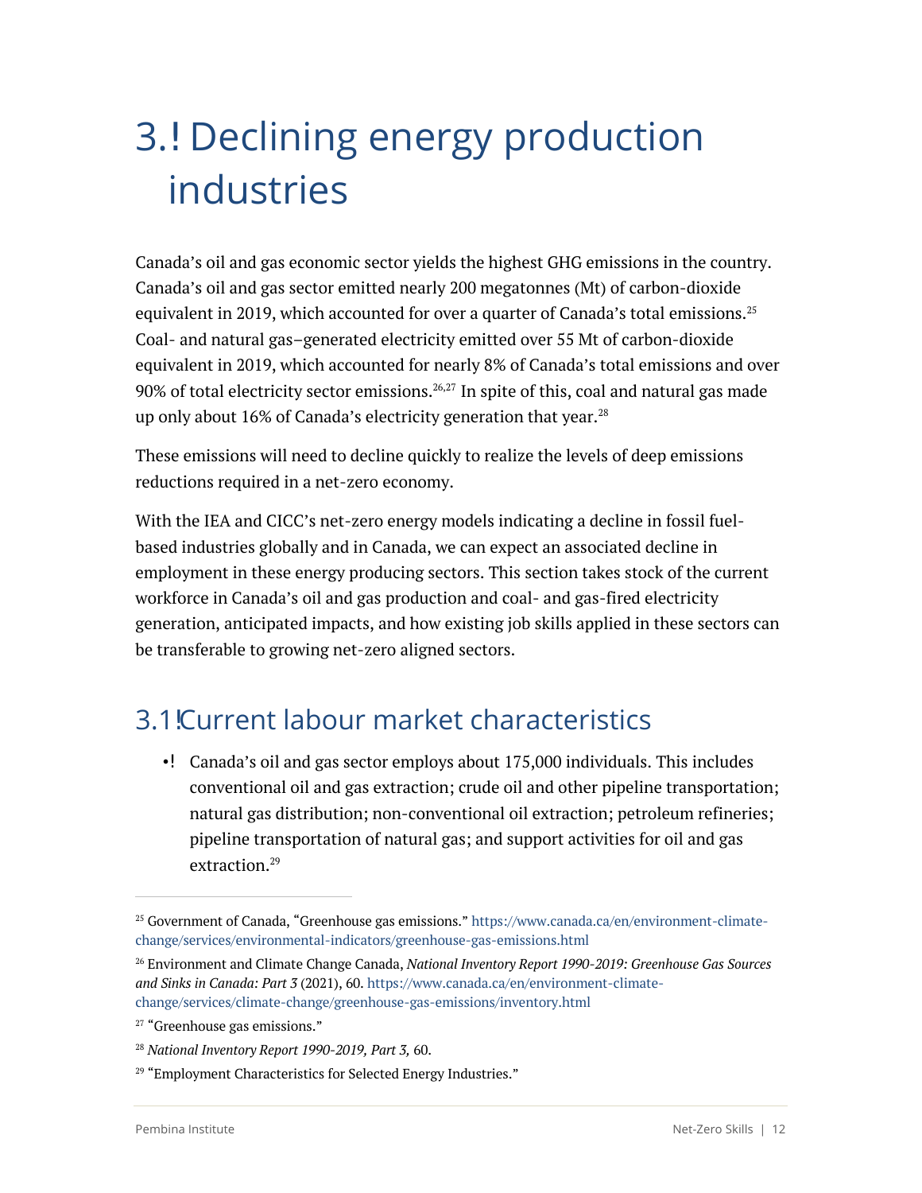# 3. Declining energy production industries

Canada's oil and gas economic sector yields the highest GHG emissions in the country. Canada's oil and gas sector emitted nearly 200 megatonnes (Mt) of carbon-dioxide equivalent in 2019, which accounted for over a quarter of Canada's total emissions.[25] Coal- and natural gas–generated electricity emitted over 55 Mt of carbon-dioxide equivalent in 2019, which accounted for nearly 8% of Canada's total emissions and over 90% of total electricity sector emissions.[26,27] In spite of this, coal and natural gas made up only about 16% of Canada's electricity generation that year.[28]

These emissions will need to decline quickly to realize the levels of deep emissions reductions required in a net-zero economy.

With the IEA and CICC's net-zero energy models indicating a decline in fossil fuel-based industries globally and in Canada, we can expect an associated decline in employment in these energy producing sectors. This section takes stock of the current workforce in Canada's oil and gas production and coal- and gas-fired electricity generation, anticipated impacts, and how existing job skills applied in these sectors can be transferable to growing net-zero aligned sectors.

## 3.1 Current labour market characteristics

- Canada's oil and gas sector employs about 175,000 individuals. This includes conventional oil and gas extraction; crude oil and other pipeline transportation; natural gas distribution; non-conventional oil extraction; petroleum refineries; pipeline transportation of natural gas; and support activities for oil and gas extraction.[29]

---

[25] Government of Canada, "Greenhouse gas emissions." https://www.canada.ca/en/environment-climate-change/services/environmental-indicators/greenhouse-gas-emissions.html

[26] Environment and Climate Change Canada, *National Inventory Report 1990-2019: Greenhouse Gas Sources and Sinks in Canada: Part 3* (2021), 60. https://www.canada.ca/en/environment-climate-change/services/climate-change/greenhouse-gas-emissions/inventory.html

[27] "Greenhouse gas emissions."

[28] *National Inventory Report 1990-2019, Part 3,* 60.

[29] "Employment Characteristics for Selected Energy Industries."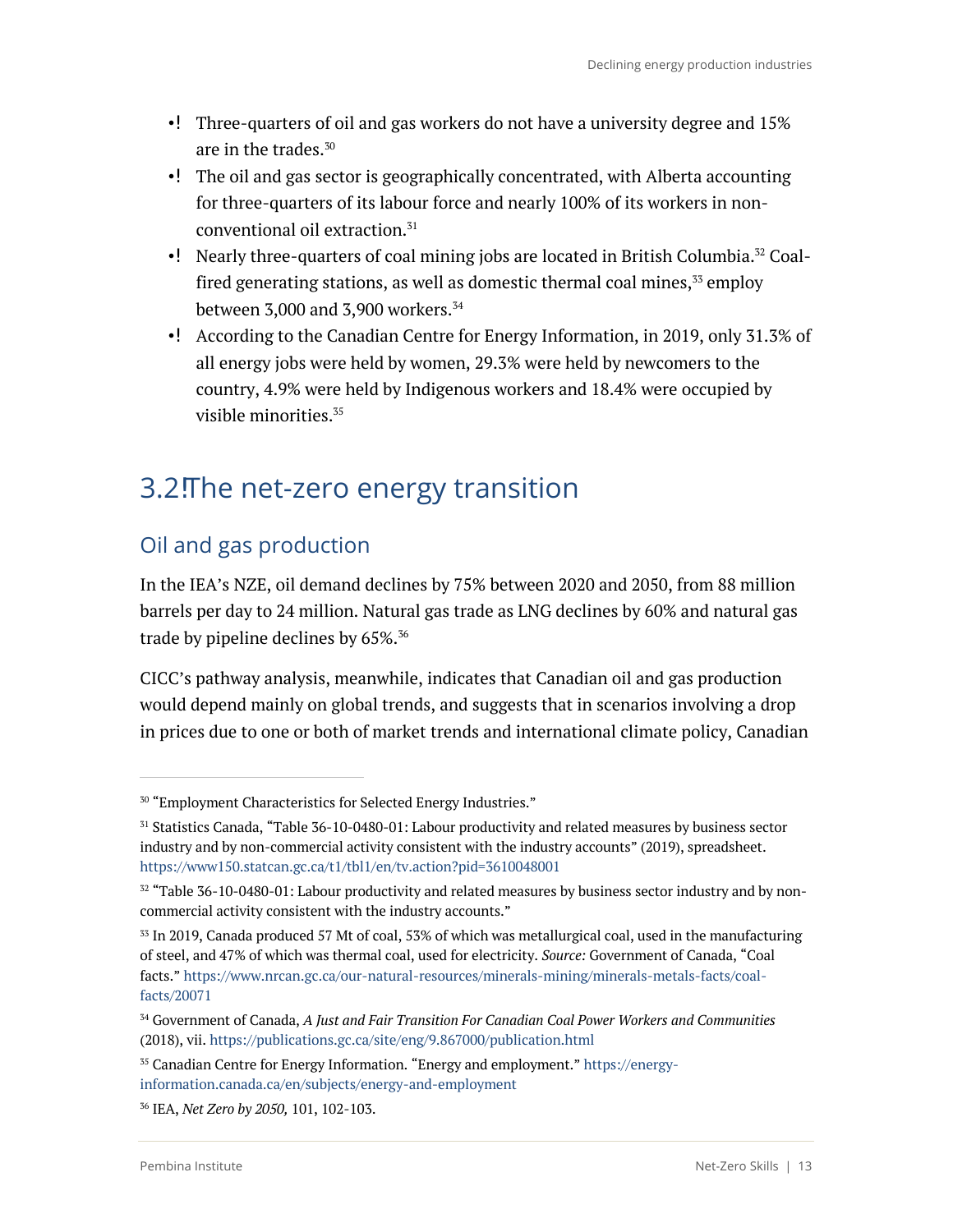- Three-quarters of oil and gas workers do not have a university degree and 15% are in the trades.[30]
- The oil and gas sector is geographically concentrated, with Alberta accounting for three-quarters of its labour force and nearly 100% of its workers in non-conventional oil extraction.[31]
- Nearly three-quarters of coal mining jobs are located in British Columbia.[32] Coal-fired generating stations, as well as domestic thermal coal mines,[33] employ between 3,000 and 3,900 workers.[34]
- According to the Canadian Centre for Energy Information, in 2019, only 31.3% of all energy jobs were held by women, 29.3% were held by newcomers to the country, 4.9% were held by Indigenous workers and 18.4% were occupied by visible minorities.[35]

## 3.2 The net-zero energy transition

### Oil and gas production

In the IEA's NZE, oil demand declines by 75% between 2020 and 2050, from 88 million barrels per day to 24 million. Natural gas trade as LNG declines by 60% and natural gas trade by pipeline declines by 65%.[36]

CICC's pathway analysis, meanwhile, indicates that Canadian oil and gas production would depend mainly on global trends, and suggests that in scenarios involving a drop in prices due to one or both of market trends and international climate policy, Canadian

---

[30] "Employment Characteristics for Selected Energy Industries."

[31] Statistics Canada, "Table 36-10-0480-01: Labour productivity and related measures by business sector industry and by non-commercial activity consistent with the industry accounts" (2019), spreadsheet. https://www150.statcan.gc.ca/t1/tbl1/en/tv.action?pid=3610048001

[32] "Table 36-10-0480-01: Labour productivity and related measures by business sector industry and by non-commercial activity consistent with the industry accounts."

[33] In 2019, Canada produced 57 Mt of coal, 53% of which was metallurgical coal, used in the manufacturing of steel, and 47% of which was thermal coal, used for electricity. *Source:* Government of Canada, "Coal facts." https://www.nrcan.gc.ca/our-natural-resources/minerals-mining/minerals-metals-facts/coal-facts/20071

[34] Government of Canada, *A Just and Fair Transition For Canadian Coal Power Workers and Communities* (2018), vii. https://publications.gc.ca/site/eng/9.867000/publication.html

[35] Canadian Centre for Energy Information. "Energy and employment." https://energy-information.canada.ca/en/subjects/energy-and-employment

[36] IEA, *Net Zero by 2050,* 101, 102-103.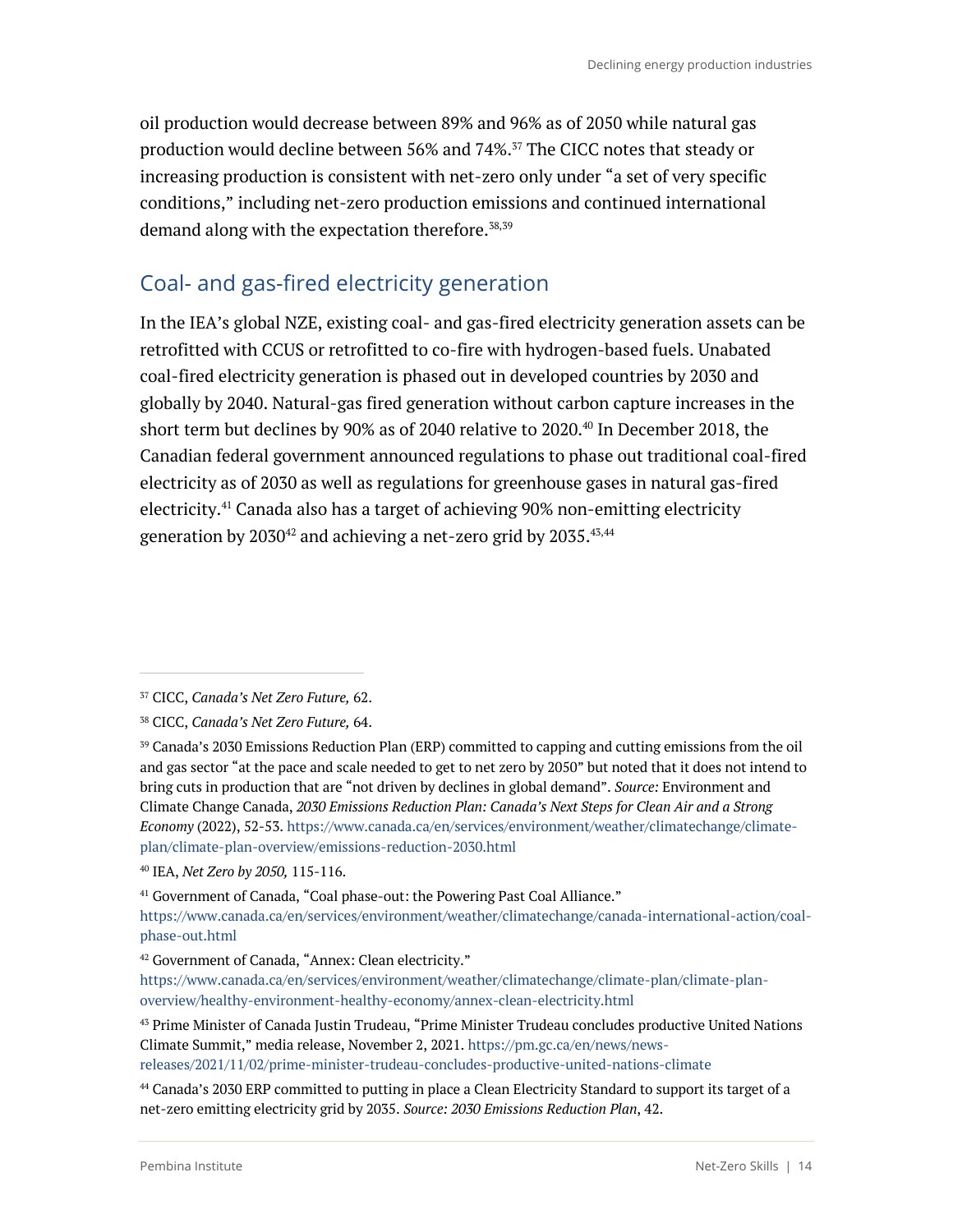oil production would decrease between 89% and 96% as of 2050 while natural gas production would decline between 56% and 74%.[37] The CICC notes that steady or increasing production is consistent with net-zero only under "a set of very specific conditions," including net-zero production emissions and continued international demand along with the expectation therefore.[38,39]

## Coal- and gas-fired electricity generation

In the IEA's global NZE, existing coal- and gas-fired electricity generation assets can be retrofitted with CCUS or retrofitted to co-fire with hydrogen-based fuels. Unabated coal-fired electricity generation is phased out in developed countries by 2030 and globally by 2040. Natural-gas fired generation without carbon capture increases in the short term but declines by 90% as of 2040 relative to 2020.[40] In December 2018, the Canadian federal government announced regulations to phase out traditional coal-fired electricity as of 2030 as well as regulations for greenhouse gases in natural gas-fired electricity.[41] Canada also has a target of achieving 90% non-emitting electricity generation by 2030[42] and achieving a net-zero grid by 2035.[43,44]

---

[37] CICC, *Canada's Net Zero Future,* 62.

[38] CICC, *Canada's Net Zero Future,* 64.

[39] Canada's 2030 Emissions Reduction Plan (ERP) committed to capping and cutting emissions from the oil and gas sector "at the pace and scale needed to get to net zero by 2050" but noted that it does not intend to bring cuts in production that are "not driven by declines in global demand". *Source:* Environment and Climate Change Canada, *2030 Emissions Reduction Plan: Canada's Next Steps for Clean Air and a Strong Economy* (2022), 52-53. https://www.canada.ca/en/services/environment/weather/climatechange/climate-plan/climate-plan-overview/emissions-reduction-2030.html

[40] IEA, *Net Zero by 2050,* 115-116.

[41] Government of Canada, "Coal phase-out: the Powering Past Coal Alliance." https://www.canada.ca/en/services/environment/weather/climatechange/canada-international-action/coal-phase-out.html

[42] Government of Canada, "Annex: Clean electricity." https://www.canada.ca/en/services/environment/weather/climatechange/climate-plan/climate-plan-overview/healthy-environment-healthy-economy/annex-clean-electricity.html

[43] Prime Minister of Canada Justin Trudeau, "Prime Minister Trudeau concludes productive United Nations Climate Summit," media release, November 2, 2021. https://pm.gc.ca/en/news/news-releases/2021/11/02/prime-minister-trudeau-concludes-productive-united-nations-climate

[44] Canada's 2030 ERP committed to putting in place a Clean Electricity Standard to support its target of a net-zero emitting electricity grid by 2035. *Source: 2030 Emissions Reduction Plan*, 42.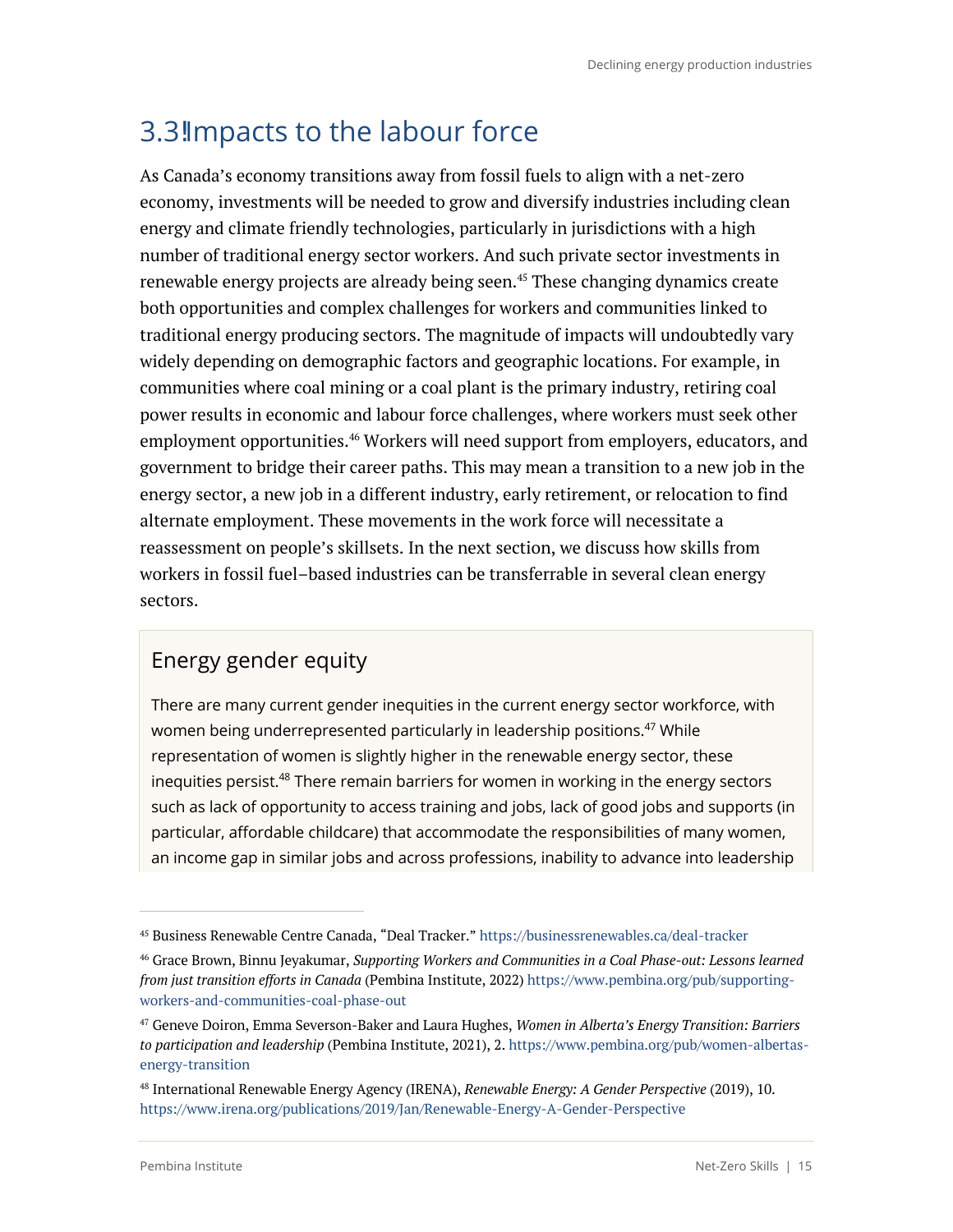## 3.3 Impacts to the labour force

As Canada's economy transitions away from fossil fuels to align with a net-zero economy, investments will be needed to grow and diversify industries including clean energy and climate friendly technologies, particularly in jurisdictions with a high number of traditional energy sector workers. And such private sector investments in renewable energy projects are already being seen.[45] These changing dynamics create both opportunities and complex challenges for workers and communities linked to traditional energy producing sectors. The magnitude of impacts will undoubtedly vary widely depending on demographic factors and geographic locations. For example, in communities where coal mining or a coal plant is the primary industry, retiring coal power results in economic and labour force challenges, where workers must seek other employment opportunities.[46] Workers will need support from employers, educators, and government to bridge their career paths. This may mean a transition to a new job in the energy sector, a new job in a different industry, early retirement, or relocation to find alternate employment. These movements in the work force will necessitate a reassessment on people's skillsets. In the next section, we discuss how skills from workers in fossil fuel–based industries can be transferrable in several clean energy sectors.

### Energy gender equity

There are many current gender inequities in the current energy sector workforce, with women being underrepresented particularly in leadership positions.[47] While representation of women is slightly higher in the renewable energy sector, these inequities persist.[48] There remain barriers for women in working in the energy sectors such as lack of opportunity to access training and jobs, lack of good jobs and supports (in particular, affordable childcare) that accommodate the responsibilities of many women, an income gap in similar jobs and across professions, inability to advance into leadership

---

[45] Business Renewable Centre Canada, "Deal Tracker." https://businessrenewables.ca/deal-tracker

[46] Grace Brown, Binnu Jeyakumar, *Supporting Workers and Communities in a Coal Phase-out: Lessons learned from just transition efforts in Canada* (Pembina Institute, 2022) https://www.pembina.org/pub/supporting-workers-and-communities-coal-phase-out

[47] Geneve Doiron, Emma Severson-Baker and Laura Hughes, *Women in Alberta's Energy Transition: Barriers to participation and leadership* (Pembina Institute, 2021), 2. https://www.pembina.org/pub/women-albertas-energy-transition

[48] International Renewable Energy Agency (IRENA), *Renewable Energy: A Gender Perspective* (2019), 10. https://www.irena.org/publications/2019/Jan/Renewable-Energy-A-Gender-Perspective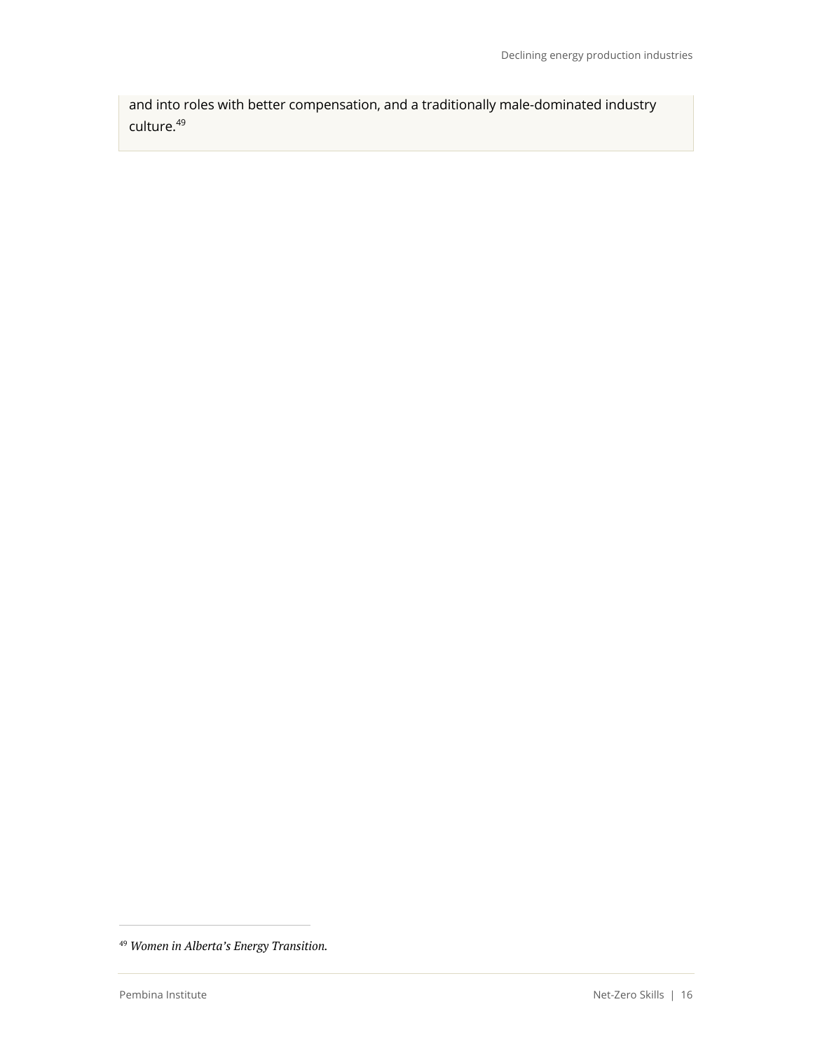and into roles with better compensation, and a traditionally male-dominated industry culture.[49]

[49] *Women in Alberta's Energy Transition.*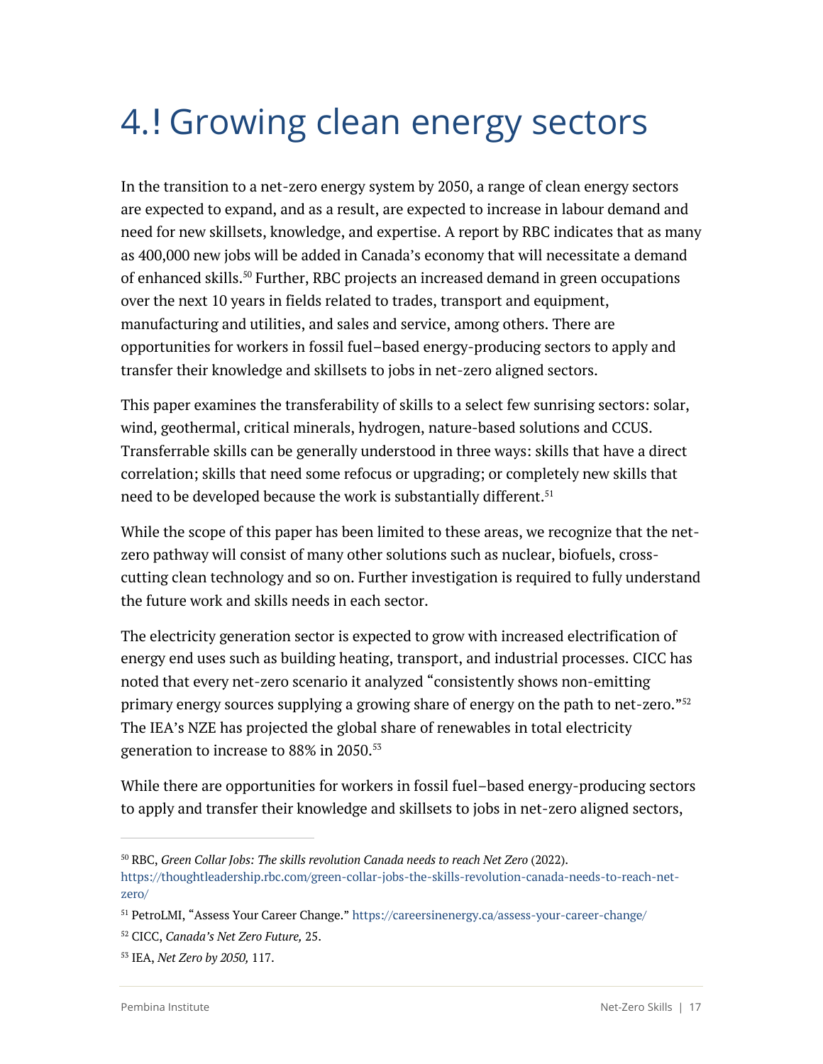# 4.! Growing clean energy sectors

In the transition to a net-zero energy system by 2050, a range of clean energy sectors are expected to expand, and as a result, are expected to increase in labour demand and need for new skillsets, knowledge, and expertise. A report by RBC indicates that as many as 400,000 new jobs will be added in Canada's economy that will necessitate a demand of enhanced skills.[50] Further, RBC projects an increased demand in green occupations over the next 10 years in fields related to trades, transport and equipment, manufacturing and utilities, and sales and service, among others. There are opportunities for workers in fossil fuel–based energy-producing sectors to apply and transfer their knowledge and skillsets to jobs in net-zero aligned sectors.

This paper examines the transferability of skills to a select few sunrising sectors: solar, wind, geothermal, critical minerals, hydrogen, nature-based solutions and CCUS. Transferrable skills can be generally understood in three ways: skills that have a direct correlation; skills that need some refocus or upgrading; or completely new skills that need to be developed because the work is substantially different.[51]

While the scope of this paper has been limited to these areas, we recognize that the net-zero pathway will consist of many other solutions such as nuclear, biofuels, cross-cutting clean technology and so on. Further investigation is required to fully understand the future work and skills needs in each sector.

The electricity generation sector is expected to grow with increased electrification of energy end uses such as building heating, transport, and industrial processes. CICC has noted that every net-zero scenario it analyzed "consistently shows non-emitting primary energy sources supplying a growing share of energy on the path to net-zero."[52] The IEA's NZE has projected the global share of renewables in total electricity generation to increase to 88% in 2050.[53]

While there are opportunities for workers in fossil fuel–based energy-producing sectors to apply and transfer their knowledge and skillsets to jobs in net-zero aligned sectors,

---

[50] RBC, *Green Collar Jobs: The skills revolution Canada needs to reach Net Zero* (2022). https://thoughtleadership.rbc.com/green-collar-jobs-the-skills-revolution-canada-needs-to-reach-net-zero/

[51] PetroLMI, "Assess Your Career Change." https://careersinenergy.ca/assess-your-career-change/

[52] CICC, *Canada's Net Zero Future,* 25.

[53] IEA, *Net Zero by 2050,* 117.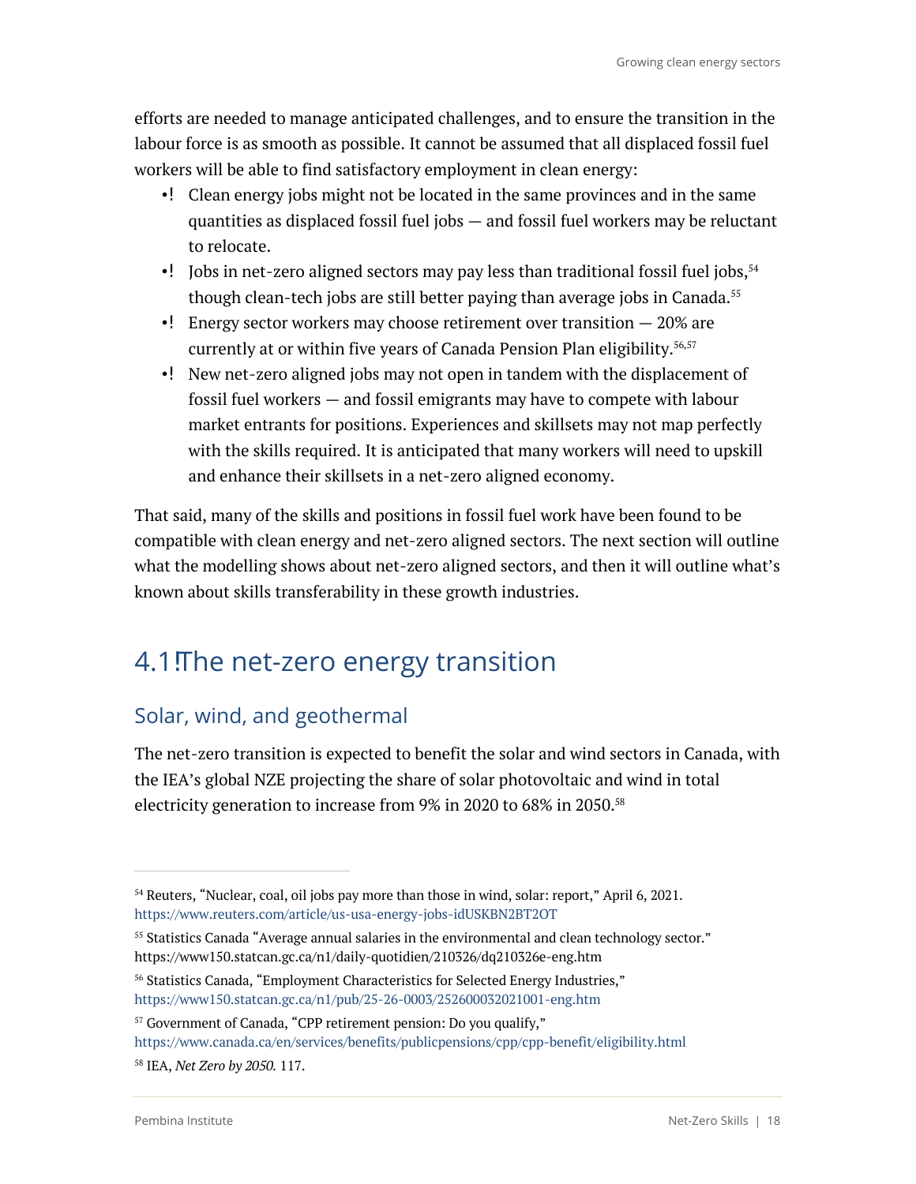efforts are needed to manage anticipated challenges, and to ensure the transition in the labour force is as smooth as possible. It cannot be assumed that all displaced fossil fuel workers will be able to find satisfactory employment in clean energy:

- Clean energy jobs might not be located in the same provinces and in the same quantities as displaced fossil fuel jobs — and fossil fuel workers may be reluctant to relocate.
- Jobs in net-zero aligned sectors may pay less than traditional fossil fuel jobs,[54] though clean-tech jobs are still better paying than average jobs in Canada.[55]
- Energy sector workers may choose retirement over transition — 20% are currently at or within five years of Canada Pension Plan eligibility.[56,57]
- New net-zero aligned jobs may not open in tandem with the displacement of fossil fuel workers — and fossil emigrants may have to compete with labour market entrants for positions. Experiences and skillsets may not map perfectly with the skills required. It is anticipated that many workers will need to upskill and enhance their skillsets in a net-zero aligned economy.

That said, many of the skills and positions in fossil fuel work have been found to be compatible with clean energy and net-zero aligned sectors. The next section will outline what the modelling shows about net-zero aligned sectors, and then it will outline what's known about skills transferability in these growth industries.

## 4.1 The net-zero energy transition

### Solar, wind, and geothermal

The net-zero transition is expected to benefit the solar and wind sectors in Canada, with the IEA's global NZE projecting the share of solar photovoltaic and wind in total electricity generation to increase from 9% in 2020 to 68% in 2050.[58]

---

[54] Reuters, "Nuclear, coal, oil jobs pay more than those in wind, solar: report," April 6, 2021. https://www.reuters.com/article/us-usa-energy-jobs-idUSKBN2BT2OT

[55] Statistics Canada "Average annual salaries in the environmental and clean technology sector." https://www150.statcan.gc.ca/n1/daily-quotidien/210326/dq210326e-eng.htm

[56] Statistics Canada, "Employment Characteristics for Selected Energy Industries," https://www150.statcan.gc.ca/n1/pub/25-26-0003/252600032021001-eng.htm

[57] Government of Canada, "CPP retirement pension: Do you qualify," https://www.canada.ca/en/services/benefits/publicpensions/cpp/cpp-benefit/eligibility.html

[58] IEA, *Net Zero by 2050.* 117.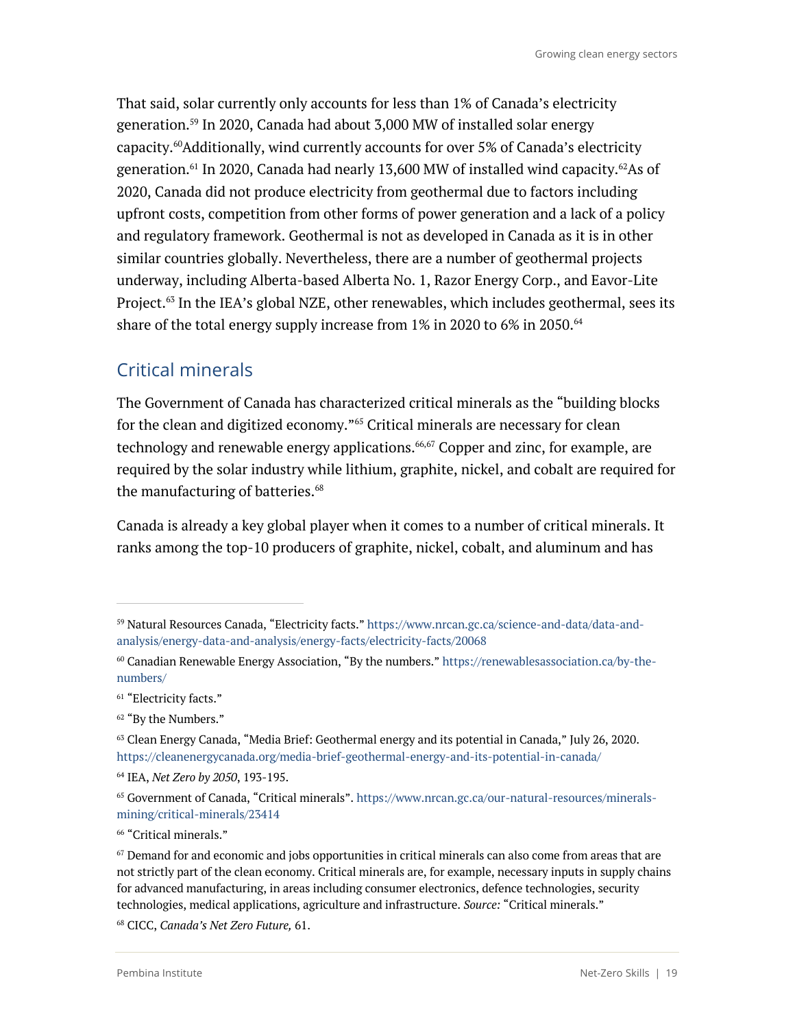That said, solar currently only accounts for less than 1% of Canada's electricity generation.[59] In 2020, Canada had about 3,000 MW of installed solar energy capacity.[60]Additionally, wind currently accounts for over 5% of Canada's electricity generation.[61] In 2020, Canada had nearly 13,600 MW of installed wind capacity.[62]As of 2020, Canada did not produce electricity from geothermal due to factors including upfront costs, competition from other forms of power generation and a lack of a policy and regulatory framework. Geothermal is not as developed in Canada as it is in other similar countries globally. Nevertheless, there are a number of geothermal projects underway, including Alberta-based Alberta No. 1, Razor Energy Corp., and Eavor-Lite Project.[63] In the IEA's global NZE, other renewables, which includes geothermal, sees its share of the total energy supply increase from 1% in 2020 to 6% in 2050.[64]

## Critical minerals

The Government of Canada has characterized critical minerals as the "building blocks for the clean and digitized economy."[65] Critical minerals are necessary for clean technology and renewable energy applications.[66,67] Copper and zinc, for example, are required by the solar industry while lithium, graphite, nickel, and cobalt are required for the manufacturing of batteries.[68]

Canada is already a key global player when it comes to a number of critical minerals. It ranks among the top-10 producers of graphite, nickel, cobalt, and aluminum and has

---

[59] Natural Resources Canada, "Electricity facts." https://www.nrcan.gc.ca/science-and-data/data-and-analysis/energy-data-and-analysis/energy-facts/electricity-facts/20068

[60] Canadian Renewable Energy Association, "By the numbers." https://renewablesassociation.ca/by-the-numbers/

[61] "Electricity facts."

[62] "By the Numbers."

[63] Clean Energy Canada, "Media Brief: Geothermal energy and its potential in Canada," July 26, 2020. https://cleanenergycanada.org/media-brief-geothermal-energy-and-its-potential-in-canada/

[64] IEA, *Net Zero by 2050*, 193-195.

[65] Government of Canada, "Critical minerals". https://www.nrcan.gc.ca/our-natural-resources/minerals-mining/critical-minerals/23414

[66] "Critical minerals."

[67] Demand for and economic and jobs opportunities in critical minerals can also come from areas that are not strictly part of the clean economy. Critical minerals are, for example, necessary inputs in supply chains for advanced manufacturing, in areas including consumer electronics, defence technologies, security technologies, medical applications, agriculture and infrastructure. *Source:* "Critical minerals."

[68] CICC, *Canada's Net Zero Future,* 61.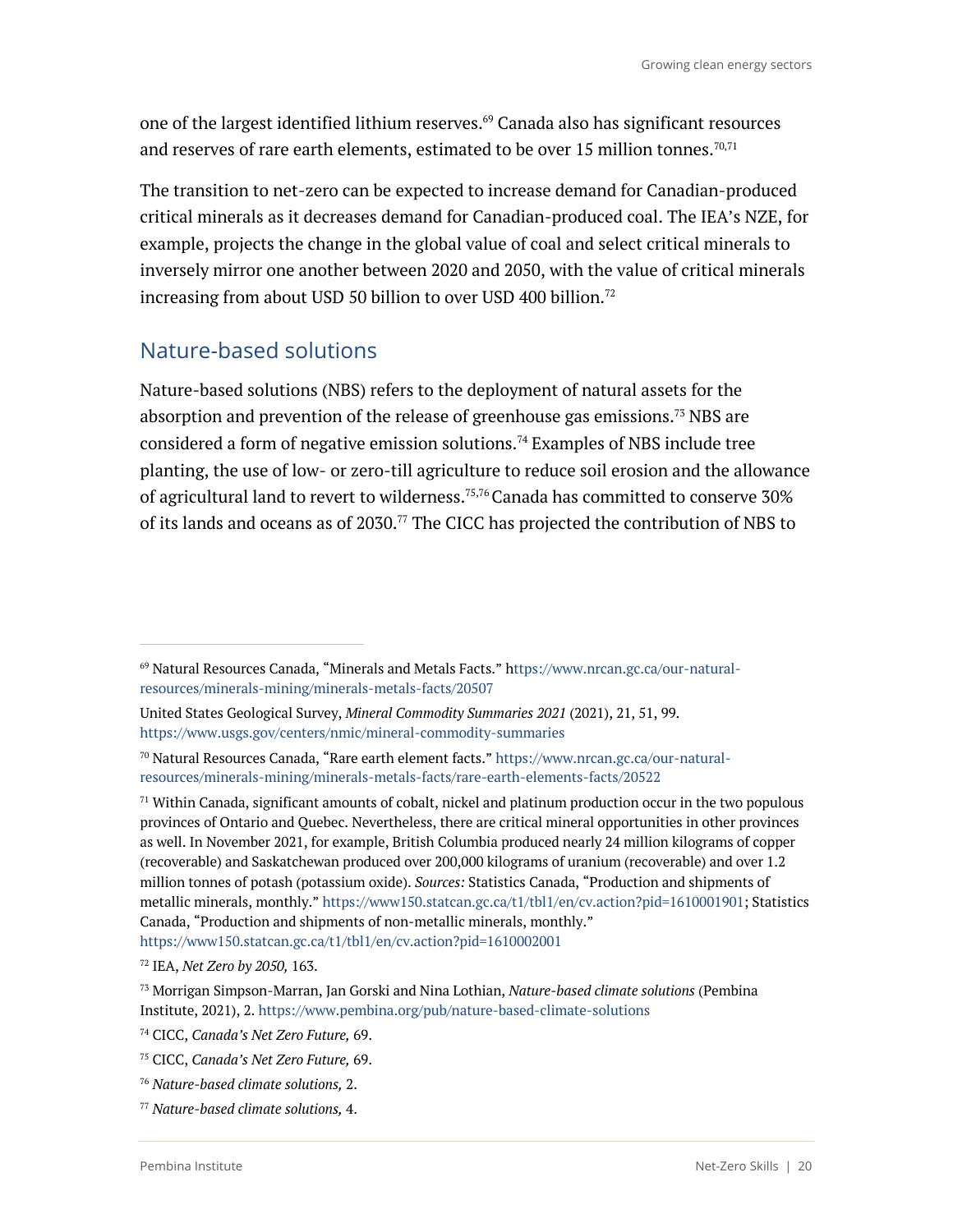one of the largest identified lithium reserves.[69] Canada also has significant resources and reserves of rare earth elements, estimated to be over 15 million tonnes.[70,71]

The transition to net-zero can be expected to increase demand for Canadian-produced critical minerals as it decreases demand for Canadian-produced coal. The IEA's NZE, for example, projects the change in the global value of coal and select critical minerals to inversely mirror one another between 2020 and 2050, with the value of critical minerals increasing from about USD 50 billion to over USD 400 billion.[72]

## Nature-based solutions

Nature-based solutions (NBS) refers to the deployment of natural assets for the absorption and prevention of the release of greenhouse gas emissions.[73] NBS are considered a form of negative emission solutions.[74] Examples of NBS include tree planting, the use of low- or zero-till agriculture to reduce soil erosion and the allowance of agricultural land to revert to wilderness.[75,76] Canada has committed to conserve 30% of its lands and oceans as of 2030.[77] The CICC has projected the contribution of NBS to

---

[69] Natural Resources Canada, "Minerals and Metals Facts." https://www.nrcan.gc.ca/our-natural-resources/minerals-mining/minerals-metals-facts/20507

United States Geological Survey, *Mineral Commodity Summaries 2021* (2021), 21, 51, 99. https://www.usgs.gov/centers/nmic/mineral-commodity-summaries

[70] Natural Resources Canada, "Rare earth element facts." https://www.nrcan.gc.ca/our-natural-resources/minerals-mining/minerals-metals-facts/rare-earth-elements-facts/20522

[71] Within Canada, significant amounts of cobalt, nickel and platinum production occur in the two populous provinces of Ontario and Quebec. Nevertheless, there are critical mineral opportunities in other provinces as well. In November 2021, for example, British Columbia produced nearly 24 million kilograms of copper (recoverable) and Saskatchewan produced over 200,000 kilograms of uranium (recoverable) and over 1.2 million tonnes of potash (potassium oxide). *Sources:* Statistics Canada, "Production and shipments of metallic minerals, monthly." https://www150.statcan.gc.ca/t1/tbl1/en/cv.action?pid=1610001901; Statistics Canada, "Production and shipments of non-metallic minerals, monthly." https://www150.statcan.gc.ca/t1/tbl1/en/cv.action?pid=1610002001

[72] IEA, *Net Zero by 2050,* 163.

[73] Morrigan Simpson-Marran, Jan Gorski and Nina Lothian, *Nature-based climate solutions* (Pembina Institute, 2021), 2. https://www.pembina.org/pub/nature-based-climate-solutions

[74] CICC, *Canada's Net Zero Future,* 69.

[75] CICC, *Canada's Net Zero Future,* 69.

[76] *Nature-based climate solutions,* 2.

[77] *Nature-based climate solutions,* 4.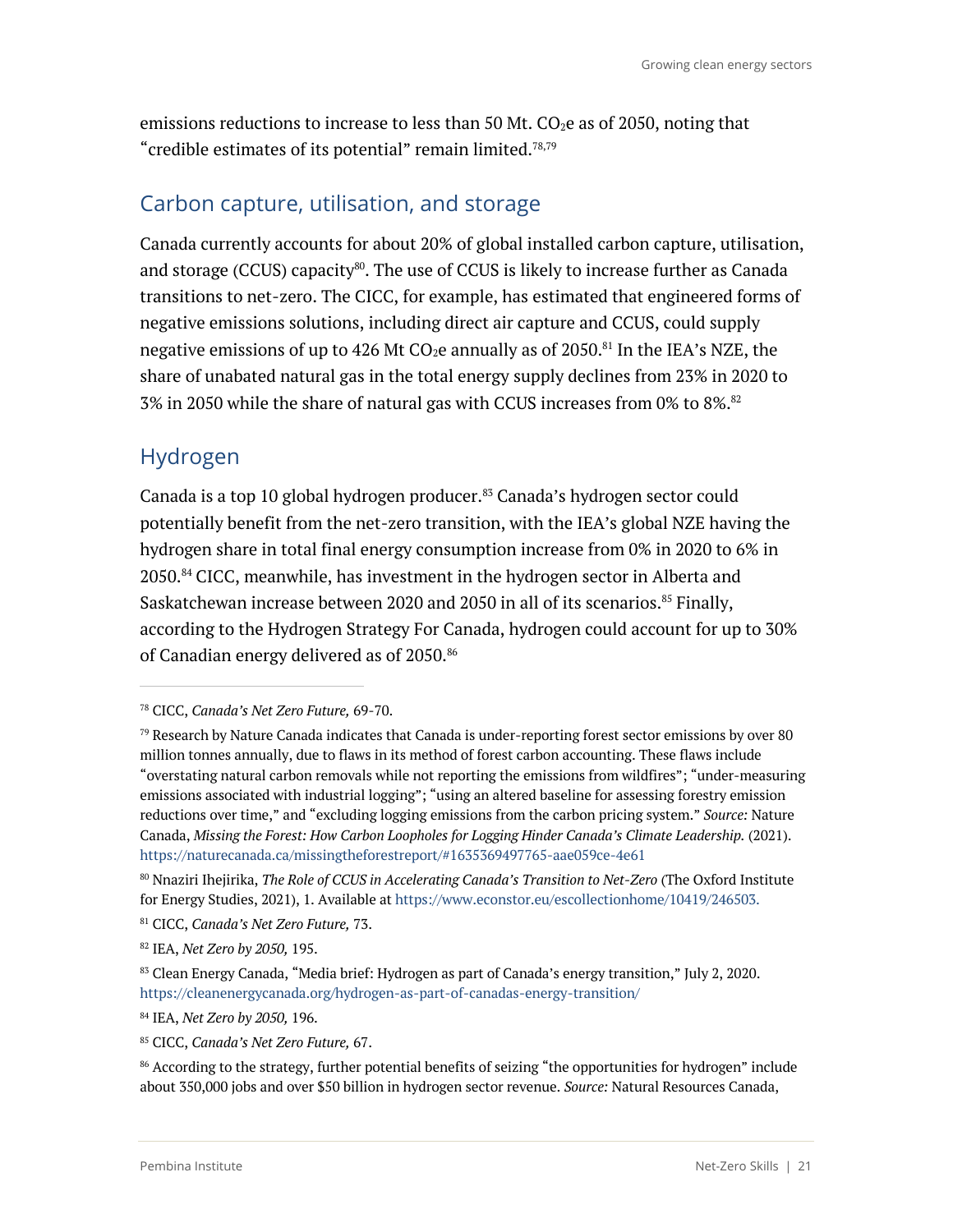emissions reductions to increase to less than 50 Mt. $CO_2e$ as of 2050, noting that "credible estimates of its potential" remain limited.[78,79]

## Carbon capture, utilisation, and storage

Canada currently accounts for about 20% of global installed carbon capture, utilisation, and storage (CCUS) capacity[80]. The use of CCUS is likely to increase further as Canada transitions to net-zero. The CICC, for example, has estimated that engineered forms of negative emissions solutions, including direct air capture and CCUS, could supply negative emissions of up to 426 Mt $CO_2e$ annually as of 2050.[81] In the IEA's NZE, the share of unabated natural gas in the total energy supply declines from 23% in 2020 to 3% in 2050 while the share of natural gas with CCUS increases from 0% to 8%.[82]

## Hydrogen

Canada is a top 10 global hydrogen producer.[83] Canada's hydrogen sector could potentially benefit from the net-zero transition, with the IEA's global NZE having the hydrogen share in total final energy consumption increase from 0% in 2020 to 6% in 2050.[84] CICC, meanwhile, has investment in the hydrogen sector in Alberta and Saskatchewan increase between 2020 and 2050 in all of its scenarios.[85] Finally, according to the Hydrogen Strategy For Canada, hydrogen could account for up to 30% of Canadian energy delivered as of 2050.[86]

---

[78] CICC, *Canada's Net Zero Future,* 69-70.

[79] Research by Nature Canada indicates that Canada is under-reporting forest sector emissions by over 80 million tonnes annually, due to flaws in its method of forest carbon accounting. These flaws include "overstating natural carbon removals while not reporting the emissions from wildfires"; "under-measuring emissions associated with industrial logging"; "using an altered baseline for assessing forestry emission reductions over time," and "excluding logging emissions from the carbon pricing system." *Source:* Nature Canada, *Missing the Forest: How Carbon Loopholes for Logging Hinder Canada's Climate Leadership.* (2021). https://naturecanada.ca/missingtheforestreport/#1635369497765-aae059ce-4e61

[80] Nnaziri Ihejirika, *The Role of CCUS in Accelerating Canada's Transition to Net-Zero* (The Oxford Institute for Energy Studies, 2021), 1. Available at https://www.econstor.eu/escollectionhome/10419/246503.

[81] CICC, *Canada's Net Zero Future,* 73.

[82] IEA, *Net Zero by 2050,* 195.

[83] Clean Energy Canada, "Media brief: Hydrogen as part of Canada's energy transition," July 2, 2020. https://cleanenergycanada.org/hydrogen-as-part-of-canadas-energy-transition/

[84] IEA, *Net Zero by 2050,* 196.

[85] CICC, *Canada's Net Zero Future,* 67.

[86] According to the strategy, further potential benefits of seizing "the opportunities for hydrogen" include about 350,000 jobs and over $50 billion in hydrogen sector revenue. *Source:* Natural Resources Canada,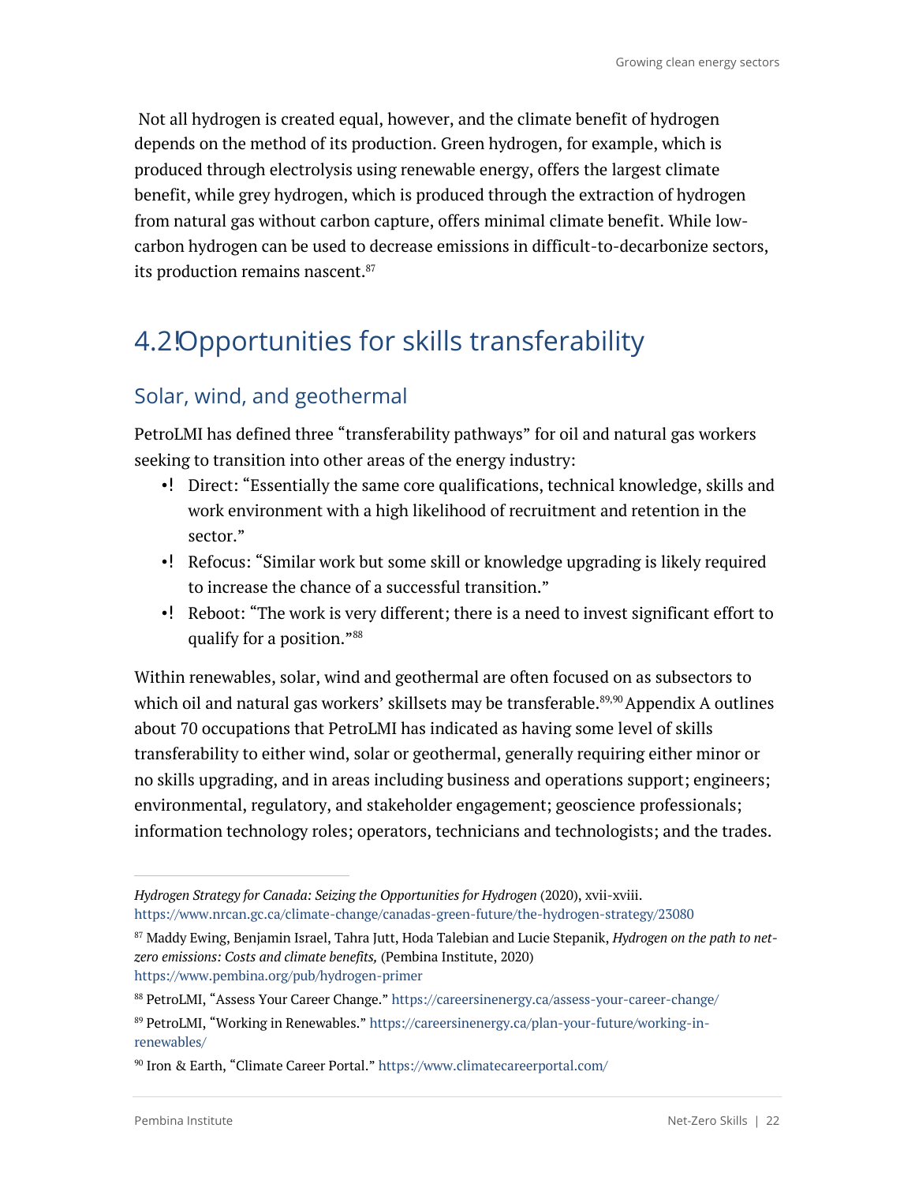Not all hydrogen is created equal, however, and the climate benefit of hydrogen depends on the method of its production. Green hydrogen, for example, which is produced through electrolysis using renewable energy, offers the largest climate benefit, while grey hydrogen, which is produced through the extraction of hydrogen from natural gas without carbon capture, offers minimal climate benefit. While low-carbon hydrogen can be used to decrease emissions in difficult-to-decarbonize sectors, its production remains nascent.[87]

## 4.2 Opportunities for skills transferability

### Solar, wind, and geothermal

PetroLMI has defined three "transferability pathways" for oil and natural gas workers seeking to transition into other areas of the energy industry:

- Direct: "Essentially the same core qualifications, technical knowledge, skills and work environment with a high likelihood of recruitment and retention in the sector."
- Refocus: "Similar work but some skill or knowledge upgrading is likely required to increase the chance of a successful transition."
- Reboot: "The work is very different; there is a need to invest significant effort to qualify for a position."[88]

Within renewables, solar, wind and geothermal are often focused on as subsectors to which oil and natural gas workers' skillsets may be transferable.[89,90] Appendix A outlines about 70 occupations that PetroLMI has indicated as having some level of skills transferability to either wind, solar or geothermal, generally requiring either minor or no skills upgrading, and in areas including business and operations support; engineers; environmental, regulatory, and stakeholder engagement; geoscience professionals; information technology roles; operators, technicians and technologists; and the trades.

---

*Hydrogen Strategy for Canada: Seizing the Opportunities for Hydrogen* (2020), xvii-xviii. https://www.nrcan.gc.ca/climate-change/canadas-green-future/the-hydrogen-strategy/23080

[87] Maddy Ewing, Benjamin Israel, Tahra Jutt, Hoda Talebian and Lucie Stepanik, *Hydrogen on the path to net-zero emissions: Costs and climate benefits,* (Pembina Institute, 2020) https://www.pembina.org/pub/hydrogen-primer

[88] PetroLMI, "Assess Your Career Change." https://careersinenergy.ca/assess-your-career-change/

[89] PetroLMI, "Working in Renewables." https://careersinenergy.ca/plan-your-future/working-in-renewables/

[90] Iron & Earth, "Climate Career Portal." https://www.climatecareerportal.com/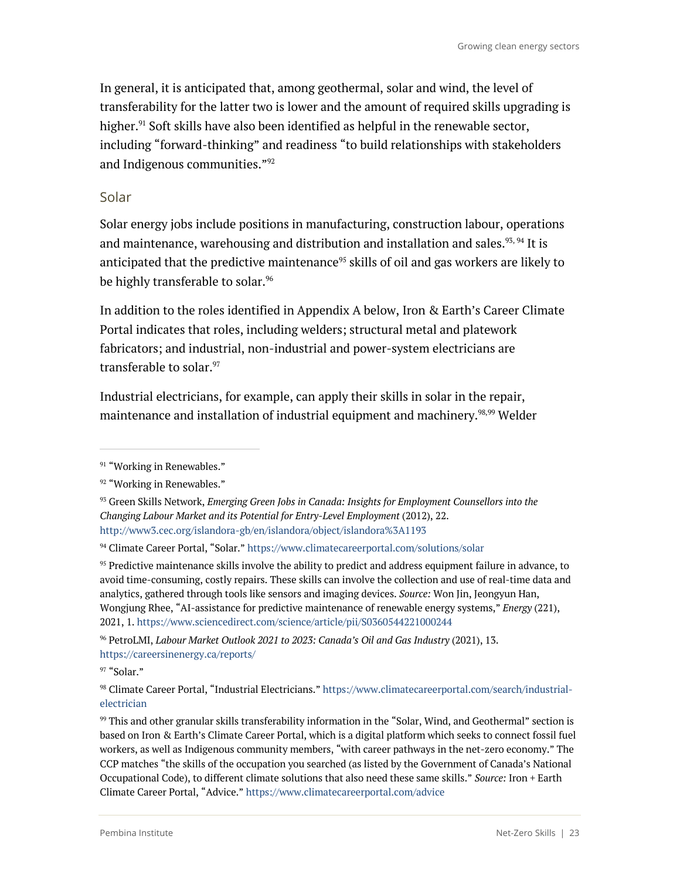In general, it is anticipated that, among geothermal, solar and wind, the level of transferability for the latter two is lower and the amount of required skills upgrading is higher.[91] Soft skills have also been identified as helpful in the renewable sector, including "forward-thinking" and readiness "to build relationships with stakeholders and Indigenous communities."[92]

## Solar

Solar energy jobs include positions in manufacturing, construction labour, operations and maintenance, warehousing and distribution and installation and sales.[93, 94] It is anticipated that the predictive maintenance[95] skills of oil and gas workers are likely to be highly transferable to solar.[96]

In addition to the roles identified in Appendix A below, Iron & Earth's Career Climate Portal indicates that roles, including welders; structural metal and platework fabricators; and industrial, non-industrial and power-system electricians are transferable to solar.[97]

Industrial electricians, for example, can apply their skills in solar in the repair, maintenance and installation of industrial equipment and machinery.[98,99] Welder

---

[91] "Working in Renewables."

[92] "Working in Renewables."

[93] Green Skills Network, *Emerging Green Jobs in Canada: Insights for Employment Counsellors into the Changing Labour Market and its Potential for Entry-Level Employment* (2012), 22. http://www3.cec.org/islandora-gb/en/islandora/object/islandora%3A1193

[94] Climate Career Portal, "Solar." https://www.climatecareerportal.com/solutions/solar

[95] Predictive maintenance skills involve the ability to predict and address equipment failure in advance, to avoid time-consuming, costly repairs. These skills can involve the collection and use of real-time data and analytics, gathered through tools like sensors and imaging devices. *Source:* Won Jin, Jeongyun Han, Wongjung Rhee, "AI-assistance for predictive maintenance of renewable energy systems," *Energy* (221), 2021, 1. https://www.sciencedirect.com/science/article/pii/S0360544221000244

[96] PetroLMI, *Labour Market Outlook 2021 to 2023: Canada's Oil and Gas Industry* (2021), 13. https://careersinenergy.ca/reports/

[97] "Solar."

[98] Climate Career Portal, "Industrial Electricians." https://www.climatecareerportal.com/search/industrial-electrician

[99] This and other granular skills transferability information in the "Solar, Wind, and Geothermal" section is based on Iron & Earth's Climate Career Portal, which is a digital platform which seeks to connect fossil fuel workers, as well as Indigenous community members, "with career pathways in the net-zero economy." The CCP matches "the skills of the occupation you searched (as listed by the Government of Canada's National Occupational Code), to different climate solutions that also need these same skills." *Source:* Iron + Earth Climate Career Portal, "Advice." https://www.climatecareerportal.com/advice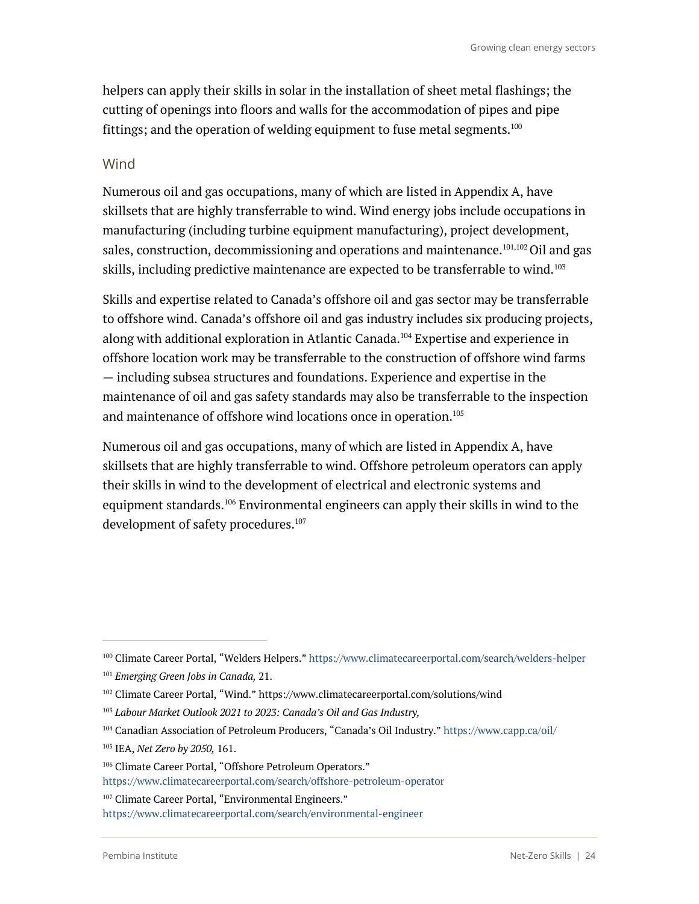helpers can apply their skills in solar in the installation of sheet metal flashings; the cutting of openings into floors and walls for the accommodation of pipes and pipe fittings; and the operation of welding equipment to fuse metal segments.[100]

### Wind

Numerous oil and gas occupations, many of which are listed in Appendix A, have skillsets that are highly transferrable to wind. Wind energy jobs include occupations in manufacturing (including turbine equipment manufacturing), project development, sales, construction, decommissioning and operations and maintenance.[101,102] Oil and gas skills, including predictive maintenance are expected to be transferrable to wind.[103]

Skills and expertise related to Canada's offshore oil and gas sector may be transferrable to offshore wind. Canada's offshore oil and gas industry includes six producing projects, along with additional exploration in Atlantic Canada.[104] Expertise and experience in offshore location work may be transferrable to the construction of offshore wind farms — including subsea structures and foundations. Experience and expertise in the maintenance of oil and gas safety standards may also be transferrable to the inspection and maintenance of offshore wind locations once in operation.[105]

Numerous oil and gas occupations, many of which are listed in Appendix A, have skillsets that are highly transferrable to wind. Offshore petroleum operators can apply their skills in wind to the development of electrical and electronic systems and equipment standards.[106] Environmental engineers can apply their skills in wind to the development of safety procedures.[107]

---

[100] Climate Career Portal, "Welders Helpers." https://www.climatecareerportal.com/search/welders-helper

[101] *Emerging Green Jobs in Canada,* 21.

[102] Climate Career Portal, "Wind." https://www.climatecareerportal.com/solutions/wind

[103] *Labour Market Outlook 2021 to 2023: Canada's Oil and Gas Industry,*

[104] Canadian Association of Petroleum Producers, "Canada's Oil Industry." https://www.capp.ca/oil/

[105] IEA, *Net Zero by 2050,* 161.

[106] Climate Career Portal, "Offshore Petroleum Operators." https://www.climatecareerportal.com/search/offshore-petroleum-operator

[107] Climate Career Portal, "Environmental Engineers." https://www.climatecareerportal.com/search/environmental-engineer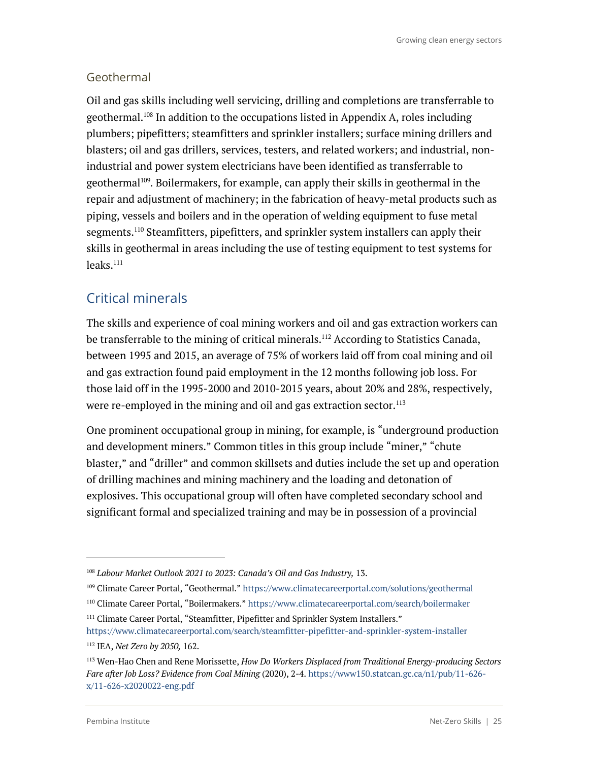### Geothermal

Oil and gas skills including well servicing, drilling and completions are transferrable to geothermal.[108] In addition to the occupations listed in Appendix A, roles including plumbers; pipefitters; steamfitters and sprinkler installers; surface mining drillers and blasters; oil and gas drillers, services, testers, and related workers; and industrial, non-industrial and power system electricians have been identified as transferrable to geothermal[109]. Boilermakers, for example, can apply their skills in geothermal in the repair and adjustment of machinery; in the fabrication of heavy-metal products such as piping, vessels and boilers and in the operation of welding equipment to fuse metal segments.[110] Steamfitters, pipefitters, and sprinkler system installers can apply their skills in geothermal in areas including the use of testing equipment to test systems for leaks.[111]

## Critical minerals

The skills and experience of coal mining workers and oil and gas extraction workers can be transferrable to the mining of critical minerals.[112] According to Statistics Canada, between 1995 and 2015, an average of 75% of workers laid off from coal mining and oil and gas extraction found paid employment in the 12 months following job loss. For those laid off in the 1995-2000 and 2010-2015 years, about 20% and 28%, respectively, were re-employed in the mining and oil and gas extraction sector.[113]

One prominent occupational group in mining, for example, is "underground production and development miners." Common titles in this group include "miner," "chute blaster," and "driller" and common skillsets and duties include the set up and operation of drilling machines and mining machinery and the loading and detonation of explosives. This occupational group will often have completed secondary school and significant formal and specialized training and may be in possession of a provincial

---

[108] *Labour Market Outlook 2021 to 2023: Canada's Oil and Gas Industry,* 13.

[109] Climate Career Portal, "Geothermal." https://www.climatecareerportal.com/solutions/geothermal

[110] Climate Career Portal, "Boilermakers." https://www.climatecareerportal.com/search/boilermaker

[111] Climate Career Portal, "Steamfitter, Pipefitter and Sprinkler System Installers." https://www.climatecareerportal.com/search/steamfitter-pipefitter-and-sprinkler-system-installer

[112] IEA, *Net Zero by 2050,* 162.

[113] Wen-Hao Chen and Rene Morissette, *How Do Workers Displaced from Traditional Energy-producing Sectors Fare after Job Loss? Evidence from Coal Mining* (2020), 2-4. https://www150.statcan.gc.ca/n1/pub/11-626-x/11-626-x2020022-eng.pdf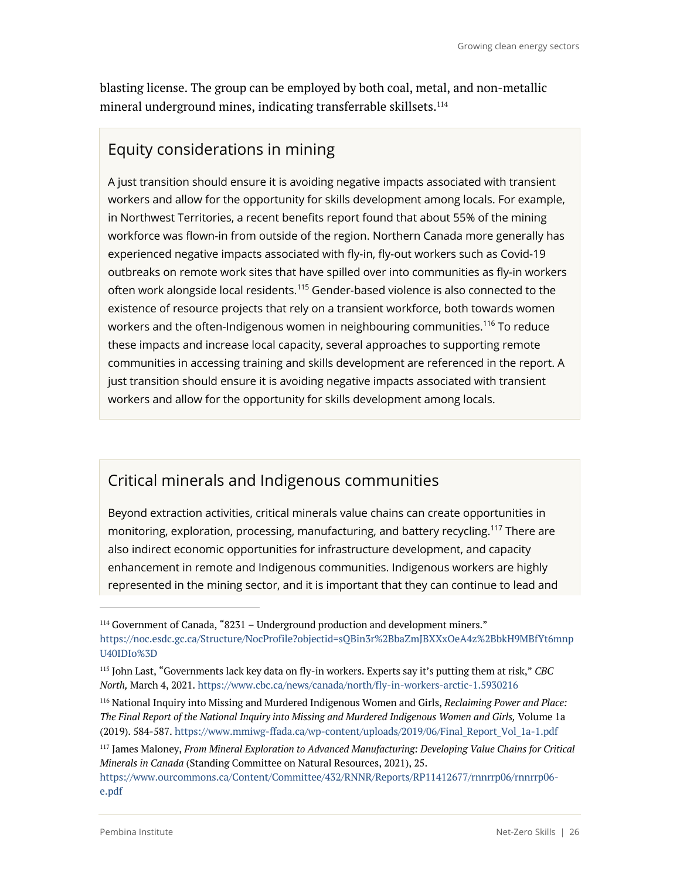blasting license. The group can be employed by both coal, metal, and non-metallic mineral underground mines, indicating transferrable skillsets.[114]

## Equity considerations in mining

A just transition should ensure it is avoiding negative impacts associated with transient workers and allow for the opportunity for skills development among locals. For example, in Northwest Territories, a recent benefits report found that about 55% of the mining workforce was flown-in from outside of the region. Northern Canada more generally has experienced negative impacts associated with fly-in, fly-out workers such as Covid-19 outbreaks on remote work sites that have spilled over into communities as fly-in workers often work alongside local residents.[115] Gender-based violence is also connected to the existence of resource projects that rely on a transient workforce, both towards women workers and the often-Indigenous women in neighbouring communities.[116] To reduce these impacts and increase local capacity, several approaches to supporting remote communities in accessing training and skills development are referenced in the report. A just transition should ensure it is avoiding negative impacts associated with transient workers and allow for the opportunity for skills development among locals.

## Critical minerals and Indigenous communities

Beyond extraction activities, critical minerals value chains can create opportunities in monitoring, exploration, processing, manufacturing, and battery recycling.[117] There are also indirect economic opportunities for infrastructure development, and capacity enhancement in remote and Indigenous communities. Indigenous workers are highly represented in the mining sector, and it is important that they can continue to lead and

---

[114] Government of Canada, "8231 – Underground production and development miners." https://noc.esdc.gc.ca/Structure/NocProfile?objectid=sQBin3r%2BbaZmJBXXxOeA4z%2BkH9MBfYt6mnpU40IDIo%3D

[115] John Last, "Governments lack key data on fly-in workers. Experts say it's putting them at risk," *CBC North,* March 4, 2021. https://www.cbc.ca/news/canada/north/fly-in-workers-arctic-1.5930216

[116] National Inquiry into Missing and Murdered Indigenous Women and Girls, *Reclaiming Power and Place: The Final Report of the National Inquiry into Missing and Murdered Indigenous Women and Girls,* Volume 1a (2019). 584-587. https://www.mmiwg-ffada.ca/wp-content/uploads/2019/06/Final_Report_Vol_1a-1.pdf

[117] James Maloney, *From Mineral Exploration to Advanced Manufacturing: Developing Value Chains for Critical Minerals in Canada* (Standing Committee on Natural Resources, 2021), 25. https://www.ourcommons.ca/Content/Committee/432/RNNR/Reports/RP11412677/rnnrrp06/rnnrrp06-e.pdf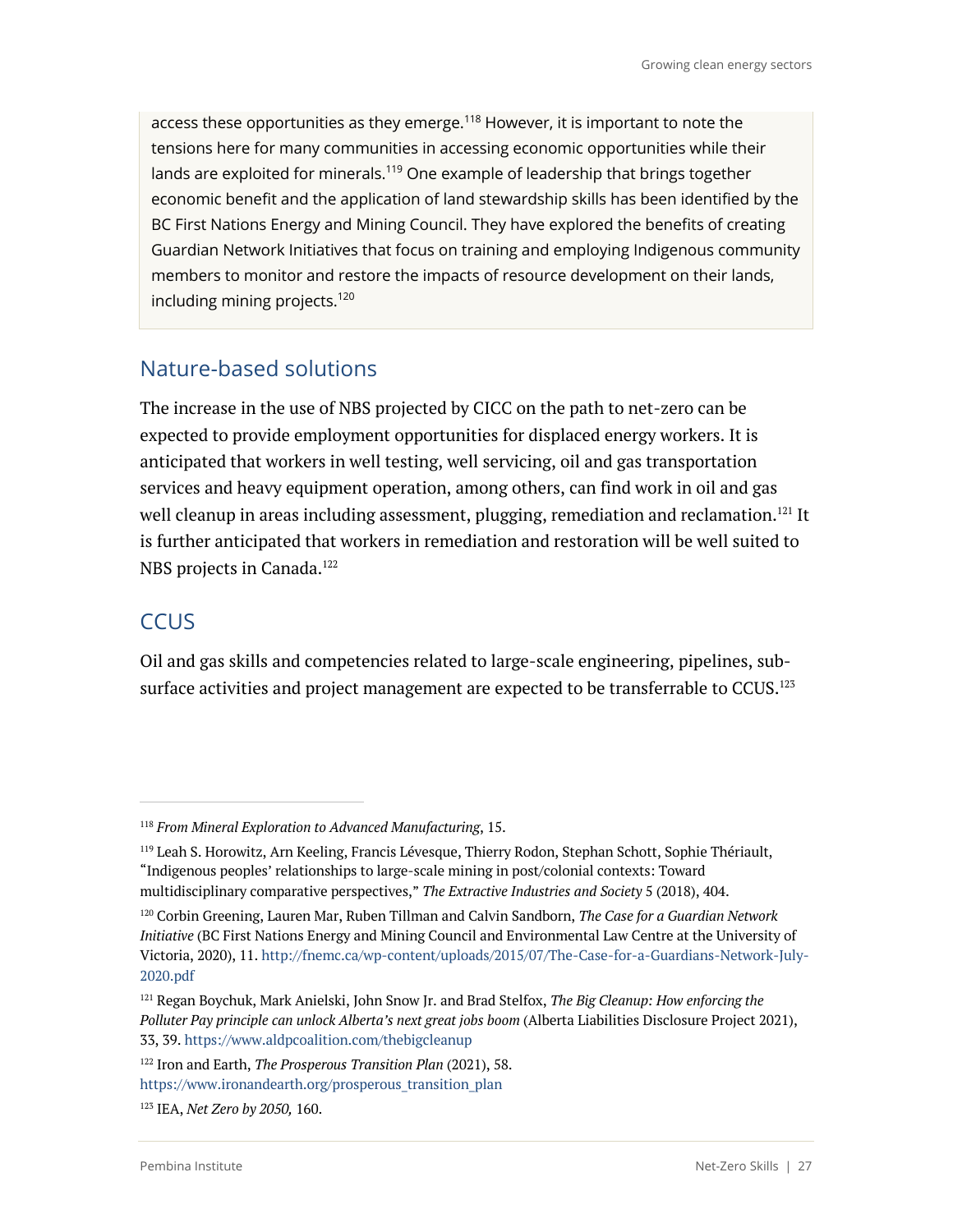access these opportunities as they emerge.[118] However, it is important to note the tensions here for many communities in accessing economic opportunities while their lands are exploited for minerals.[119] One example of leadership that brings together economic benefit and the application of land stewardship skills has been identified by the BC First Nations Energy and Mining Council. They have explored the benefits of creating Guardian Network Initiatives that focus on training and employing Indigenous community members to monitor and restore the impacts of resource development on their lands, including mining projects.[120]

## Nature-based solutions

The increase in the use of NBS projected by CICC on the path to net-zero can be expected to provide employment opportunities for displaced energy workers. It is anticipated that workers in well testing, well servicing, oil and gas transportation services and heavy equipment operation, among others, can find work in oil and gas well cleanup in areas including assessment, plugging, remediation and reclamation.[121] It is further anticipated that workers in remediation and restoration will be well suited to NBS projects in Canada.[122]

## CCUS

Oil and gas skills and competencies related to large-scale engineering, pipelines, sub-surface activities and project management are expected to be transferrable to CCUS.[123]

---

[118] *From Mineral Exploration to Advanced Manufacturing*, 15.

[119] Leah S. Horowitz, Arn Keeling, Francis Lévesque, Thierry Rodon, Stephan Schott, Sophie Thériault, "Indigenous peoples' relationships to large-scale mining in post/colonial contexts: Toward multidisciplinary comparative perspectives," *The Extractive Industries and Society* 5 (2018), 404.

[120] Corbin Greening, Lauren Mar, Ruben Tillman and Calvin Sandborn, *The Case for a Guardian Network Initiative* (BC First Nations Energy and Mining Council and Environmental Law Centre at the University of Victoria, 2020), 11. http://fnemc.ca/wp-content/uploads/2015/07/The-Case-for-a-Guardians-Network-July-2020.pdf

[121] Regan Boychuk, Mark Anielski, John Snow Jr. and Brad Stelfox, *The Big Cleanup: How enforcing the Polluter Pay principle can unlock Alberta's next great jobs boom* (Alberta Liabilities Disclosure Project 2021), 33, 39. https://www.aldpcoalition.com/thebigcleanup

[122] Iron and Earth, *The Prosperous Transition Plan* (2021), 58. https://www.ironandearth.org/prosperous_transition_plan

[123] IEA, *Net Zero by 2050,* 160.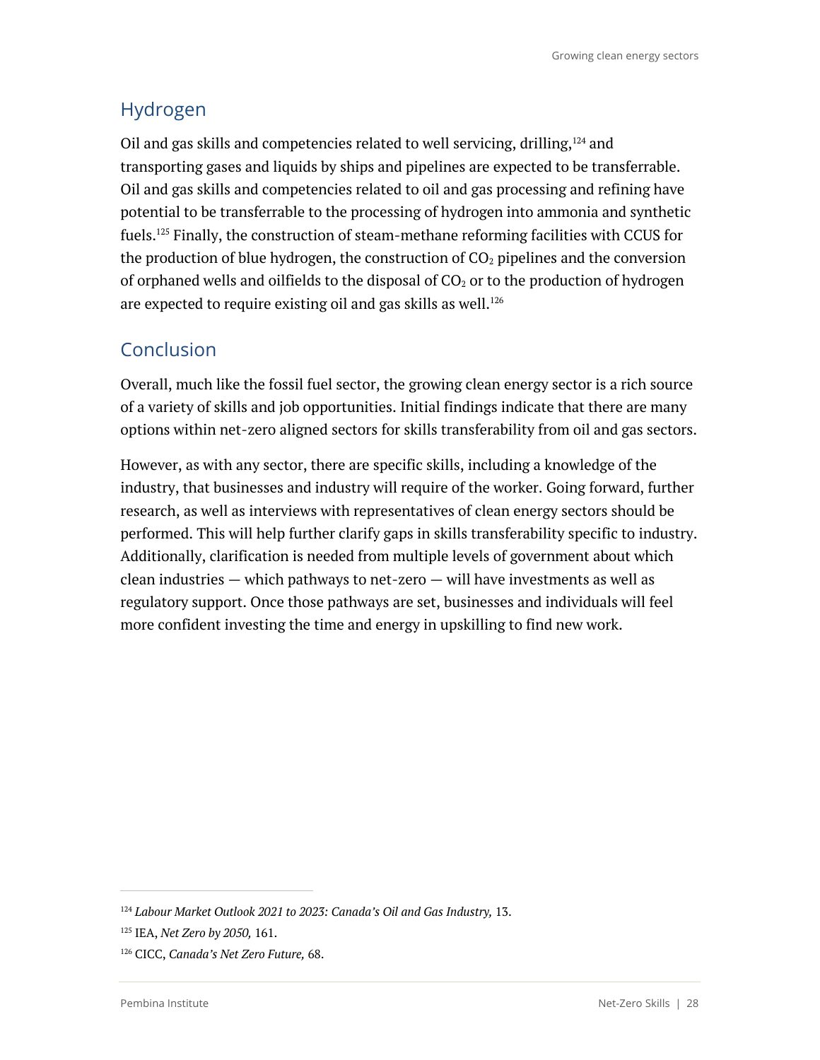## Hydrogen

Oil and gas skills and competencies related to well servicing, drilling,[124] and transporting gases and liquids by ships and pipelines are expected to be transferrable. Oil and gas skills and competencies related to oil and gas processing and refining have potential to be transferrable to the processing of hydrogen into ammonia and synthetic fuels.[125] Finally, the construction of steam-methane reforming facilities with CCUS for the production of blue hydrogen, the construction of $CO_2$ pipelines and the conversion of orphaned wells and oilfields to the disposal of $CO_2$ or to the production of hydrogen are expected to require existing oil and gas skills as well.[126]

## Conclusion

Overall, much like the fossil fuel sector, the growing clean energy sector is a rich source of a variety of skills and job opportunities. Initial findings indicate that there are many options within net-zero aligned sectors for skills transferability from oil and gas sectors.

However, as with any sector, there are specific skills, including a knowledge of the industry, that businesses and industry will require of the worker. Going forward, further research, as well as interviews with representatives of clean energy sectors should be performed. This will help further clarify gaps in skills transferability specific to industry. Additionally, clarification is needed from multiple levels of government about which clean industries — which pathways to net-zero — will have investments as well as regulatory support. Once those pathways are set, businesses and individuals will feel more confident investing the time and energy in upskilling to find new work.

---

[124] *Labour Market Outlook 2021 to 2023: Canada's Oil and Gas Industry,* 13.

[125] IEA, *Net Zero by 2050,* 161.

[126] CICC, *Canada's Net Zero Future,* 68.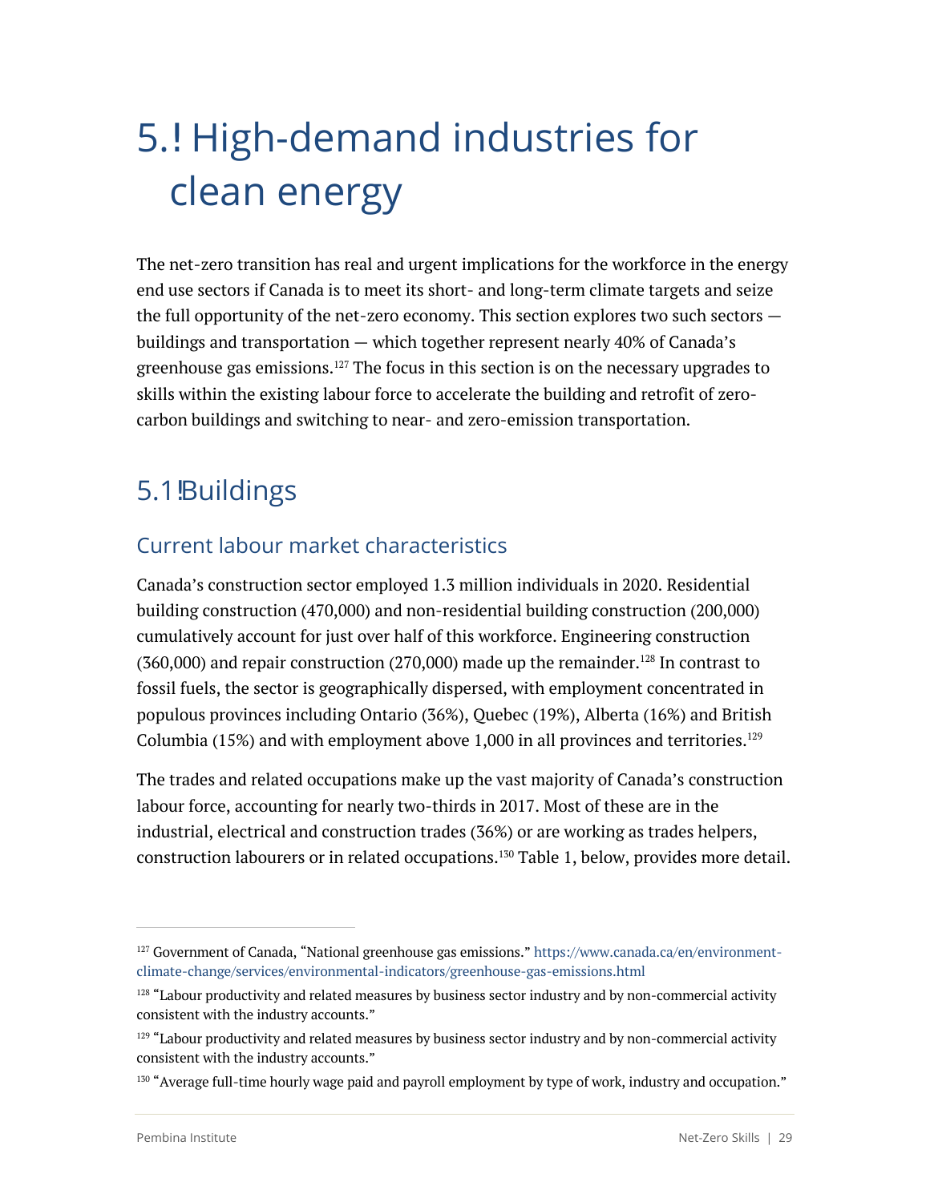# 5. High-demand industries for clean energy

The net-zero transition has real and urgent implications for the workforce in the energy end use sectors if Canada is to meet its short- and long-term climate targets and seize the full opportunity of the net-zero economy. This section explores two such sectors — buildings and transportation — which together represent nearly 40% of Canada's greenhouse gas emissions.[127] The focus in this section is on the necessary upgrades to skills within the existing labour force to accelerate the building and retrofit of zero-carbon buildings and switching to near- and zero-emission transportation.

## 5.1 Buildings

### Current labour market characteristics

Canada's construction sector employed 1.3 million individuals in 2020. Residential building construction (470,000) and non-residential building construction (200,000) cumulatively account for just over half of this workforce. Engineering construction (360,000) and repair construction (270,000) made up the remainder.[128] In contrast to fossil fuels, the sector is geographically dispersed, with employment concentrated in populous provinces including Ontario (36%), Quebec (19%), Alberta (16%) and British Columbia (15%) and with employment above 1,000 in all provinces and territories.[129]

The trades and related occupations make up the vast majority of Canada's construction labour force, accounting for nearly two-thirds in 2017. Most of these are in the industrial, electrical and construction trades (36%) or are working as trades helpers, construction labourers or in related occupations.[130] Table 1, below, provides more detail.

---

[127] Government of Canada, "National greenhouse gas emissions." https://www.canada.ca/en/environment-climate-change/services/environmental-indicators/greenhouse-gas-emissions.html

[128] "Labour productivity and related measures by business sector industry and by non-commercial activity consistent with the industry accounts."

[129] "Labour productivity and related measures by business sector industry and by non-commercial activity consistent with the industry accounts."

[130] "Average full-time hourly wage paid and payroll employment by type of work, industry and occupation."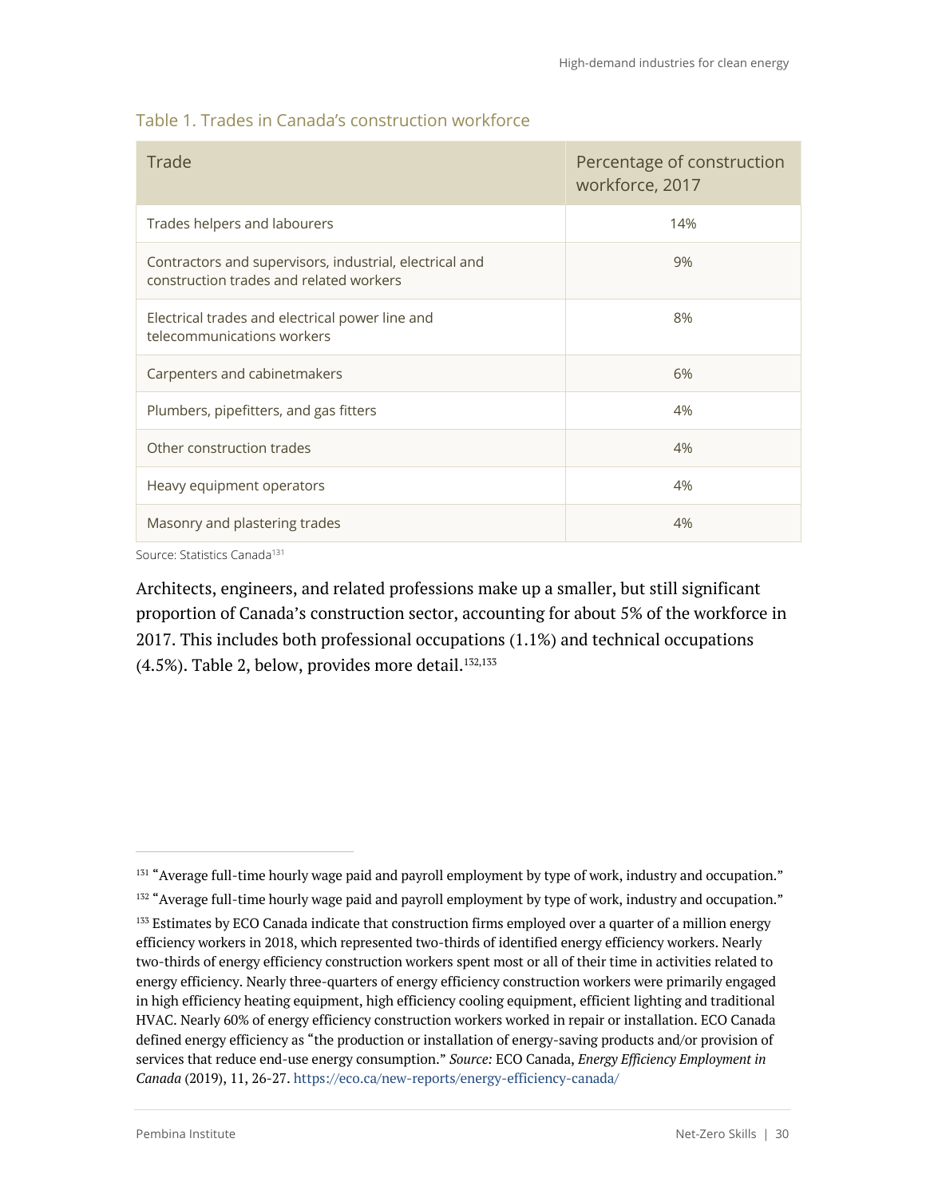Table 1. Trades in Canada's construction workforce

| Trade | Percentage of construction workforce, 2017 |
| --- | --- |
| Trades helpers and labourers | 14% |
| Contractors and supervisors, industrial, electrical and construction trades and related workers | 9% |
| Electrical trades and electrical power line and telecommunications workers | 8% |
| Carpenters and cabinetmakers | 6% |
| Plumbers, pipefitters, and gas fitters | 4% |
| Other construction trades | 4% |
| Heavy equipment operators | 4% |
| Masonry and plastering trades | 4% |

Source: Statistics Canada[131]

Architects, engineers, and related professions make up a smaller, but still significant proportion of Canada's construction sector, accounting for about 5% of the workforce in 2017. This includes both professional occupations (1.1%) and technical occupations (4.5%). Table 2, below, provides more detail.[132,133]

[131] "Average full-time hourly wage paid and payroll employment by type of work, industry and occupation."

[132] "Average full-time hourly wage paid and payroll employment by type of work, industry and occupation."

[133] Estimates by ECO Canada indicate that construction firms employed over a quarter of a million energy efficiency workers in 2018, which represented two-thirds of identified energy efficiency workers. Nearly two-thirds of energy efficiency construction workers spent most or all of their time in activities related to energy efficiency. Nearly three-quarters of energy efficiency construction workers were primarily engaged in high efficiency heating equipment, high efficiency cooling equipment, efficient lighting and traditional HVAC. Nearly 60% of energy efficiency construction workers worked in repair or installation. ECO Canada defined energy efficiency as "the production or installation of energy-saving products and/or provision of services that reduce end-use energy consumption." *Source:* ECO Canada, *Energy Efficiency Employment in Canada* (2019), 11, 26-27. https://eco.ca/new-reports/energy-efficiency-canada/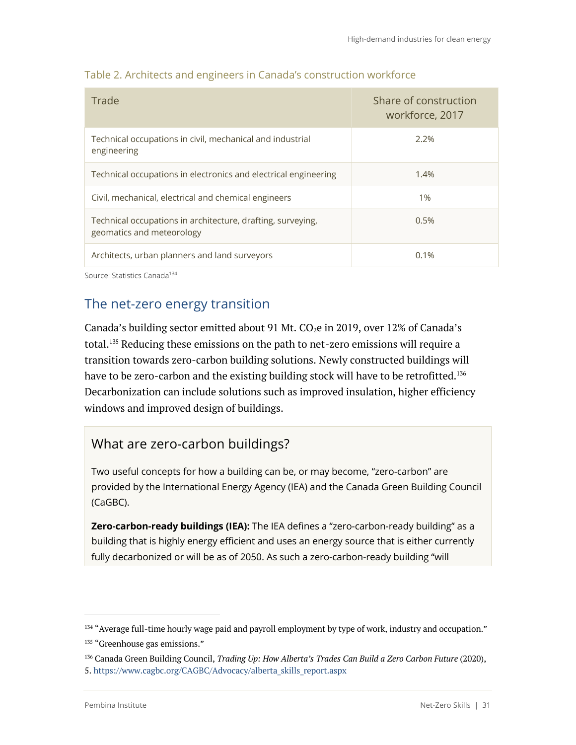Table 2. Architects and engineers in Canada's construction workforce

| Trade | Share of construction workforce, 2017 |
|---|---|
| Technical occupations in civil, mechanical and industrial engineering | 2.2% |
| Technical occupations in electronics and electrical engineering | 1.4% |
| Civil, mechanical, electrical and chemical engineers | 1% |
| Technical occupations in architecture, drafting, surveying, geomatics and meteorology | 0.5% |
| Architects, urban planners and land surveyors | 0.1% |

Source: Statistics Canada[134]

## The net-zero energy transition

Canada's building sector emitted about 91 Mt. $CO_2$e in 2019, over 12% of Canada's total.[135] Reducing these emissions on the path to net-zero emissions will require a transition towards zero-carbon building solutions. Newly constructed buildings will have to be zero-carbon and the existing building stock will have to be retrofitted.[136] Decarbonization can include solutions such as improved insulation, higher efficiency windows and improved design of buildings.

### What are zero-carbon buildings?

Two useful concepts for how a building can be, or may become, "zero-carbon" are provided by the International Energy Agency (IEA) and the Canada Green Building Council (CaGBC).

**Zero-carbon-ready buildings (IEA):** The IEA defines a "zero-carbon-ready building" as a building that is highly energy efficient and uses an energy source that is either currently fully decarbonized or will be as of 2050. As such a zero-carbon-ready building "will

---

[134] "Average full-time hourly wage paid and payroll employment by type of work, industry and occupation."

[135] "Greenhouse gas emissions."

[136] Canada Green Building Council, *Trading Up: How Alberta's Trades Can Build a Zero Carbon Future* (2020), 5. https://www.cagbc.org/CAGBC/Advocacy/alberta_skills_report.aspx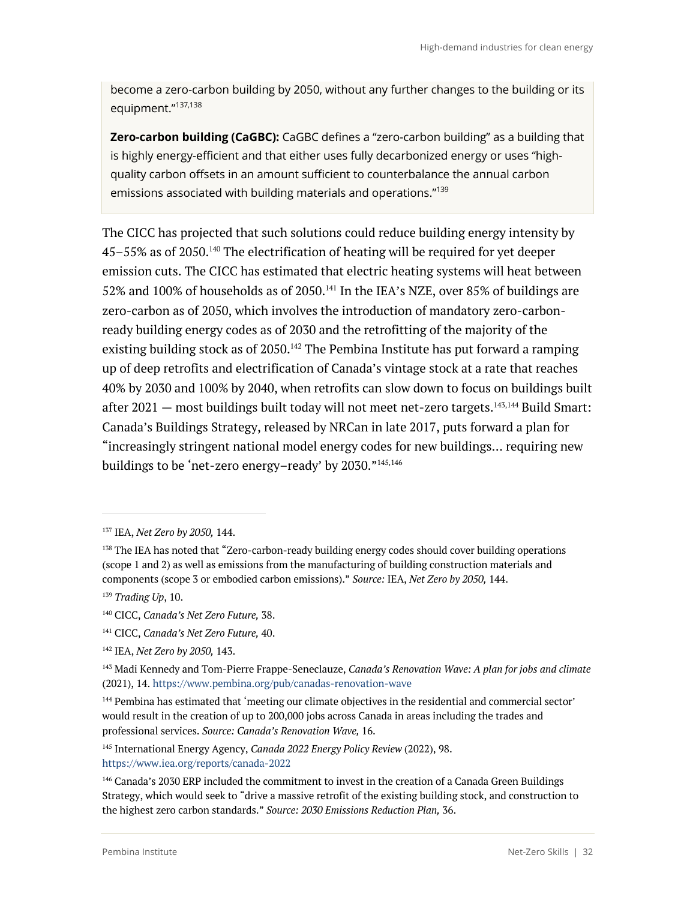become a zero-carbon building by 2050, without any further changes to the building or its equipment."[137,138]

**Zero-carbon building (CaGBC):** CaGBC defines a "zero-carbon building" as a building that is highly energy-efficient and that either uses fully decarbonized energy or uses "high-quality carbon offsets in an amount sufficient to counterbalance the annual carbon emissions associated with building materials and operations."[139]

The CICC has projected that such solutions could reduce building energy intensity by 45–55% as of 2050.[140] The electrification of heating will be required for yet deeper emission cuts. The CICC has estimated that electric heating systems will heat between 52% and 100% of households as of 2050.[141] In the IEA's NZE, over 85% of buildings are zero-carbon as of 2050, which involves the introduction of mandatory zero-carbon-ready building energy codes as of 2030 and the retrofitting of the majority of the existing building stock as of 2050.[142] The Pembina Institute has put forward a ramping up of deep retrofits and electrification of Canada's vintage stock at a rate that reaches 40% by 2030 and 100% by 2040, when retrofits can slow down to focus on buildings built after 2021 — most buildings built today will not meet net-zero targets.[143,144] Build Smart: Canada's Buildings Strategy, released by NRCan in late 2017, puts forward a plan for "increasingly stringent national model energy codes for new buildings… requiring new buildings to be 'net-zero energy–ready' by 2030."[145,146]

---

[137] IEA, *Net Zero by 2050,* 144.

[138] The IEA has noted that "Zero-carbon-ready building energy codes should cover building operations (scope 1 and 2) as well as emissions from the manufacturing of building construction materials and components (scope 3 or embodied carbon emissions)." *Source:* IEA, *Net Zero by 2050,* 144.

[139] *Trading Up*, 10.

[140] CICC, *Canada's Net Zero Future,* 38.

[141] CICC, *Canada's Net Zero Future,* 40.

[142] IEA, *Net Zero by 2050,* 143.

[143] Madi Kennedy and Tom-Pierre Frappe-Seneclauze, *Canada's Renovation Wave: A plan for jobs and climate* (2021), 14. https://www.pembina.org/pub/canadas-renovation-wave

[144] Pembina has estimated that 'meeting our climate objectives in the residential and commercial sector' would result in the creation of up to 200,000 jobs across Canada in areas including the trades and professional services. *Source: Canada's Renovation Wave,* 16.

[145] International Energy Agency, *Canada 2022 Energy Policy Review* (2022), 98. https://www.iea.org/reports/canada-2022

[146] Canada's 2030 ERP included the commitment to invest in the creation of a Canada Green Buildings Strategy, which would seek to "drive a massive retrofit of the existing building stock, and construction to the highest zero carbon standards." *Source: 2030 Emissions Reduction Plan,* 36.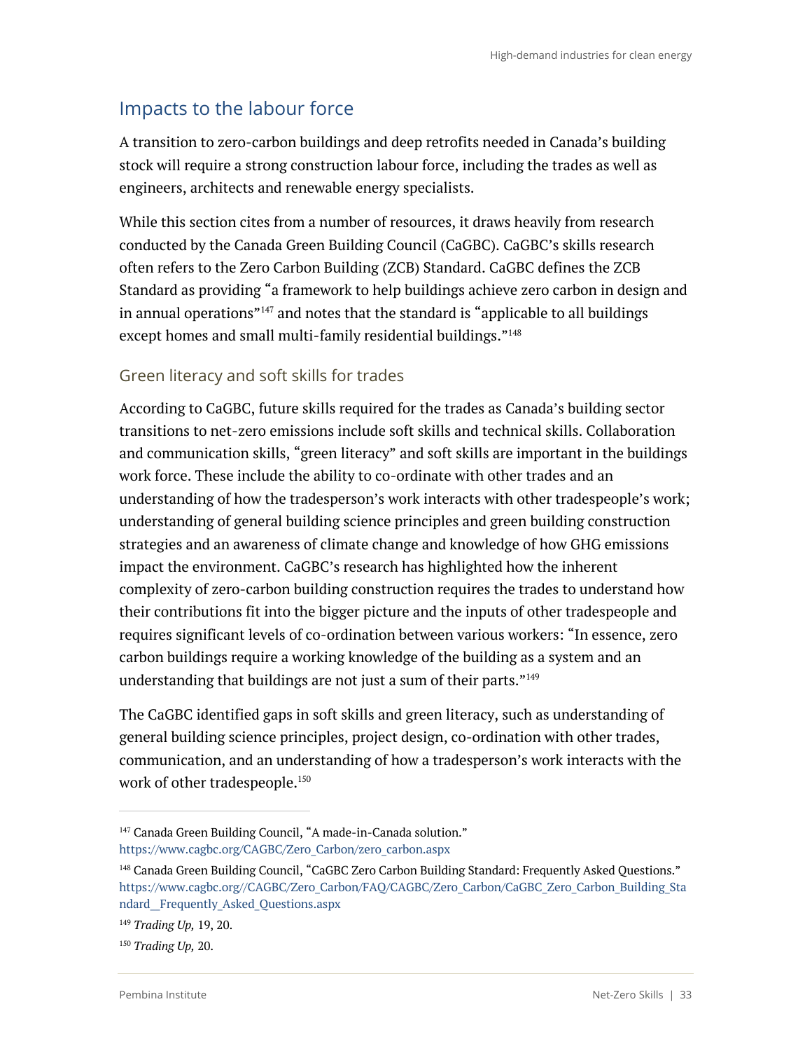## Impacts to the labour force

A transition to zero-carbon buildings and deep retrofits needed in Canada's building stock will require a strong construction labour force, including the trades as well as engineers, architects and renewable energy specialists.

While this section cites from a number of resources, it draws heavily from research conducted by the Canada Green Building Council (CaGBC). CaGBC's skills research often refers to the Zero Carbon Building (ZCB) Standard. CaGBC defines the ZCB Standard as providing "a framework to help buildings achieve zero carbon in design and in annual operations"[147] and notes that the standard is "applicable to all buildings except homes and small multi-family residential buildings."[148]

### Green literacy and soft skills for trades

According to CaGBC, future skills required for the trades as Canada's building sector transitions to net-zero emissions include soft skills and technical skills. Collaboration and communication skills, "green literacy" and soft skills are important in the buildings work force. These include the ability to co-ordinate with other trades and an understanding of how the tradesperson's work interacts with other tradespeople's work; understanding of general building science principles and green building construction strategies and an awareness of climate change and knowledge of how GHG emissions impact the environment. CaGBC's research has highlighted how the inherent complexity of zero-carbon building construction requires the trades to understand how their contributions fit into the bigger picture and the inputs of other tradespeople and requires significant levels of co-ordination between various workers: "In essence, zero carbon buildings require a working knowledge of the building as a system and an understanding that buildings are not just a sum of their parts."[149]

The CaGBC identified gaps in soft skills and green literacy, such as understanding of general building science principles, project design, co-ordination with other trades, communication, and an understanding of how a tradesperson's work interacts with the work of other tradespeople.[150]

---

[147] Canada Green Building Council, "A made-in-Canada solution." https://www.cagbc.org/CAGBC/Zero_Carbon/zero_carbon.aspx

[148] Canada Green Building Council, "CaGBC Zero Carbon Building Standard: Frequently Asked Questions." https://www.cagbc.org//CAGBC/Zero_Carbon/FAQ/CAGBC/Zero_Carbon/CaGBC_Zero_Carbon_Building_Standard__Frequently_Asked_Questions.aspx

[149] *Trading Up,* 19, 20.

[150] *Trading Up,* 20.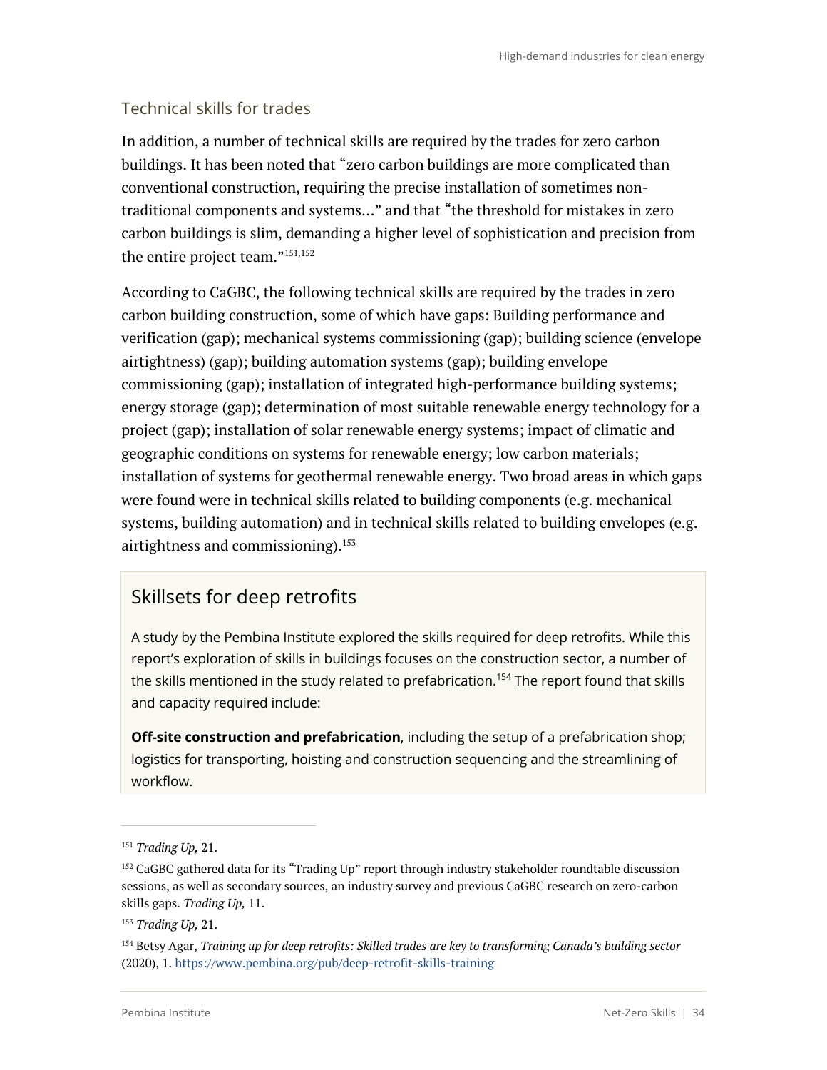### Technical skills for trades

In addition, a number of technical skills are required by the trades for zero carbon buildings. It has been noted that "zero carbon buildings are more complicated than conventional construction, requiring the precise installation of sometimes non-traditional components and systems…" and that "the threshold for mistakes in zero carbon buildings is slim, demanding a higher level of sophistication and precision from the entire project team."[151,152]

According to CaGBC, the following technical skills are required by the trades in zero carbon building construction, some of which have gaps: Building performance and verification (gap); mechanical systems commissioning (gap); building science (envelope airtightness) (gap); building automation systems (gap); building envelope commissioning (gap); installation of integrated high-performance building systems; energy storage (gap); determination of most suitable renewable energy technology for a project (gap); installation of solar renewable energy systems; impact of climatic and geographic conditions on systems for renewable energy; low carbon materials; installation of systems for geothermal renewable energy. Two broad areas in which gaps were found were in technical skills related to building components (e.g. mechanical systems, building automation) and in technical skills related to building envelopes (e.g. airtightness and commissioning).[153]

## Skillsets for deep retrofits

A study by the Pembina Institute explored the skills required for deep retrofits. While this report's exploration of skills in buildings focuses on the construction sector, a number of the skills mentioned in the study related to prefabrication.[154] The report found that skills and capacity required include:

**Off-site construction and prefabrication**, including the setup of a prefabrication shop; logistics for transporting, hoisting and construction sequencing and the streamlining of workflow.

---

[151] *Trading Up,* 21.

[152] CaGBC gathered data for its "Trading Up" report through industry stakeholder roundtable discussion sessions, as well as secondary sources, an industry survey and previous CaGBC research on zero-carbon skills gaps. *Trading Up,* 11.

[153] *Trading Up,* 21.

[154] Betsy Agar, *Training up for deep retrofits: Skilled trades are key to transforming Canada's building sector* (2020), 1. https://www.pembina.org/pub/deep-retrofit-skills-training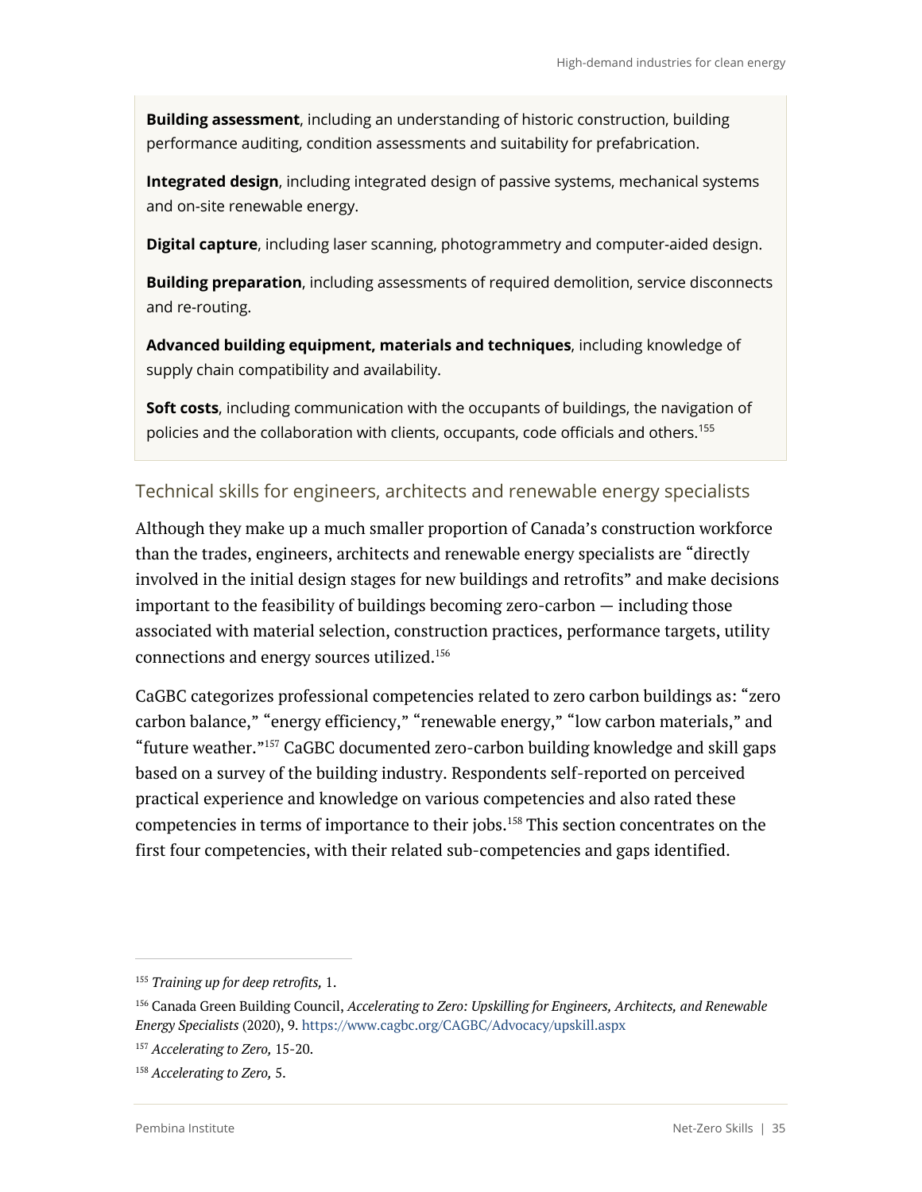**Building assessment**, including an understanding of historic construction, building performance auditing, condition assessments and suitability for prefabrication.

**Integrated design**, including integrated design of passive systems, mechanical systems and on-site renewable energy.

**Digital capture**, including laser scanning, photogrammetry and computer-aided design.

**Building preparation**, including assessments of required demolition, service disconnects and re-routing.

**Advanced building equipment, materials and techniques**, including knowledge of supply chain compatibility and availability.

**Soft costs**, including communication with the occupants of buildings, the navigation of policies and the collaboration with clients, occupants, code officials and others.[155]

### Technical skills for engineers, architects and renewable energy specialists

Although they make up a much smaller proportion of Canada's construction workforce than the trades, engineers, architects and renewable energy specialists are "directly involved in the initial design stages for new buildings and retrofits" and make decisions important to the feasibility of buildings becoming zero-carbon — including those associated with material selection, construction practices, performance targets, utility connections and energy sources utilized.[156]

CaGBC categorizes professional competencies related to zero carbon buildings as: "zero carbon balance," "energy efficiency," "renewable energy," "low carbon materials," and "future weather."[157] CaGBC documented zero-carbon building knowledge and skill gaps based on a survey of the building industry. Respondents self-reported on perceived practical experience and knowledge on various competencies and also rated these competencies in terms of importance to their jobs.[158] This section concentrates on the first four competencies, with their related sub-competencies and gaps identified.

---

[155] *Training up for deep retrofits,* 1.

[156] Canada Green Building Council, *Accelerating to Zero: Upskilling for Engineers, Architects, and Renewable Energy Specialists* (2020), 9. https://www.cagbc.org/CAGBC/Advocacy/upskill.aspx

[157] *Accelerating to Zero,* 15-20.

[158] *Accelerating to Zero,* 5.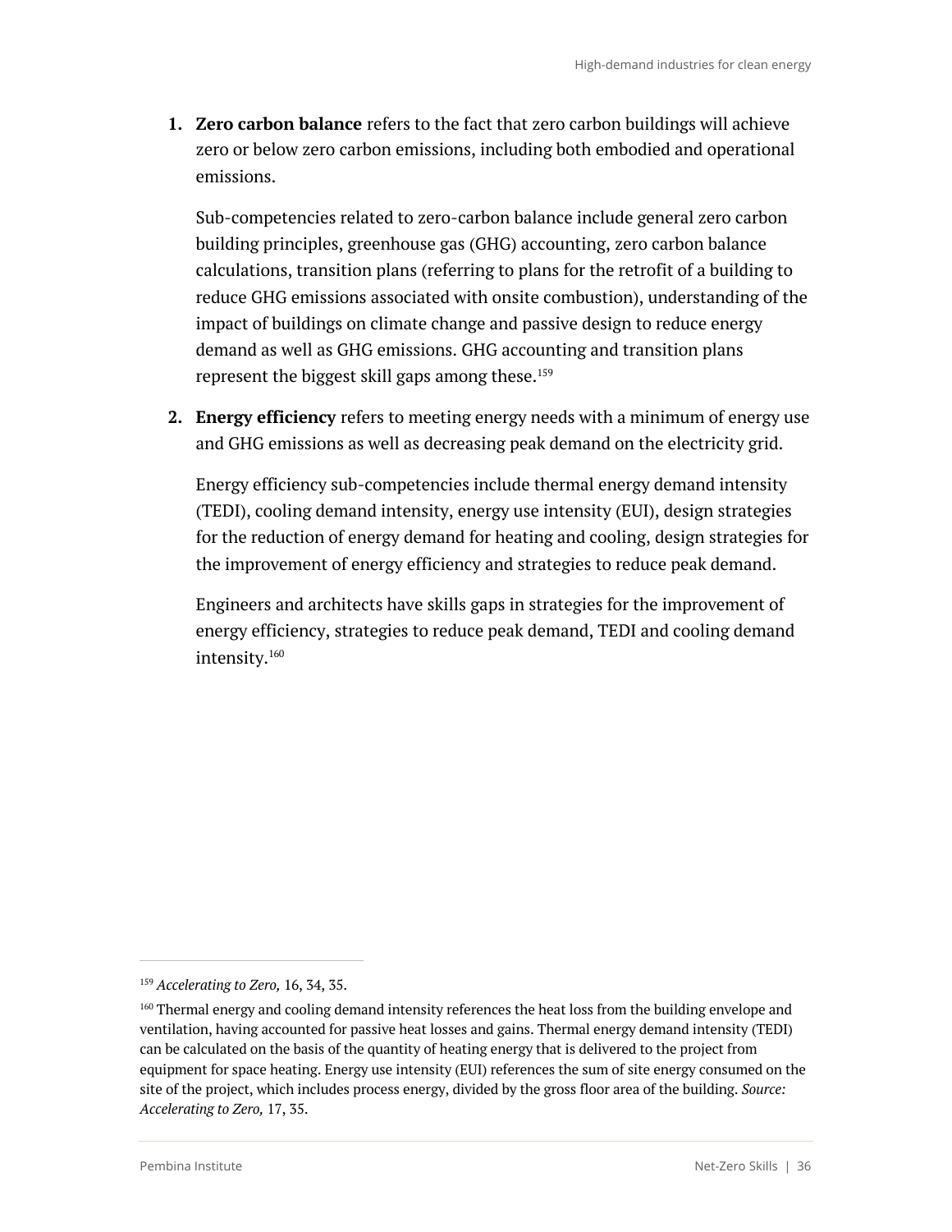1. **Zero carbon balance** refers to the fact that zero carbon buildings will achieve zero or below zero carbon emissions, including both embodied and operational emissions.

   Sub-competencies related to zero-carbon balance include general zero carbon building principles, greenhouse gas (GHG) accounting, zero carbon balance calculations, transition plans (referring to plans for the retrofit of a building to reduce GHG emissions associated with onsite combustion), understanding of the impact of buildings on climate change and passive design to reduce energy demand as well as GHG emissions. GHG accounting and transition plans represent the biggest skill gaps among these.[159]

2. **Energy efficiency** refers to meeting energy needs with a minimum of energy use and GHG emissions as well as decreasing peak demand on the electricity grid.

   Energy efficiency sub-competencies include thermal energy demand intensity (TEDI), cooling demand intensity, energy use intensity (EUI), design strategies for the reduction of energy demand for heating and cooling, design strategies for the improvement of energy efficiency and strategies to reduce peak demand.

   Engineers and architects have skills gaps in strategies for the improvement of energy efficiency, strategies to reduce peak demand, TEDI and cooling demand intensity.[160]

---

[159] *Accelerating to Zero,* 16, 34, 35.

[160] Thermal energy and cooling demand intensity references the heat loss from the building envelope and ventilation, having accounted for passive heat losses and gains. Thermal energy demand intensity (TEDI) can be calculated on the basis of the quantity of heating energy that is delivered to the project from equipment for space heating. Energy use intensity (EUI) references the sum of site energy consumed on the site of the project, which includes process energy, divided by the gross floor area of the building. *Source: Accelerating to Zero,* 17, 35.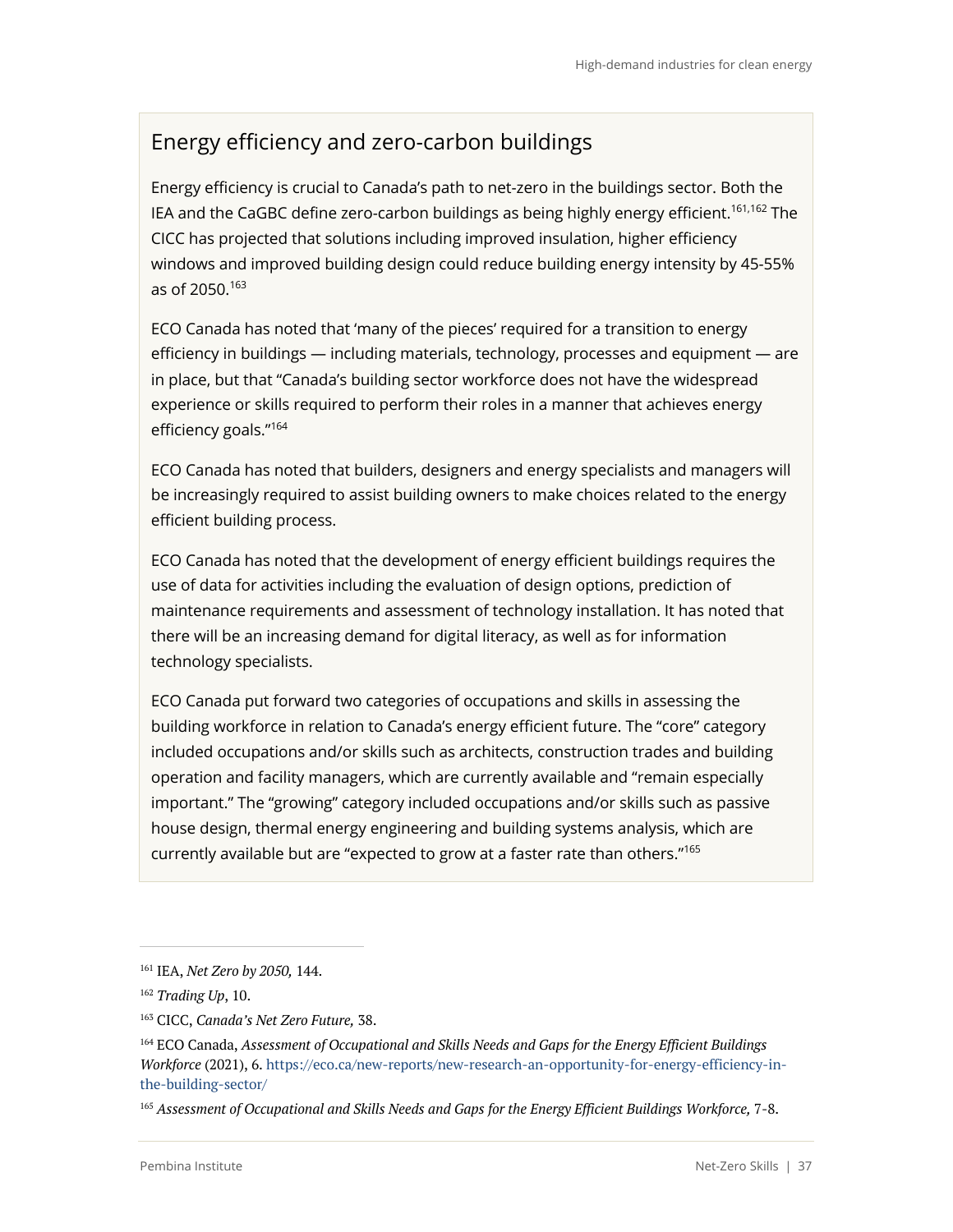## Energy efficiency and zero-carbon buildings

Energy efficiency is crucial to Canada's path to net-zero in the buildings sector. Both the IEA and the CaGBC define zero-carbon buildings as being highly energy efficient.[161,162] The CICC has projected that solutions including improved insulation, higher efficiency windows and improved building design could reduce building energy intensity by 45-55% as of 2050.[163]

ECO Canada has noted that 'many of the pieces' required for a transition to energy efficiency in buildings — including materials, technology, processes and equipment — are in place, but that "Canada's building sector workforce does not have the widespread experience or skills required to perform their roles in a manner that achieves energy efficiency goals."[164]

ECO Canada has noted that builders, designers and energy specialists and managers will be increasingly required to assist building owners to make choices related to the energy efficient building process.

ECO Canada has noted that the development of energy efficient buildings requires the use of data for activities including the evaluation of design options, prediction of maintenance requirements and assessment of technology installation. It has noted that there will be an increasing demand for digital literacy, as well as for information technology specialists.

ECO Canada put forward two categories of occupations and skills in assessing the building workforce in relation to Canada's energy efficient future. The "core" category included occupations and/or skills such as architects, construction trades and building operation and facility managers, which are currently available and "remain especially important." The "growing" category included occupations and/or skills such as passive house design, thermal energy engineering and building systems analysis, which are currently available but are "expected to grow at a faster rate than others."[165]

---

[161] IEA, *Net Zero by 2050,* 144.

[162] *Trading Up*, 10.

[163] CICC, *Canada's Net Zero Future,* 38.

[164] ECO Canada, *Assessment of Occupational and Skills Needs and Gaps for the Energy Efficient Buildings Workforce* (2021), 6. https://eco.ca/new-reports/new-research-an-opportunity-for-energy-efficiency-in-the-building-sector/

[165] *Assessment of Occupational and Skills Needs and Gaps for the Energy Efficient Buildings Workforce,* 7-8.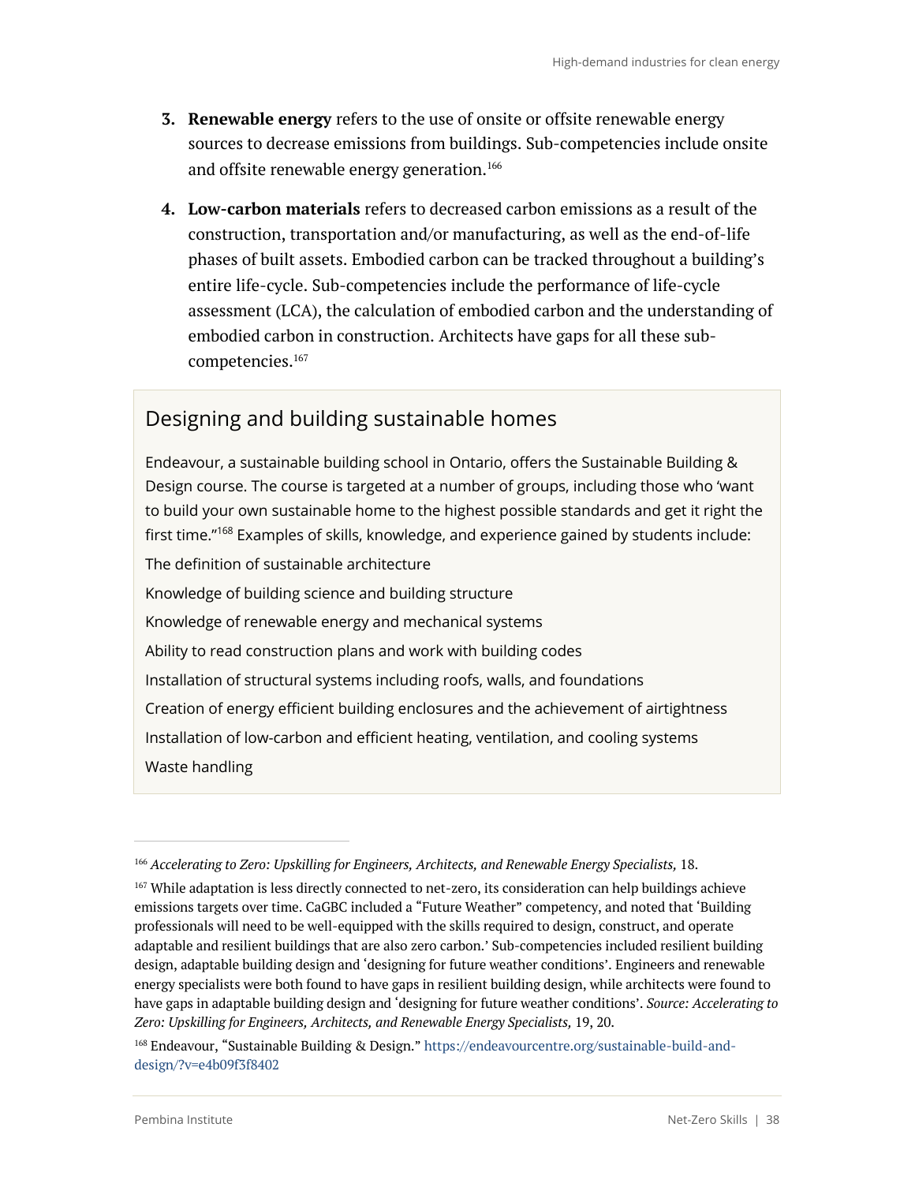3. **Renewable energy** refers to the use of onsite or offsite renewable energy sources to decrease emissions from buildings. Sub-competencies include onsite and offsite renewable energy generation.[166]

4. **Low-carbon materials** refers to decreased carbon emissions as a result of the construction, transportation and/or manufacturing, as well as the end-of-life phases of built assets. Embodied carbon can be tracked throughout a building's entire life-cycle. Sub-competencies include the performance of life-cycle assessment (LCA), the calculation of embodied carbon and the understanding of embodied carbon in construction. Architects have gaps for all these sub-competencies.[167]

## Designing and building sustainable homes

Endeavour, a sustainable building school in Ontario, offers the Sustainable Building & Design course. The course is targeted at a number of groups, including those who 'want to build your own sustainable home to the highest possible standards and get it right the first time."[168] Examples of skills, knowledge, and experience gained by students include:

The definition of sustainable architecture

Knowledge of building science and building structure

Knowledge of renewable energy and mechanical systems

Ability to read construction plans and work with building codes

Installation of structural systems including roofs, walls, and foundations

Creation of energy efficient building enclosures and the achievement of airtightness

Installation of low-carbon and efficient heating, ventilation, and cooling systems

Waste handling

---

[166] *Accelerating to Zero: Upskilling for Engineers, Architects, and Renewable Energy Specialists,* 18.

[167] While adaptation is less directly connected to net-zero, its consideration can help buildings achieve emissions targets over time. CaGBC included a "Future Weather" competency, and noted that 'Building professionals will need to be well-equipped with the skills required to design, construct, and operate adaptable and resilient buildings that are also zero carbon.' Sub-competencies included resilient building design, adaptable building design and 'designing for future weather conditions'. Engineers and renewable energy specialists were both found to have gaps in resilient building design, while architects were found to have gaps in adaptable building design and 'designing for future weather conditions'. *Source: Accelerating to Zero: Upskilling for Engineers, Architects, and Renewable Energy Specialists,* 19, 20.

[168] Endeavour, "Sustainable Building & Design." https://endeavourcentre.org/sustainable-build-and-design/?v=e4b09f3f8402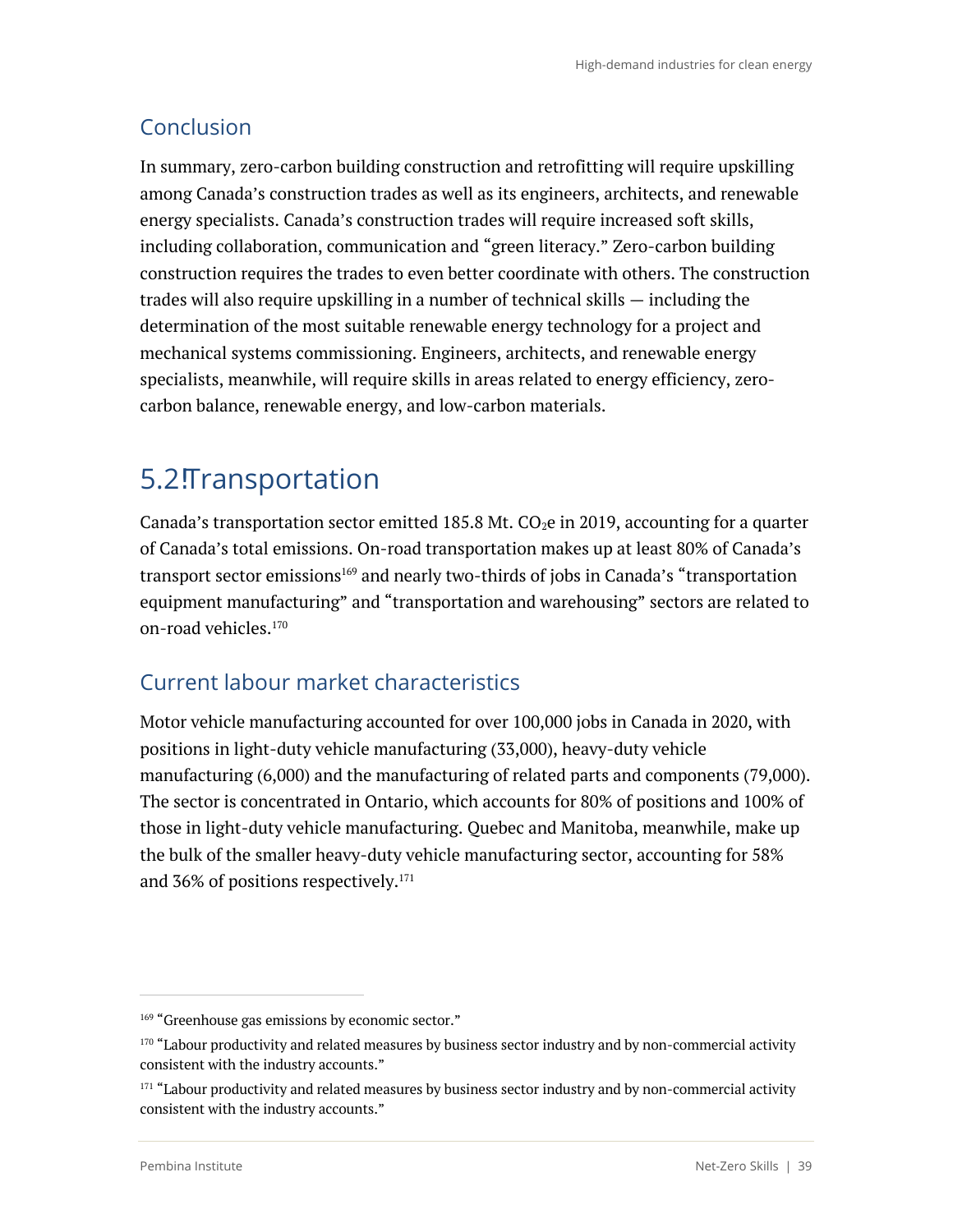## Conclusion

In summary, zero-carbon building construction and retrofitting will require upskilling among Canada's construction trades as well as its engineers, architects, and renewable energy specialists. Canada's construction trades will require increased soft skills, including collaboration, communication and "green literacy." Zero-carbon building construction requires the trades to even better coordinate with others. The construction trades will also require upskilling in a number of technical skills — including the determination of the most suitable renewable energy technology for a project and mechanical systems commissioning. Engineers, architects, and renewable energy specialists, meanwhile, will require skills in areas related to energy efficiency, zero-carbon balance, renewable energy, and low-carbon materials.

# 5.2 Transportation

Canada's transportation sector emitted 185.8 Mt. $CO_2$e in 2019, accounting for a quarter of Canada's total emissions. On-road transportation makes up at least 80% of Canada's transport sector emissions[169] and nearly two-thirds of jobs in Canada's "transportation equipment manufacturing" and "transportation and warehousing" sectors are related to on-road vehicles.[170]

## Current labour market characteristics

Motor vehicle manufacturing accounted for over 100,000 jobs in Canada in 2020, with positions in light-duty vehicle manufacturing (33,000), heavy-duty vehicle manufacturing (6,000) and the manufacturing of related parts and components (79,000). The sector is concentrated in Ontario, which accounts for 80% of positions and 100% of those in light-duty vehicle manufacturing. Quebec and Manitoba, meanwhile, make up the bulk of the smaller heavy-duty vehicle manufacturing sector, accounting for 58% and 36% of positions respectively.[171]

[169] "Greenhouse gas emissions by economic sector."

[170] "Labour productivity and related measures by business sector industry and by non-commercial activity consistent with the industry accounts."

[171] "Labour productivity and related measures by business sector industry and by non-commercial activity consistent with the industry accounts."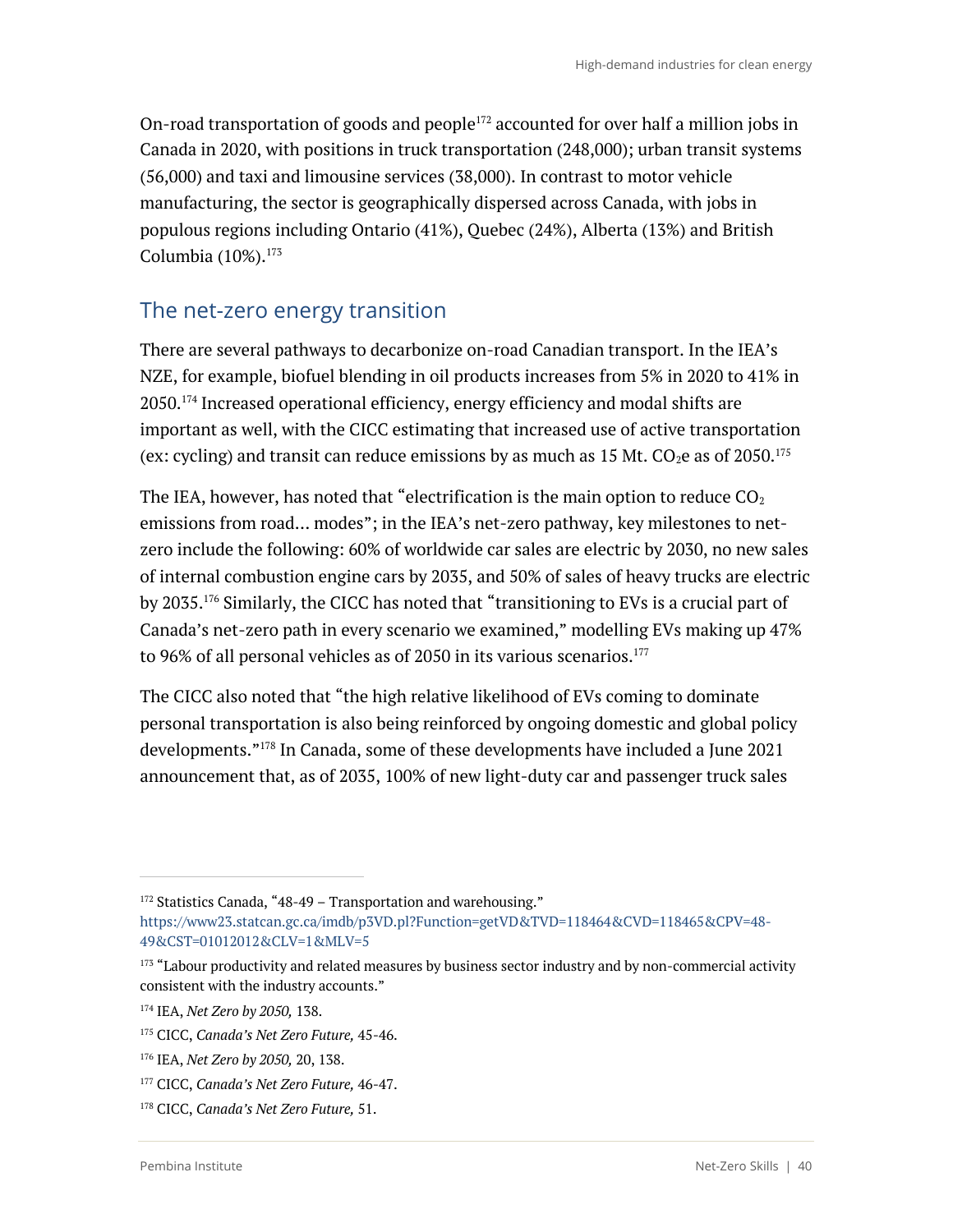On-road transportation of goods and people[172] accounted for over half a million jobs in Canada in 2020, with positions in truck transportation (248,000); urban transit systems (56,000) and taxi and limousine services (38,000). In contrast to motor vehicle manufacturing, the sector is geographically dispersed across Canada, with jobs in populous regions including Ontario (41%), Quebec (24%), Alberta (13%) and British Columbia (10%).[173]

## The net-zero energy transition

There are several pathways to decarbonize on-road Canadian transport. In the IEA's NZE, for example, biofuel blending in oil products increases from 5% in 2020 to 41% in 2050.[174] Increased operational efficiency, energy efficiency and modal shifts are important as well, with the CICC estimating that increased use of active transportation (ex: cycling) and transit can reduce emissions by as much as 15 Mt. $CO_2e$ as of 2050.[175]

The IEA, however, has noted that "electrification is the main option to reduce $CO_2$ emissions from road… modes"; in the IEA's net-zero pathway, key milestones to net-zero include the following: 60% of worldwide car sales are electric by 2030, no new sales of internal combustion engine cars by 2035, and 50% of sales of heavy trucks are electric by 2035.[176] Similarly, the CICC has noted that "transitioning to EVs is a crucial part of Canada's net-zero path in every scenario we examined," modelling EVs making up 47% to 96% of all personal vehicles as of 2050 in its various scenarios.[177]

The CICC also noted that "the high relative likelihood of EVs coming to dominate personal transportation is also being reinforced by ongoing domestic and global policy developments."[178] In Canada, some of these developments have included a June 2021 announcement that, as of 2035, 100% of new light-duty car and passenger truck sales

---

[172] Statistics Canada, "48-49 – Transportation and warehousing." https://www23.statcan.gc.ca/imdb/p3VD.pl?Function=getVD&TVD=118464&CVD=118465&CPV=48-49&CST=01012012&CLV=1&MLV=5

[173] "Labour productivity and related measures by business sector industry and by non-commercial activity consistent with the industry accounts."

[174] IEA, *Net Zero by 2050,* 138.

[175] CICC, *Canada's Net Zero Future,* 45-46.

[176] IEA, *Net Zero by 2050,* 20, 138.

[177] CICC, *Canada's Net Zero Future,* 46-47.

[178] CICC, *Canada's Net Zero Future,* 51.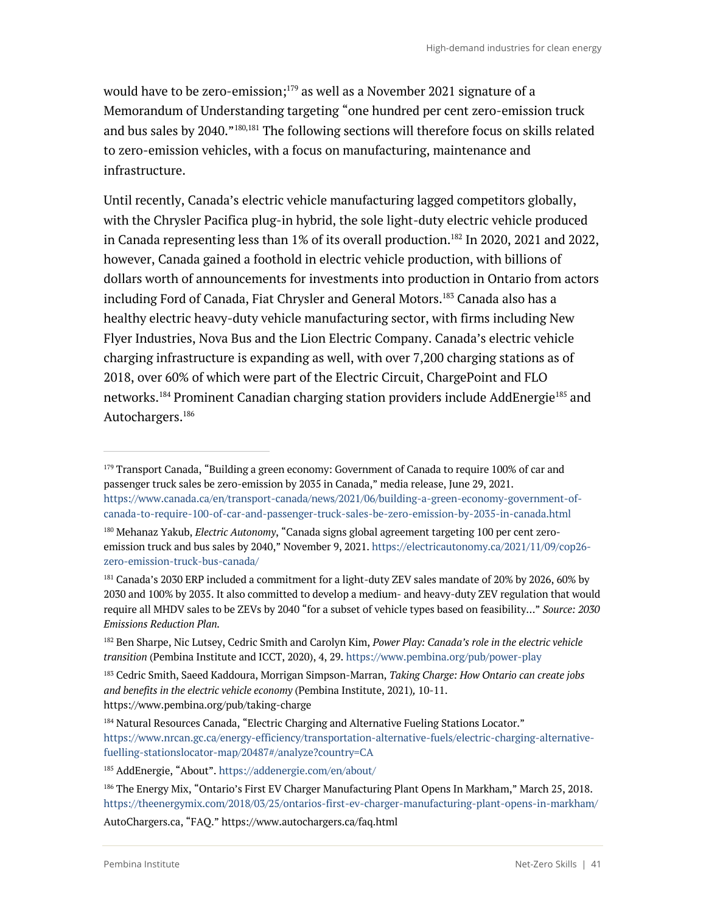would have to be zero-emission;[179] as well as a November 2021 signature of a Memorandum of Understanding targeting "one hundred per cent zero-emission truck and bus sales by 2040."[180,181] The following sections will therefore focus on skills related to zero-emission vehicles, with a focus on manufacturing, maintenance and infrastructure.

Until recently, Canada's electric vehicle manufacturing lagged competitors globally, with the Chrysler Pacifica plug-in hybrid, the sole light-duty electric vehicle produced in Canada representing less than 1% of its overall production.[182] In 2020, 2021 and 2022, however, Canada gained a foothold in electric vehicle production, with billions of dollars worth of announcements for investments into production in Ontario from actors including Ford of Canada, Fiat Chrysler and General Motors.[183] Canada also has a healthy electric heavy-duty vehicle manufacturing sector, with firms including New Flyer Industries, Nova Bus and the Lion Electric Company. Canada's electric vehicle charging infrastructure is expanding as well, with over 7,200 charging stations as of 2018, over 60% of which were part of the Electric Circuit, ChargePoint and FLO networks.[184] Prominent Canadian charging station providers include AddEnergie[185] and Autochargers.[186]

---

[179] Transport Canada, "Building a green economy: Government of Canada to require 100% of car and passenger truck sales be zero-emission by 2035 in Canada," media release, June 29, 2021. https://www.canada.ca/en/transport-canada/news/2021/06/building-a-green-economy-government-of-canada-to-require-100-of-car-and-passenger-truck-sales-be-zero-emission-by-2035-in-canada.html

[180] Mehanaz Yakub, *Electric Autonomy*, "Canada signs global agreement targeting 100 per cent zero-emission truck and bus sales by 2040," November 9, 2021. https://electricautonomy.ca/2021/11/09/cop26-zero-emission-truck-bus-canada/

[181] Canada's 2030 ERP included a commitment for a light-duty ZEV sales mandate of 20% by 2026, 60% by 2030 and 100% by 2035. It also committed to develop a medium- and heavy-duty ZEV regulation that would require all MHDV sales to be ZEVs by 2040 "for a subset of vehicle types based on feasibility…" *Source: 2030 Emissions Reduction Plan.*

[182] Ben Sharpe, Nic Lutsey, Cedric Smith and Carolyn Kim, *Power Play: Canada's role in the electric vehicle transition* (Pembina Institute and ICCT, 2020), 4, 29. https://www.pembina.org/pub/power-play

[183] Cedric Smith, Saeed Kaddoura, Morrigan Simpson-Marran, *Taking Charge: How Ontario can create jobs and benefits in the electric vehicle economy* (Pembina Institute, 2021), 10-11. https://www.pembina.org/pub/taking-charge

[184] Natural Resources Canada, "Electric Charging and Alternative Fueling Stations Locator." https://www.nrcan.gc.ca/energy-efficiency/transportation-alternative-fuels/electric-charging-alternative-fuelling-stationslocator-map/20487#/analyze?country=CA

[185] AddEnergie, "About". https://addenergie.com/en/about/

[186] The Energy Mix, "Ontario's First EV Charger Manufacturing Plant Opens In Markham," March 25, 2018. https://theenergymix.com/2018/03/25/ontarios-first-ev-charger-manufacturing-plant-opens-in-markham/

AutoChargers.ca, "FAQ." https://www.autochargers.ca/faq.html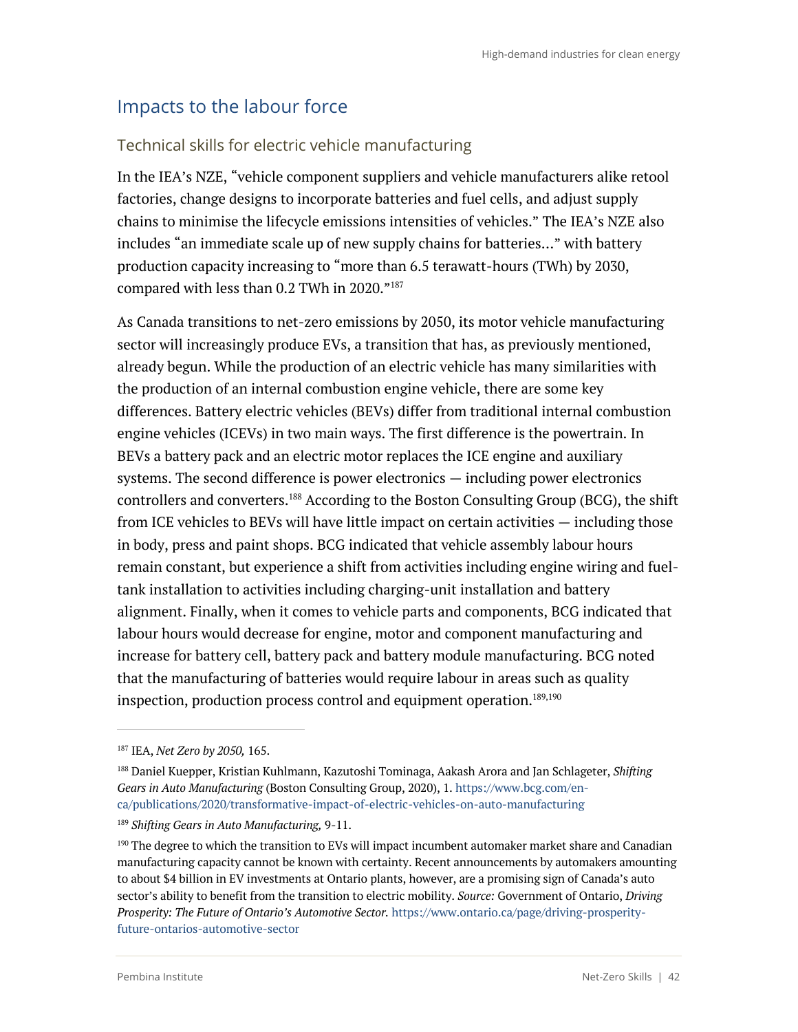## Impacts to the labour force

### Technical skills for electric vehicle manufacturing

In the IEA's NZE, "vehicle component suppliers and vehicle manufacturers alike retool factories, change designs to incorporate batteries and fuel cells, and adjust supply chains to minimise the lifecycle emissions intensities of vehicles." The IEA's NZE also includes "an immediate scale up of new supply chains for batteries…" with battery production capacity increasing to "more than 6.5 terawatt-hours (TWh) by 2030, compared with less than 0.2 TWh in 2020."[187]

As Canada transitions to net-zero emissions by 2050, its motor vehicle manufacturing sector will increasingly produce EVs, a transition that has, as previously mentioned, already begun. While the production of an electric vehicle has many similarities with the production of an internal combustion engine vehicle, there are some key differences. Battery electric vehicles (BEVs) differ from traditional internal combustion engine vehicles (ICEVs) in two main ways. The first difference is the powertrain. In BEVs a battery pack and an electric motor replaces the ICE engine and auxiliary systems. The second difference is power electronics — including power electronics controllers and converters.[188] According to the Boston Consulting Group (BCG), the shift from ICE vehicles to BEVs will have little impact on certain activities — including those in body, press and paint shops. BCG indicated that vehicle assembly labour hours remain constant, but experience a shift from activities including engine wiring and fuel-tank installation to activities including charging-unit installation and battery alignment. Finally, when it comes to vehicle parts and components, BCG indicated that labour hours would decrease for engine, motor and component manufacturing and increase for battery cell, battery pack and battery module manufacturing. BCG noted that the manufacturing of batteries would require labour in areas such as quality inspection, production process control and equipment operation.[189,190]

---

[187] IEA, *Net Zero by 2050,* 165.

[188] Daniel Kuepper, Kristian Kuhlmann, Kazutoshi Tominaga, Aakash Arora and Jan Schlageter, *Shifting Gears in Auto Manufacturing* (Boston Consulting Group, 2020), 1. https://www.bcg.com/en-ca/publications/2020/transformative-impact-of-electric-vehicles-on-auto-manufacturing

[189] *Shifting Gears in Auto Manufacturing,* 9-11.

[190] The degree to which the transition to EVs will impact incumbent automaker market share and Canadian manufacturing capacity cannot be known with certainty. Recent announcements by automakers amounting to about $4 billion in EV investments at Ontario plants, however, are a promising sign of Canada's auto sector's ability to benefit from the transition to electric mobility. *Source:* Government of Ontario, *Driving Prosperity: The Future of Ontario's Automotive Sector.* https://www.ontario.ca/page/driving-prosperity-future-ontarios-automotive-sector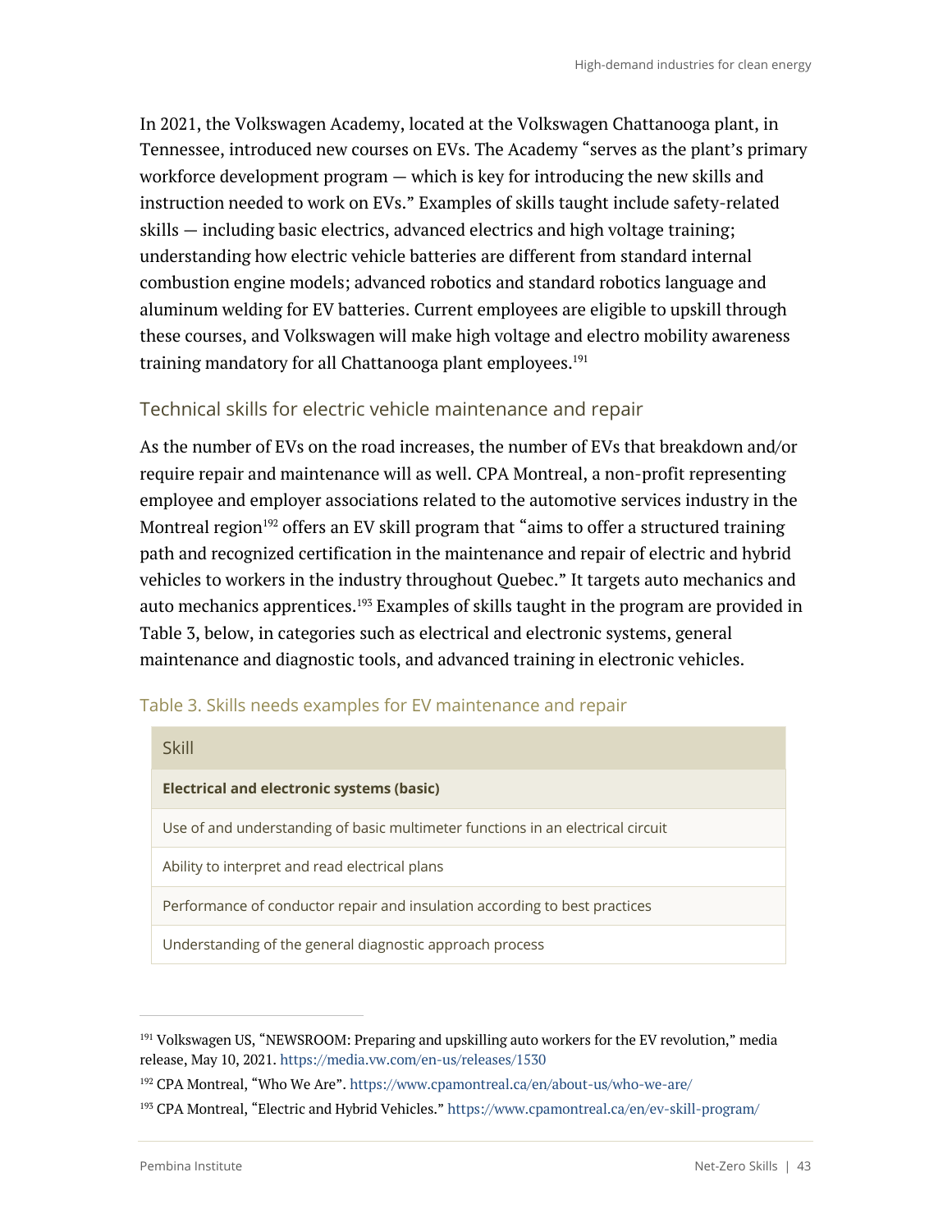In 2021, the Volkswagen Academy, located at the Volkswagen Chattanooga plant, in Tennessee, introduced new courses on EVs. The Academy "serves as the plant's primary workforce development program — which is key for introducing the new skills and instruction needed to work on EVs." Examples of skills taught include safety-related skills — including basic electrics, advanced electrics and high voltage training; understanding how electric vehicle batteries are different from standard internal combustion engine models; advanced robotics and standard robotics language and aluminum welding for EV batteries. Current employees are eligible to upskill through these courses, and Volkswagen will make high voltage and electro mobility awareness training mandatory for all Chattanooga plant employees.[191]

### Technical skills for electric vehicle maintenance and repair

As the number of EVs on the road increases, the number of EVs that breakdown and/or require repair and maintenance will as well. CPA Montreal, a non-profit representing employee and employer associations related to the automotive services industry in the Montreal region[192] offers an EV skill program that "aims to offer a structured training path and recognized certification in the maintenance and repair of electric and hybrid vehicles to workers in the industry throughout Quebec." It targets auto mechanics and auto mechanics apprentices.[193] Examples of skills taught in the program are provided in Table 3, below, in categories such as electrical and electronic systems, general maintenance and diagnostic tools, and advanced training in electronic vehicles.

Table 3. Skills needs examples for EV maintenance and repair

| Skill |
| --- |
| **Electrical and electronic systems (basic)** |
| Use of and understanding of basic multimeter functions in an electrical circuit |
| Ability to interpret and read electrical plans |
| Performance of conductor repair and insulation according to best practices |
| Understanding of the general diagnostic approach process |

[191] Volkswagen US, "NEWSROOM: Preparing and upskilling auto workers for the EV revolution," media release, May 10, 2021. https://media.vw.com/en-us/releases/1530

[192] CPA Montreal, "Who We Are". https://www.cpamontreal.ca/en/about-us/who-we-are/

[193] CPA Montreal, "Electric and Hybrid Vehicles." https://www.cpamontreal.ca/en/ev-skill-program/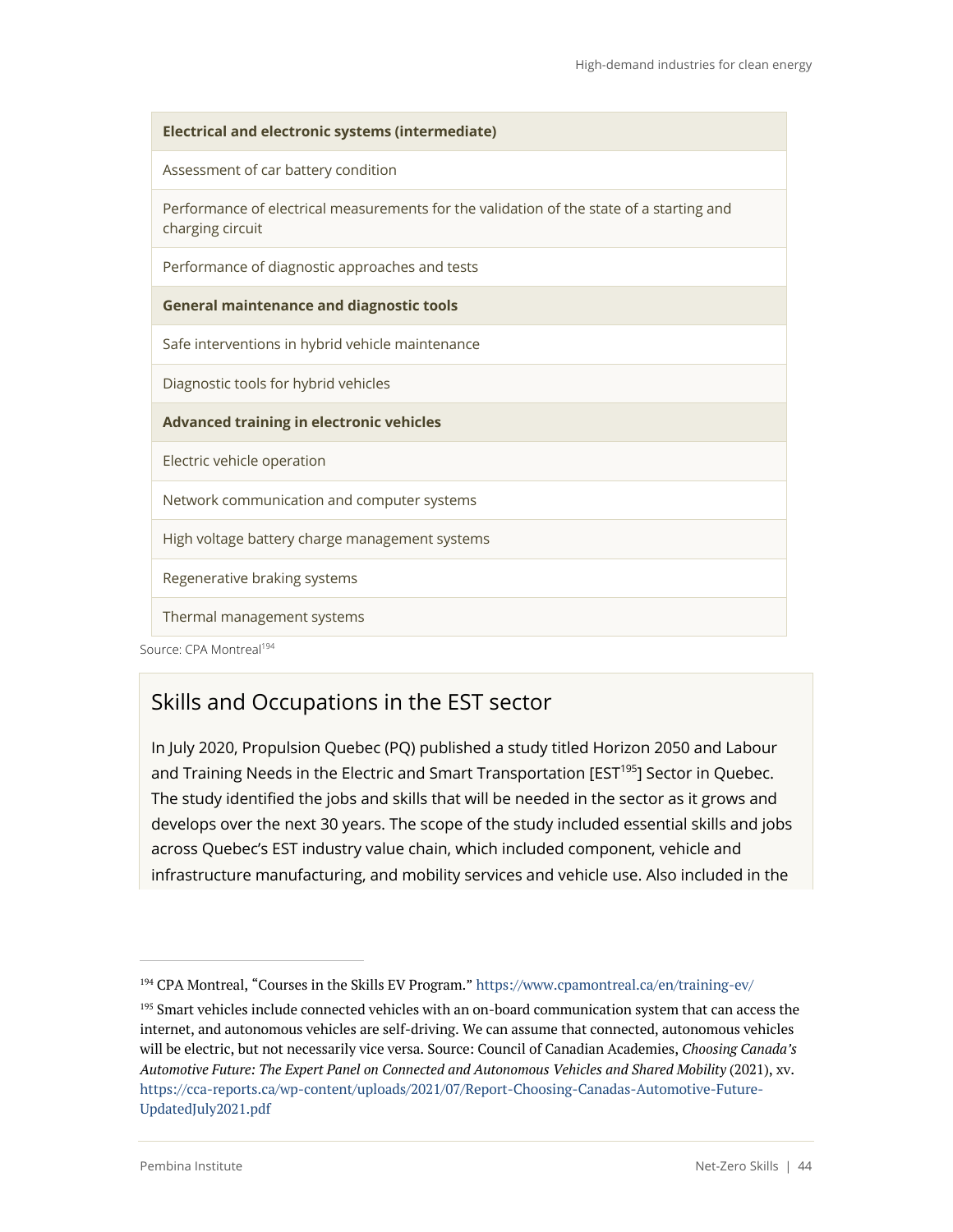| |
|---|
| **Electrical and electronic systems (intermediate)** |
| Assessment of car battery condition |
| Performance of electrical measurements for the validation of the state of a starting and charging circuit |
| Performance of diagnostic approaches and tests |
| **General maintenance and diagnostic tools** |
| Safe interventions in hybrid vehicle maintenance |
| Diagnostic tools for hybrid vehicles |
| **Advanced training in electronic vehicles** |
| Electric vehicle operation |
| Network communication and computer systems |
| High voltage battery charge management systems |
| Regenerative braking systems |
| Thermal management systems |

Source: CPA Montreal[194]

## Skills and Occupations in the EST sector

In July 2020, Propulsion Quebec (PQ) published a study titled Horizon 2050 and Labour and Training Needs in the Electric and Smart Transportation [EST[195]] Sector in Quebec. The study identified the jobs and skills that will be needed in the sector as it grows and develops over the next 30 years. The scope of the study included essential skills and jobs across Quebec's EST industry value chain, which included component, vehicle and infrastructure manufacturing, and mobility services and vehicle use. Also included in the

---

[194] CPA Montreal, "Courses in the Skills EV Program." https://www.cpamontreal.ca/en/training-ev/

[195] Smart vehicles include connected vehicles with an on-board communication system that can access the internet, and autonomous vehicles are self-driving. We can assume that connected, autonomous vehicles will be electric, but not necessarily vice versa. Source: Council of Canadian Academies, *Choosing Canada's Automotive Future: The Expert Panel on Connected and Autonomous Vehicles and Shared Mobility* (2021), xv. https://cca-reports.ca/wp-content/uploads/2021/07/Report-Choosing-Canadas-Automotive-Future-UpdatedJuly2021.pdf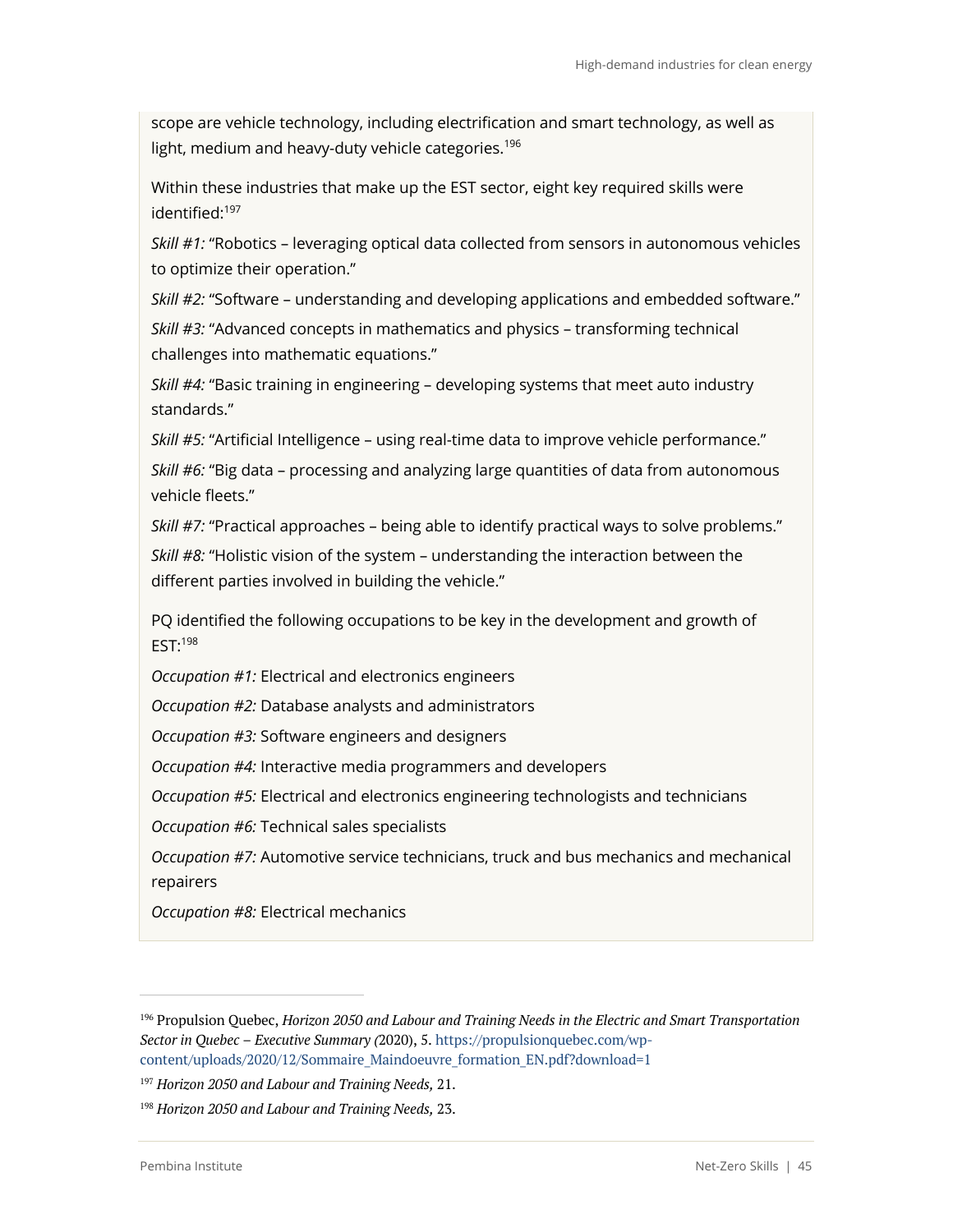scope are vehicle technology, including electrification and smart technology, as well as light, medium and heavy-duty vehicle categories.[196]

Within these industries that make up the EST sector, eight key required skills were identified:[197]

*Skill #1:* "Robotics – leveraging optical data collected from sensors in autonomous vehicles to optimize their operation."

*Skill #2:* "Software – understanding and developing applications and embedded software."

*Skill #3:* "Advanced concepts in mathematics and physics – transforming technical challenges into mathematic equations."

*Skill #4:* "Basic training in engineering – developing systems that meet auto industry standards."

*Skill #5:* "Artificial Intelligence – using real-time data to improve vehicle performance."

*Skill #6:* "Big data – processing and analyzing large quantities of data from autonomous vehicle fleets."

*Skill #7:* "Practical approaches – being able to identify practical ways to solve problems."

*Skill #8:* "Holistic vision of the system – understanding the interaction between the different parties involved in building the vehicle."

PQ identified the following occupations to be key in the development and growth of EST:[198]

*Occupation #1:* Electrical and electronics engineers

*Occupation #2:* Database analysts and administrators

*Occupation #3:* Software engineers and designers

*Occupation #4:* Interactive media programmers and developers

*Occupation #5:* Electrical and electronics engineering technologists and technicians

*Occupation #6:* Technical sales specialists

*Occupation #7:* Automotive service technicians, truck and bus mechanics and mechanical repairers

*Occupation #8:* Electrical mechanics

---

[196] Propulsion Quebec, *Horizon 2050 and Labour and Training Needs in the Electric and Smart Transportation Sector in Quebec – Executive Summary (*2020), 5. https://propulsionquebec.com/wp-content/uploads/2020/12/Sommaire_Maindoeuvre_formation_EN.pdf?download=1

[197] *Horizon 2050 and Labour and Training Needs,* 21.

[198] *Horizon 2050 and Labour and Training Needs,* 23.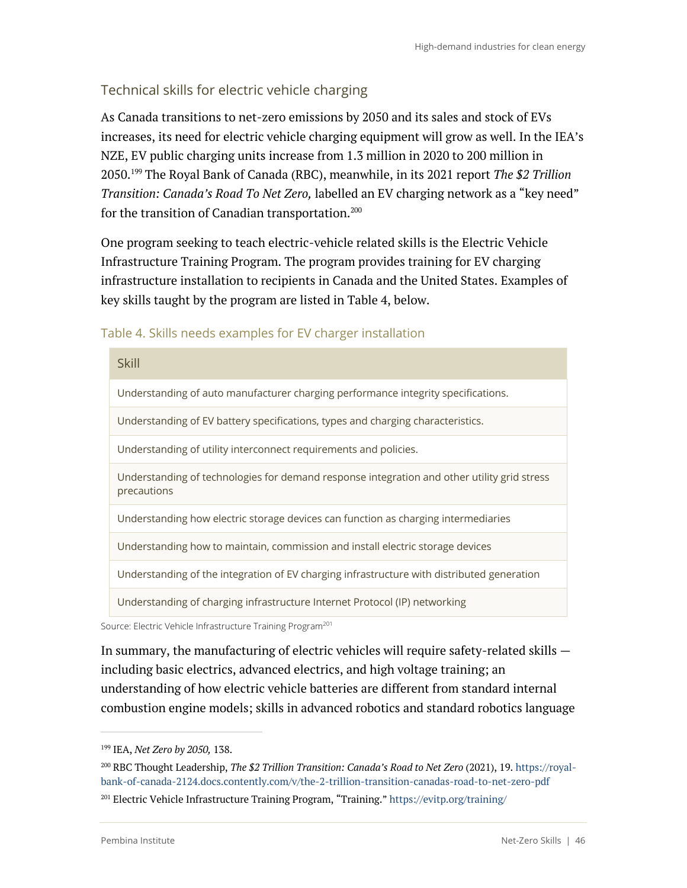### Technical skills for electric vehicle charging

As Canada transitions to net-zero emissions by 2050 and its sales and stock of EVs increases, its need for electric vehicle charging equipment will grow as well. In the IEA's NZE, EV public charging units increase from 1.3 million in 2020 to 200 million in 2050.[199] The Royal Bank of Canada (RBC), meanwhile, in its 2021 report *The $2 Trillion Transition: Canada's Road To Net Zero,* labelled an EV charging network as a "key need" for the transition of Canadian transportation.[200]

One program seeking to teach electric-vehicle related skills is the Electric Vehicle Infrastructure Training Program. The program provides training for EV charging infrastructure installation to recipients in Canada and the United States. Examples of key skills taught by the program are listed in Table 4, below.

#### Table 4. Skills needs examples for EV charger installation

| Skill |
|---|
| Understanding of auto manufacturer charging performance integrity specifications. |
| Understanding of EV battery specifications, types and charging characteristics. |
| Understanding of utility interconnect requirements and policies. |
| Understanding of technologies for demand response integration and other utility grid stress precautions |
| Understanding how electric storage devices can function as charging intermediaries |
| Understanding how to maintain, commission and install electric storage devices |
| Understanding of the integration of EV charging infrastructure with distributed generation |
| Understanding of charging infrastructure Internet Protocol (IP) networking |

Source: Electric Vehicle Infrastructure Training Program[201]

In summary, the manufacturing of electric vehicles will require safety-related skills — including basic electrics, advanced electrics, and high voltage training; an understanding of how electric vehicle batteries are different from standard internal combustion engine models; skills in advanced robotics and standard robotics language

---

[199] IEA, *Net Zero by 2050,* 138.

[200] RBC Thought Leadership, *The $2 Trillion Transition: Canada's Road to Net Zero* (2021), 19. https://royal-bank-of-canada-2124.docs.contently.com/v/the-2-trillion-transition-canadas-road-to-net-zero-pdf

[201] Electric Vehicle Infrastructure Training Program, "Training." https://evitp.org/training/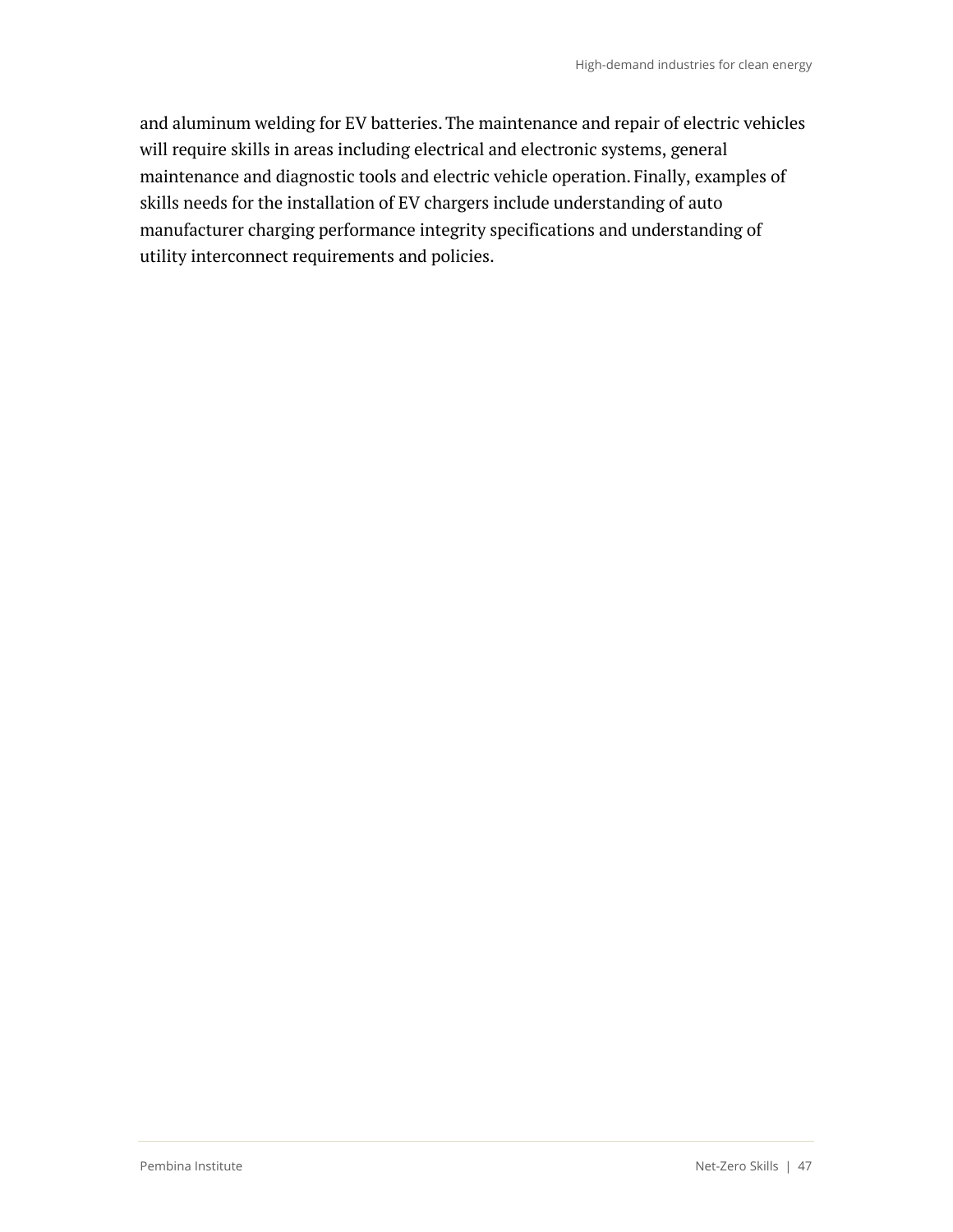and aluminum welding for EV batteries. The maintenance and repair of electric vehicles will require skills in areas including electrical and electronic systems, general maintenance and diagnostic tools and electric vehicle operation. Finally, examples of skills needs for the installation of EV chargers include understanding of auto manufacturer charging performance integrity specifications and understanding of utility interconnect requirements and policies.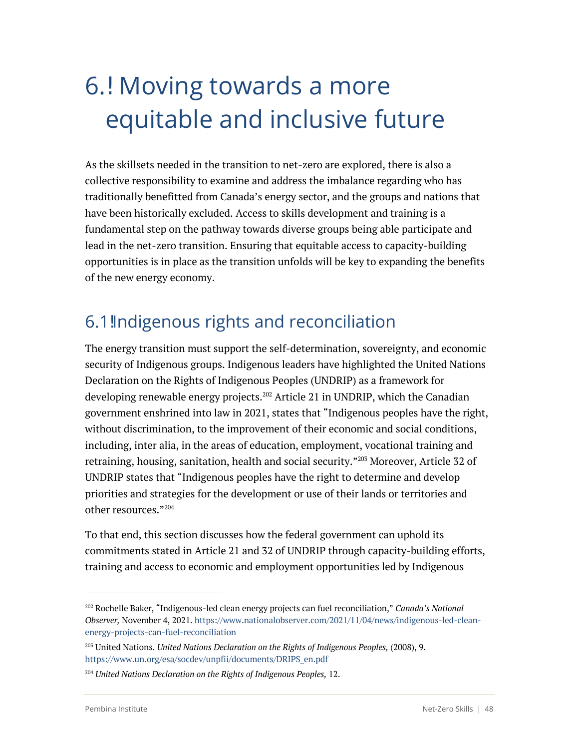# 6. Moving towards a more equitable and inclusive future

As the skillsets needed in the transition to net-zero are explored, there is also a collective responsibility to examine and address the imbalance regarding who has traditionally benefitted from Canada's energy sector, and the groups and nations that have been historically excluded. Access to skills development and training is a fundamental step on the pathway towards diverse groups being able participate and lead in the net-zero transition. Ensuring that equitable access to capacity-building opportunities is in place as the transition unfolds will be key to expanding the benefits of the new energy economy.

## 6.1 Indigenous rights and reconciliation

The energy transition must support the self-determination, sovereignty, and economic security of Indigenous groups. Indigenous leaders have highlighted the United Nations Declaration on the Rights of Indigenous Peoples (UNDRIP) as a framework for developing renewable energy projects.[202] Article 21 in UNDRIP, which the Canadian government enshrined into law in 2021, states that "Indigenous peoples have the right, without discrimination, to the improvement of their economic and social conditions, including, inter alia, in the areas of education, employment, vocational training and retraining, housing, sanitation, health and social security."[203] Moreover, Article 32 of UNDRIP states that "Indigenous peoples have the right to determine and develop priorities and strategies for the development or use of their lands or territories and other resources."[204]

To that end, this section discusses how the federal government can uphold its commitments stated in Article 21 and 32 of UNDRIP through capacity-building efforts, training and access to economic and employment opportunities led by Indigenous

---

[202] Rochelle Baker, "Indigenous-led clean energy projects can fuel reconciliation," *Canada's National Observer,* November 4, 2021. https://www.nationalobserver.com/2021/11/04/news/indigenous-led-clean-energy-projects-can-fuel-reconciliation

[203] United Nations. *United Nations Declaration on the Rights of Indigenous Peoples,* (2008), 9. https://www.un.org/esa/socdev/unpfii/documents/DRIPS_en.pdf

[204] *United Nations Declaration on the Rights of Indigenous Peoples,* 12.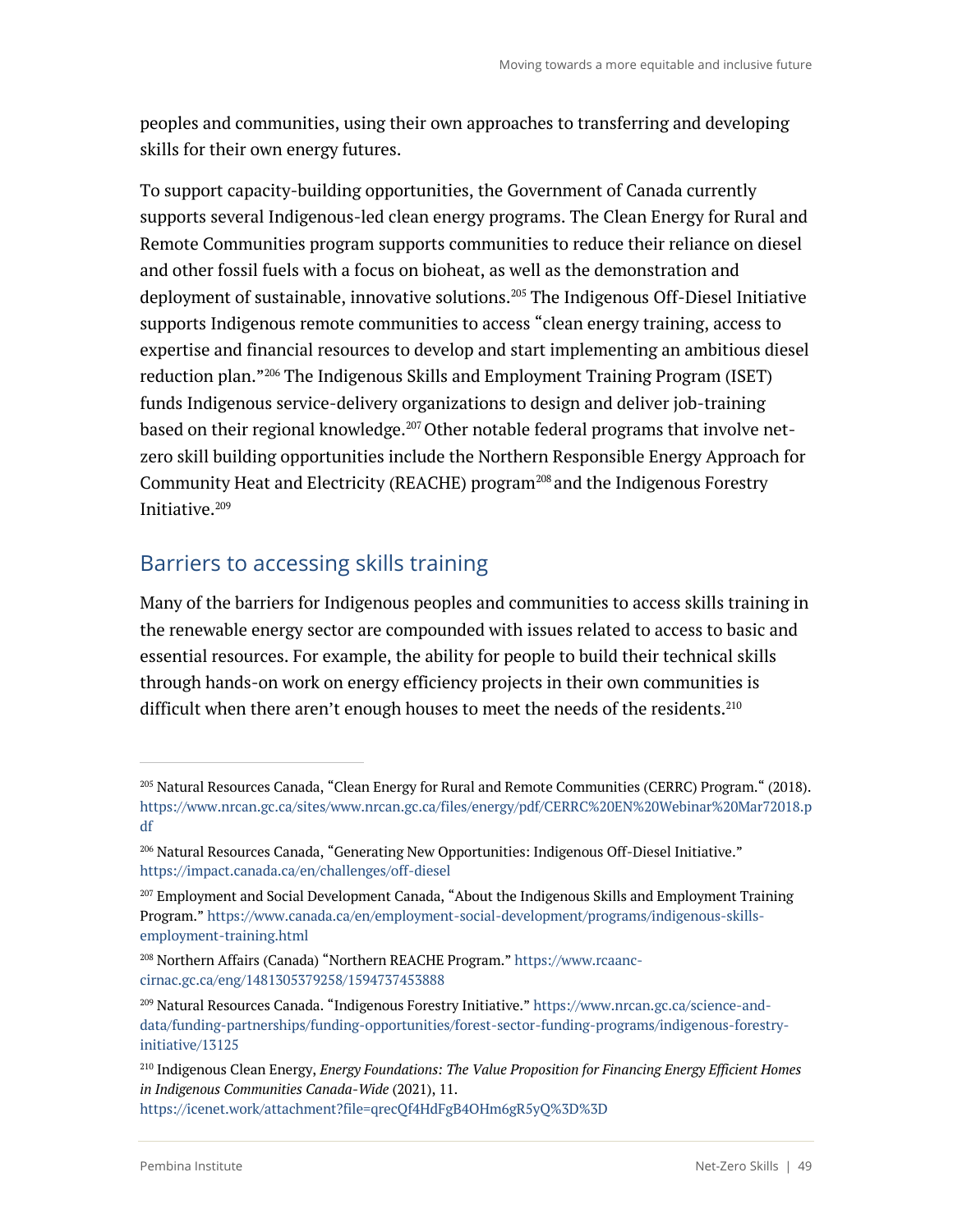peoples and communities, using their own approaches to transferring and developing skills for their own energy futures.

To support capacity-building opportunities, the Government of Canada currently supports several Indigenous-led clean energy programs. The Clean Energy for Rural and Remote Communities program supports communities to reduce their reliance on diesel and other fossil fuels with a focus on bioheat, as well as the demonstration and deployment of sustainable, innovative solutions.[205] The Indigenous Off-Diesel Initiative supports Indigenous remote communities to access "clean energy training, access to expertise and financial resources to develop and start implementing an ambitious diesel reduction plan."[206] The Indigenous Skills and Employment Training Program (ISET) funds Indigenous service-delivery organizations to design and deliver job-training based on their regional knowledge.[207] Other notable federal programs that involve net-zero skill building opportunities include the Northern Responsible Energy Approach for Community Heat and Electricity (REACHE) program[208] and the Indigenous Forestry Initiative.[209]

## Barriers to accessing skills training

Many of the barriers for Indigenous peoples and communities to access skills training in the renewable energy sector are compounded with issues related to access to basic and essential resources. For example, the ability for people to build their technical skills through hands-on work on energy efficiency projects in their own communities is difficult when there aren't enough houses to meet the needs of the residents.[210]

---

[205] Natural Resources Canada, "Clean Energy for Rural and Remote Communities (CERRC) Program." (2018). https://www.nrcan.gc.ca/sites/www.nrcan.gc.ca/files/energy/pdf/CERRC%20EN%20Webinar%20Mar72018.pdf

[206] Natural Resources Canada, "Generating New Opportunities: Indigenous Off-Diesel Initiative." https://impact.canada.ca/en/challenges/off-diesel

[207] Employment and Social Development Canada, "About the Indigenous Skills and Employment Training Program." https://www.canada.ca/en/employment-social-development/programs/indigenous-skills-employment-training.html

[208] Northern Affairs (Canada) "Northern REACHE Program." https://www.rcaanc-cirnac.gc.ca/eng/1481305379258/1594737453888

[209] Natural Resources Canada. "Indigenous Forestry Initiative." https://www.nrcan.gc.ca/science-and-data/funding-partnerships/funding-opportunities/forest-sector-funding-programs/indigenous-forestry-initiative/13125

[210] Indigenous Clean Energy, *Energy Foundations: The Value Proposition for Financing Energy Efficient Homes in Indigenous Communities Canada-Wide* (2021), 11. https://icenet.work/attachment?file=qrecQf4HdFgB4OHm6gR5yQ%3D%3D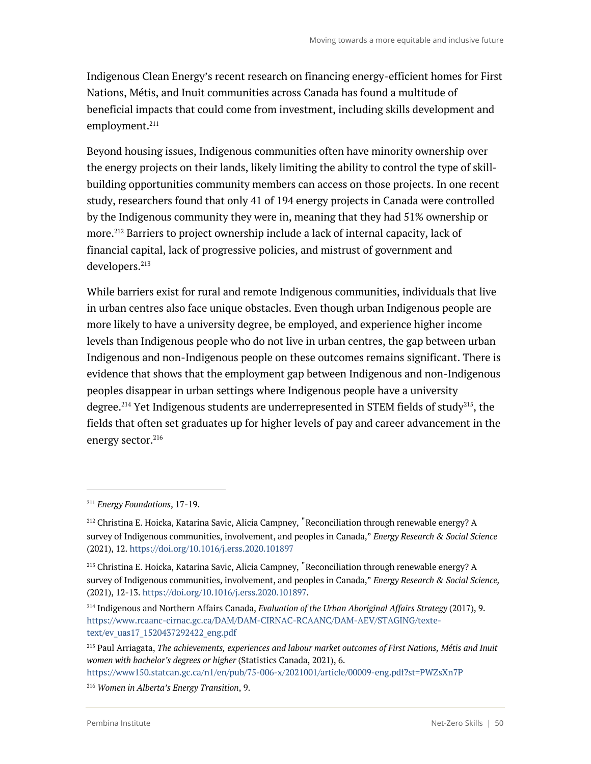Indigenous Clean Energy's recent research on financing energy-efficient homes for First Nations, Métis, and Inuit communities across Canada has found a multitude of beneficial impacts that could come from investment, including skills development and employment.[211]

Beyond housing issues, Indigenous communities often have minority ownership over the energy projects on their lands, likely limiting the ability to control the type of skill-building opportunities community members can access on those projects. In one recent study, researchers found that only 41 of 194 energy projects in Canada were controlled by the Indigenous community they were in, meaning that they had 51% ownership or more.[212] Barriers to project ownership include a lack of internal capacity, lack of financial capital, lack of progressive policies, and mistrust of government and developers.[213]

While barriers exist for rural and remote Indigenous communities, individuals that live in urban centres also face unique obstacles. Even though urban Indigenous people are more likely to have a university degree, be employed, and experience higher income levels than Indigenous people who do not live in urban centres, the gap between urban Indigenous and non-Indigenous people on these outcomes remains significant. There is evidence that shows that the employment gap between Indigenous and non-Indigenous peoples disappear in urban settings where Indigenous people have a university degree.[214] Yet Indigenous students are underrepresented in STEM fields of study[215], the fields that often set graduates up for higher levels of pay and career advancement in the energy sector.[216]

---

[211] *Energy Foundations*, 17-19.

[212] Christina E. Hoicka, Katarina Savic, Alicia Campney, "Reconciliation through renewable energy? A survey of Indigenous communities, involvement, and peoples in Canada," *Energy Research & Social Science* (2021), 12. https://doi.org/10.1016/j.erss.2020.101897

[213] Christina E. Hoicka, Katarina Savic, Alicia Campney, "Reconciliation through renewable energy? A survey of Indigenous communities, involvement, and peoples in Canada," *Energy Research & Social Science,* (2021), 12-13. https://doi.org/10.1016/j.erss.2020.101897.

[214] Indigenous and Northern Affairs Canada, *Evaluation of the Urban Aboriginal Affairs Strategy* (2017), 9. https://www.rcaanc-cirnac.gc.ca/DAM/DAM-CIRNAC-RCAANC/DAM-AEV/STAGING/texte-text/ev_uas17_1520437292422_eng.pdf

[215] Paul Arriagata, *The achievements, experiences and labour market outcomes of First Nations, Métis and Inuit women with bachelor's degrees or higher* (Statistics Canada, 2021), 6. https://www150.statcan.gc.ca/n1/en/pub/75-006-x/2021001/article/00009-eng.pdf?st=PWZsXn7P

[216] *Women in Alberta's Energy Transition*, 9.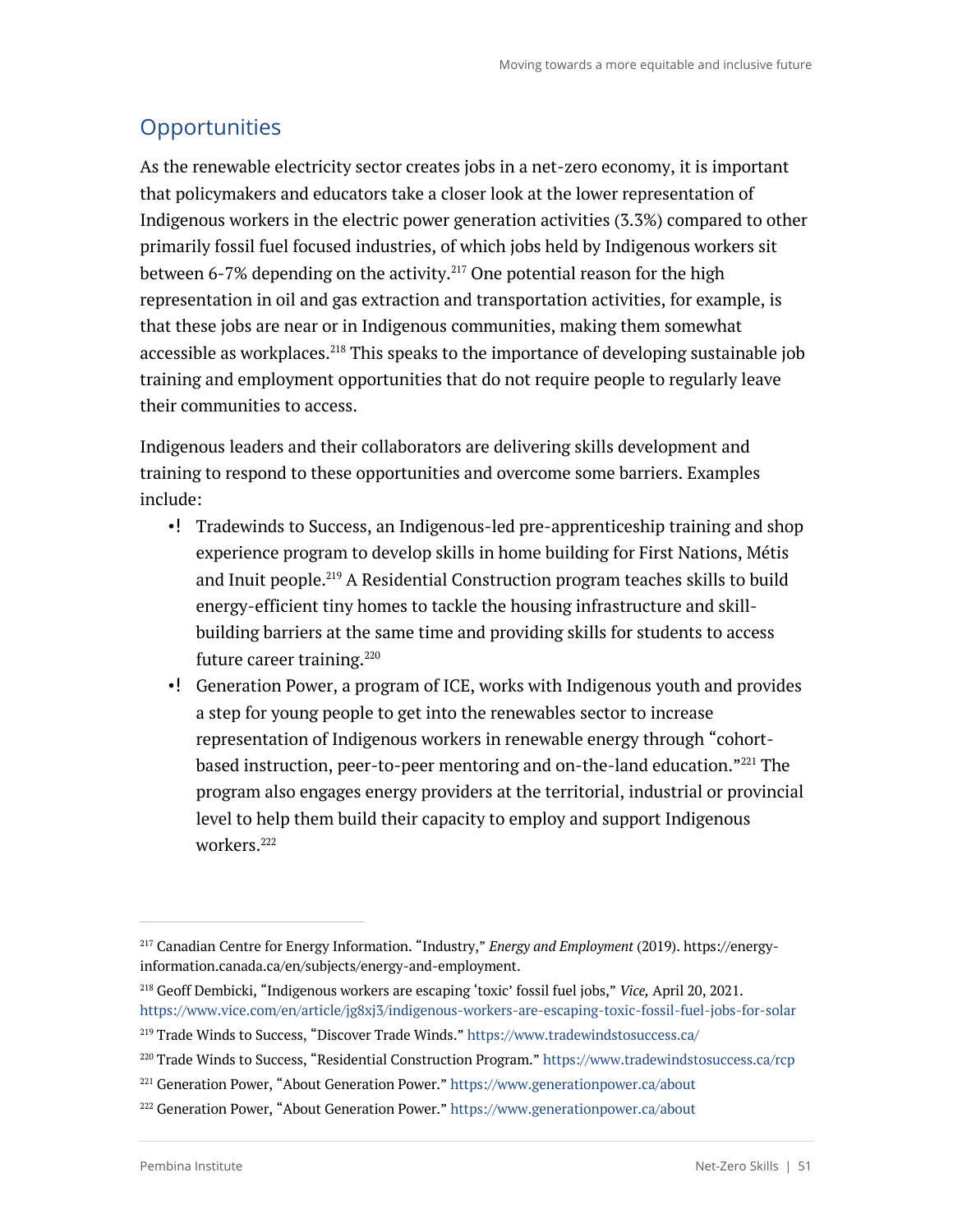## Opportunities

As the renewable electricity sector creates jobs in a net-zero economy, it is important that policymakers and educators take a closer look at the lower representation of Indigenous workers in the electric power generation activities (3.3%) compared to other primarily fossil fuel focused industries, of which jobs held by Indigenous workers sit between 6-7% depending on the activity.[217] One potential reason for the high representation in oil and gas extraction and transportation activities, for example, is that these jobs are near or in Indigenous communities, making them somewhat accessible as workplaces.[218] This speaks to the importance of developing sustainable job training and employment opportunities that do not require people to regularly leave their communities to access.

Indigenous leaders and their collaborators are delivering skills development and training to respond to these opportunities and overcome some barriers. Examples include:

- Tradewinds to Success, an Indigenous-led pre-apprenticeship training and shop experience program to develop skills in home building for First Nations, Métis and Inuit people.[219] A Residential Construction program teaches skills to build energy-efficient tiny homes to tackle the housing infrastructure and skill-building barriers at the same time and providing skills for students to access future career training.[220]
- Generation Power, a program of ICE, works with Indigenous youth and provides a step for young people to get into the renewables sector to increase representation of Indigenous workers in renewable energy through "cohort-based instruction, peer-to-peer mentoring and on-the-land education."[221] The program also engages energy providers at the territorial, industrial or provincial level to help them build their capacity to employ and support Indigenous workers.[222]

---

[217] Canadian Centre for Energy Information. "Industry," *Energy and Employment* (2019). https://energy-information.canada.ca/en/subjects/energy-and-employment.

[218] Geoff Dembicki, "Indigenous workers are escaping 'toxic' fossil fuel jobs," *Vice,* April 20, 2021. https://www.vice.com/en/article/jg8xj3/indigenous-workers-are-escaping-toxic-fossil-fuel-jobs-for-solar

[219] Trade Winds to Success, "Discover Trade Winds." https://www.tradewindstosuccess.ca/

[220] Trade Winds to Success, "Residential Construction Program." https://www.tradewindstosuccess.ca/rcp

[221] Generation Power, "About Generation Power." https://www.generationpower.ca/about

[222] Generation Power, "About Generation Power." https://www.generationpower.ca/about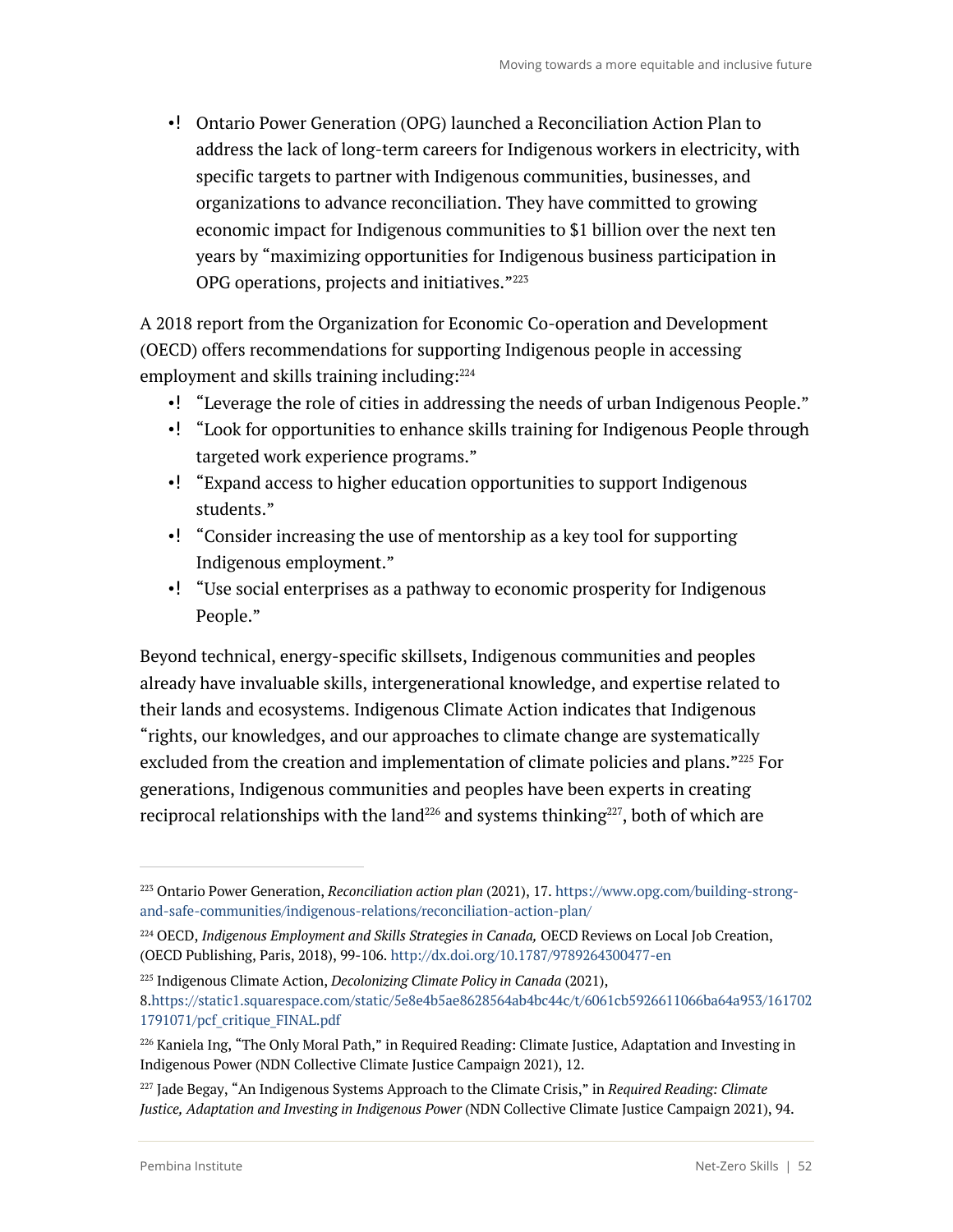- Ontario Power Generation (OPG) launched a Reconciliation Action Plan to address the lack of long-term careers for Indigenous workers in electricity, with specific targets to partner with Indigenous communities, businesses, and organizations to advance reconciliation. They have committed to growing economic impact for Indigenous communities to $1 billion over the next ten years by "maximizing opportunities for Indigenous business participation in OPG operations, projects and initiatives."[223]

A 2018 report from the Organization for Economic Co-operation and Development (OECD) offers recommendations for supporting Indigenous people in accessing employment and skills training including:[224]

- "Leverage the role of cities in addressing the needs of urban Indigenous People."
- "Look for opportunities to enhance skills training for Indigenous People through targeted work experience programs."
- "Expand access to higher education opportunities to support Indigenous students."
- "Consider increasing the use of mentorship as a key tool for supporting Indigenous employment."
- "Use social enterprises as a pathway to economic prosperity for Indigenous People."

Beyond technical, energy-specific skillsets, Indigenous communities and peoples already have invaluable skills, intergenerational knowledge, and expertise related to their lands and ecosystems. Indigenous Climate Action indicates that Indigenous "rights, our knowledges, and our approaches to climate change are systematically excluded from the creation and implementation of climate policies and plans."[225] For generations, Indigenous communities and peoples have been experts in creating reciprocal relationships with the land[226] and systems thinking[227], both of which are

---

[223] Ontario Power Generation, *Reconciliation action plan* (2021), 17. https://www.opg.com/building-strong-and-safe-communities/indigenous-relations/reconciliation-action-plan/

[224] OECD, *Indigenous Employment and Skills Strategies in Canada,* OECD Reviews on Local Job Creation, (OECD Publishing, Paris, 2018), 99-106. http://dx.doi.org/10.1787/9789264300477-en

[225] Indigenous Climate Action, *Decolonizing Climate Policy in Canada* (2021), 8.https://static1.squarespace.com/static/5e8e4b5ae8628564ab4bc44c/t/6061cb5926611066ba64a953/1617021791071/pcf_critique_FINAL.pdf

[226] Kaniela Ing, "The Only Moral Path," in Required Reading: Climate Justice, Adaptation and Investing in Indigenous Power (NDN Collective Climate Justice Campaign 2021), 12.

[227] Jade Begay, "An Indigenous Systems Approach to the Climate Crisis," in *Required Reading: Climate Justice, Adaptation and Investing in Indigenous Power* (NDN Collective Climate Justice Campaign 2021), 94.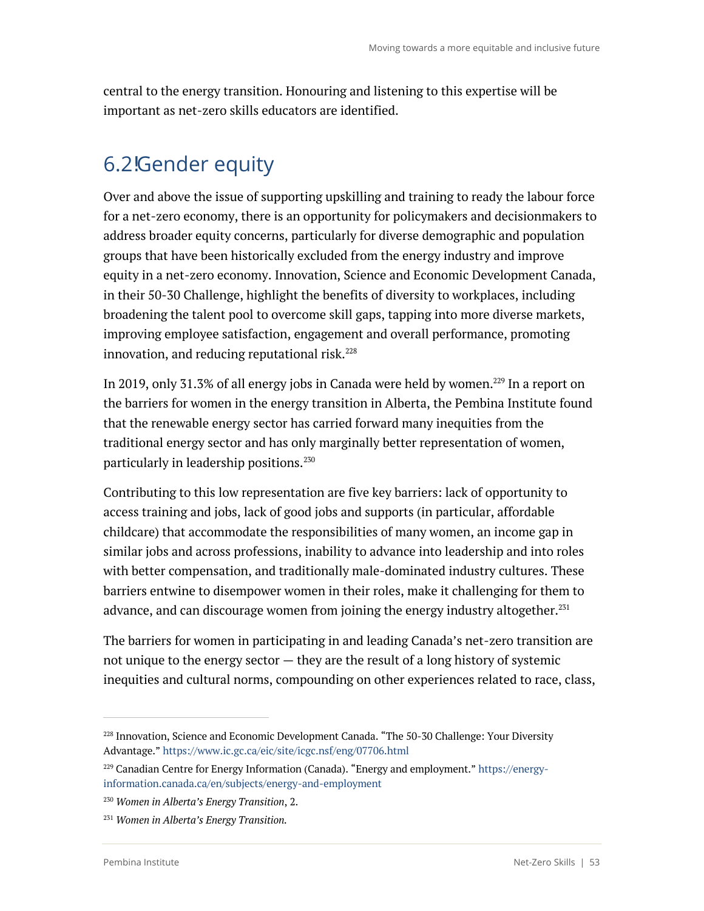central to the energy transition. Honouring and listening to this expertise will be important as net-zero skills educators are identified.

## 6.2 Gender equity

Over and above the issue of supporting upskilling and training to ready the labour force for a net-zero economy, there is an opportunity for policymakers and decisionmakers to address broader equity concerns, particularly for diverse demographic and population groups that have been historically excluded from the energy industry and improve equity in a net-zero economy. Innovation, Science and Economic Development Canada, in their 50-30 Challenge, highlight the benefits of diversity to workplaces, including broadening the talent pool to overcome skill gaps, tapping into more diverse markets, improving employee satisfaction, engagement and overall performance, promoting innovation, and reducing reputational risk.[228]

In 2019, only 31.3% of all energy jobs in Canada were held by women.[229] In a report on the barriers for women in the energy transition in Alberta, the Pembina Institute found that the renewable energy sector has carried forward many inequities from the traditional energy sector and has only marginally better representation of women, particularly in leadership positions.[230]

Contributing to this low representation are five key barriers: lack of opportunity to access training and jobs, lack of good jobs and supports (in particular, affordable childcare) that accommodate the responsibilities of many women, an income gap in similar jobs and across professions, inability to advance into leadership and into roles with better compensation, and traditionally male-dominated industry cultures. These barriers entwine to disempower women in their roles, make it challenging for them to advance, and can discourage women from joining the energy industry altogether.[231]

The barriers for women in participating in and leading Canada's net-zero transition are not unique to the energy sector — they are the result of a long history of systemic inequities and cultural norms, compounding on other experiences related to race, class,

---

[228] Innovation, Science and Economic Development Canada. "The 50-30 Challenge: Your Diversity Advantage." https://www.ic.gc.ca/eic/site/icgc.nsf/eng/07706.html

[229] Canadian Centre for Energy Information (Canada). "Energy and employment." https://energy-information.canada.ca/en/subjects/energy-and-employment

[230] *Women in Alberta's Energy Transition*, 2.

[231] *Women in Alberta's Energy Transition.*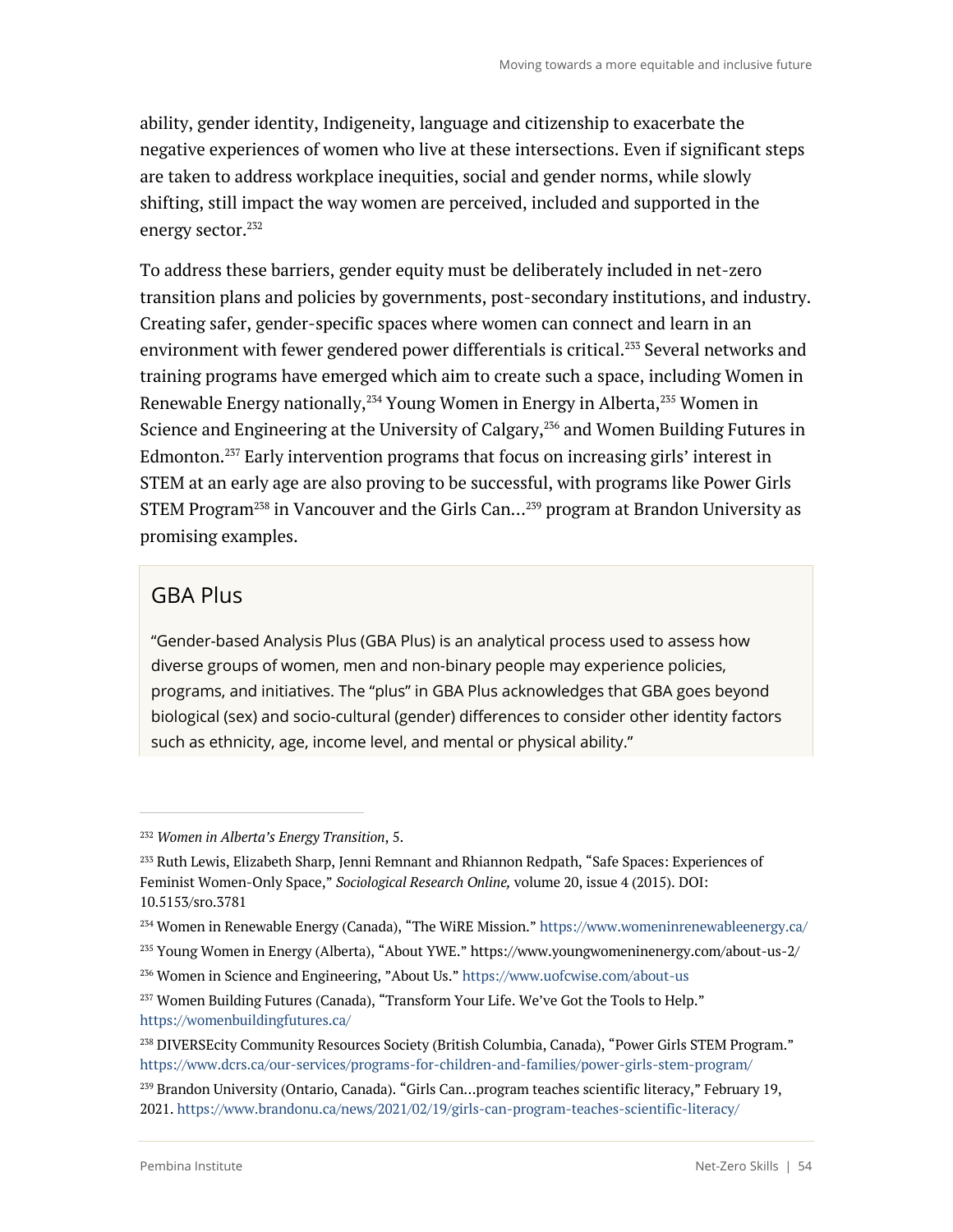ability, gender identity, Indigeneity, language and citizenship to exacerbate the negative experiences of women who live at these intersections. Even if significant steps are taken to address workplace inequities, social and gender norms, while slowly shifting, still impact the way women are perceived, included and supported in the energy sector.[232]

To address these barriers, gender equity must be deliberately included in net-zero transition plans and policies by governments, post-secondary institutions, and industry. Creating safer, gender-specific spaces where women can connect and learn in an environment with fewer gendered power differentials is critical.[233] Several networks and training programs have emerged which aim to create such a space, including Women in Renewable Energy nationally,[234] Young Women in Energy in Alberta,[235] Women in Science and Engineering at the University of Calgary,[236] and Women Building Futures in Edmonton.[237] Early intervention programs that focus on increasing girls' interest in STEM at an early age are also proving to be successful, with programs like Power Girls STEM Program[238] in Vancouver and the Girls Can…[239] program at Brandon University as promising examples.

## GBA Plus

"Gender-based Analysis Plus (GBA Plus) is an analytical process used to assess how diverse groups of women, men and non-binary people may experience policies, programs, and initiatives. The "plus" in GBA Plus acknowledges that GBA goes beyond biological (sex) and socio-cultural (gender) differences to consider other identity factors such as ethnicity, age, income level, and mental or physical ability."

---

[232] *Women in Alberta's Energy Transition*, 5.

[233] Ruth Lewis, Elizabeth Sharp, Jenni Remnant and Rhiannon Redpath, "Safe Spaces: Experiences of Feminist Women-Only Space," *Sociological Research Online,* volume 20, issue 4 (2015). DOI: 10.5153/sro.3781

[234] Women in Renewable Energy (Canada), "The WiRE Mission." https://www.womeninrenewableenergy.ca/

[235] Young Women in Energy (Alberta), "About YWE." https://www.youngwomeninenergy.com/about-us-2/

[236] Women in Science and Engineering, "About Us." https://www.uofcwise.com/about-us

[237] Women Building Futures (Canada), "Transform Your Life. We've Got the Tools to Help." https://womenbuildingfutures.ca/

[238] DIVERSEcity Community Resources Society (British Columbia, Canada), "Power Girls STEM Program." https://www.dcrs.ca/our-services/programs-for-children-and-families/power-girls-stem-program/

[239] Brandon University (Ontario, Canada). "Girls Can…program teaches scientific literacy," February 19, 2021. https://www.brandonu.ca/news/2021/02/19/girls-can-program-teaches-scientific-literacy/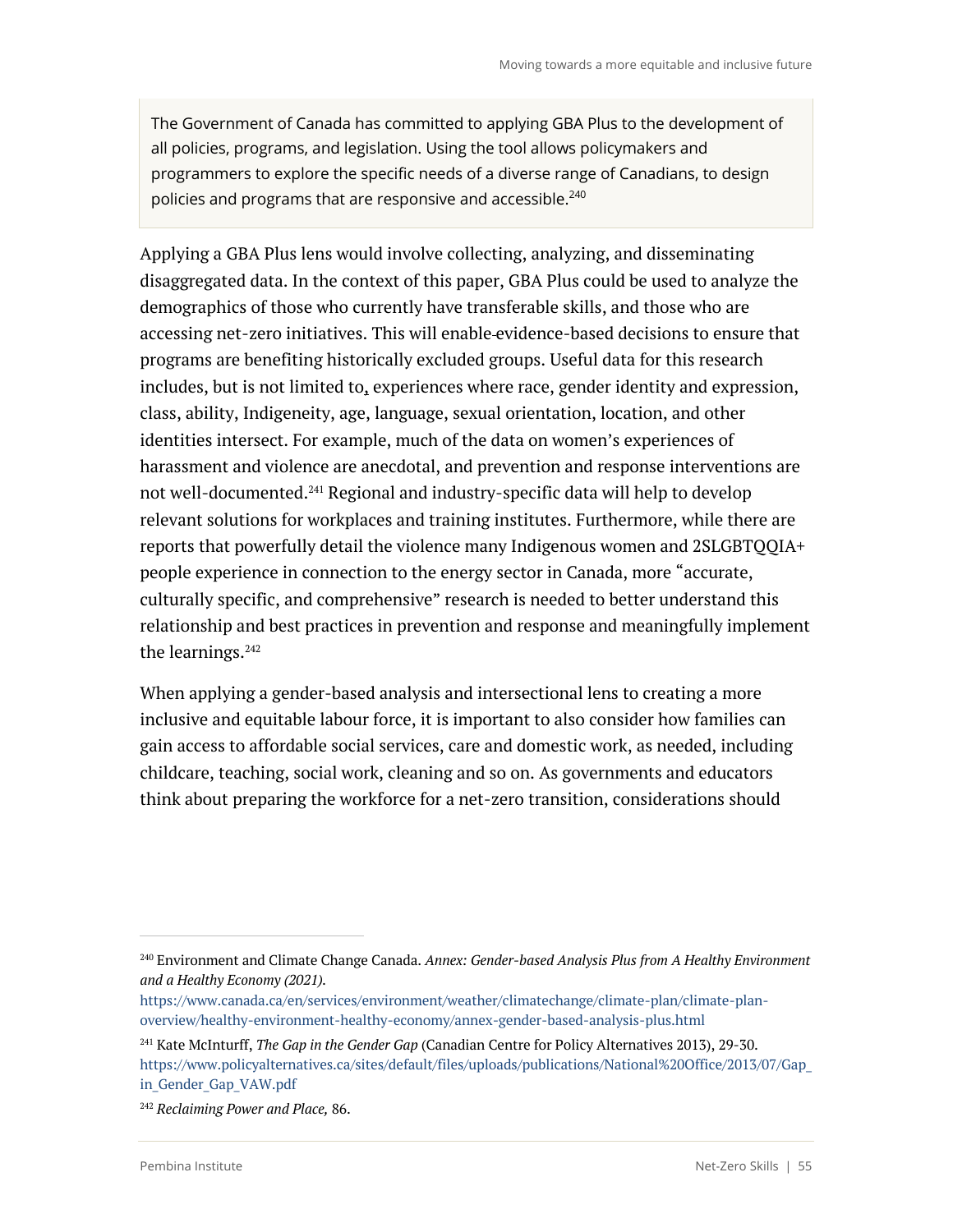The Government of Canada has committed to applying GBA Plus to the development of all policies, programs, and legislation. Using the tool allows policymakers and programmers to explore the specific needs of a diverse range of Canadians, to design policies and programs that are responsive and accessible.[240]

Applying a GBA Plus lens would involve collecting, analyzing, and disseminating disaggregated data. In the context of this paper, GBA Plus could be used to analyze the demographics of those who currently have transferable skills, and those who are accessing net-zero initiatives. This will enable evidence-based decisions to ensure that programs are benefiting historically excluded groups. Useful data for this research includes, but is not limited to, experiences where race, gender identity and expression, class, ability, Indigeneity, age, language, sexual orientation, location, and other identities intersect. For example, much of the data on women's experiences of harassment and violence are anecdotal, and prevention and response interventions are not well-documented.[241] Regional and industry-specific data will help to develop relevant solutions for workplaces and training institutes. Furthermore, while there are reports that powerfully detail the violence many Indigenous women and 2SLGBTQQIA+ people experience in connection to the energy sector in Canada, more "accurate, culturally specific, and comprehensive" research is needed to better understand this relationship and best practices in prevention and response and meaningfully implement the learnings.[242]

When applying a gender-based analysis and intersectional lens to creating a more inclusive and equitable labour force, it is important to also consider how families can gain access to affordable social services, care and domestic work, as needed, including childcare, teaching, social work, cleaning and so on. As governments and educators think about preparing the workforce for a net-zero transition, considerations should

---

[240] Environment and Climate Change Canada. *Annex: Gender-based Analysis Plus from A Healthy Environment and a Healthy Economy (2021).* https://www.canada.ca/en/services/environment/weather/climatechange/climate-plan/climate-plan-overview/healthy-environment-healthy-economy/annex-gender-based-analysis-plus.html

[241] Kate McInturff, *The Gap in the Gender Gap* (Canadian Centre for Policy Alternatives 2013), 29-30. https://www.policyalternatives.ca/sites/default/files/uploads/publications/National%20Office/2013/07/Gap_in_Gender_Gap_VAW.pdf

[242] *Reclaiming Power and Place,* 86.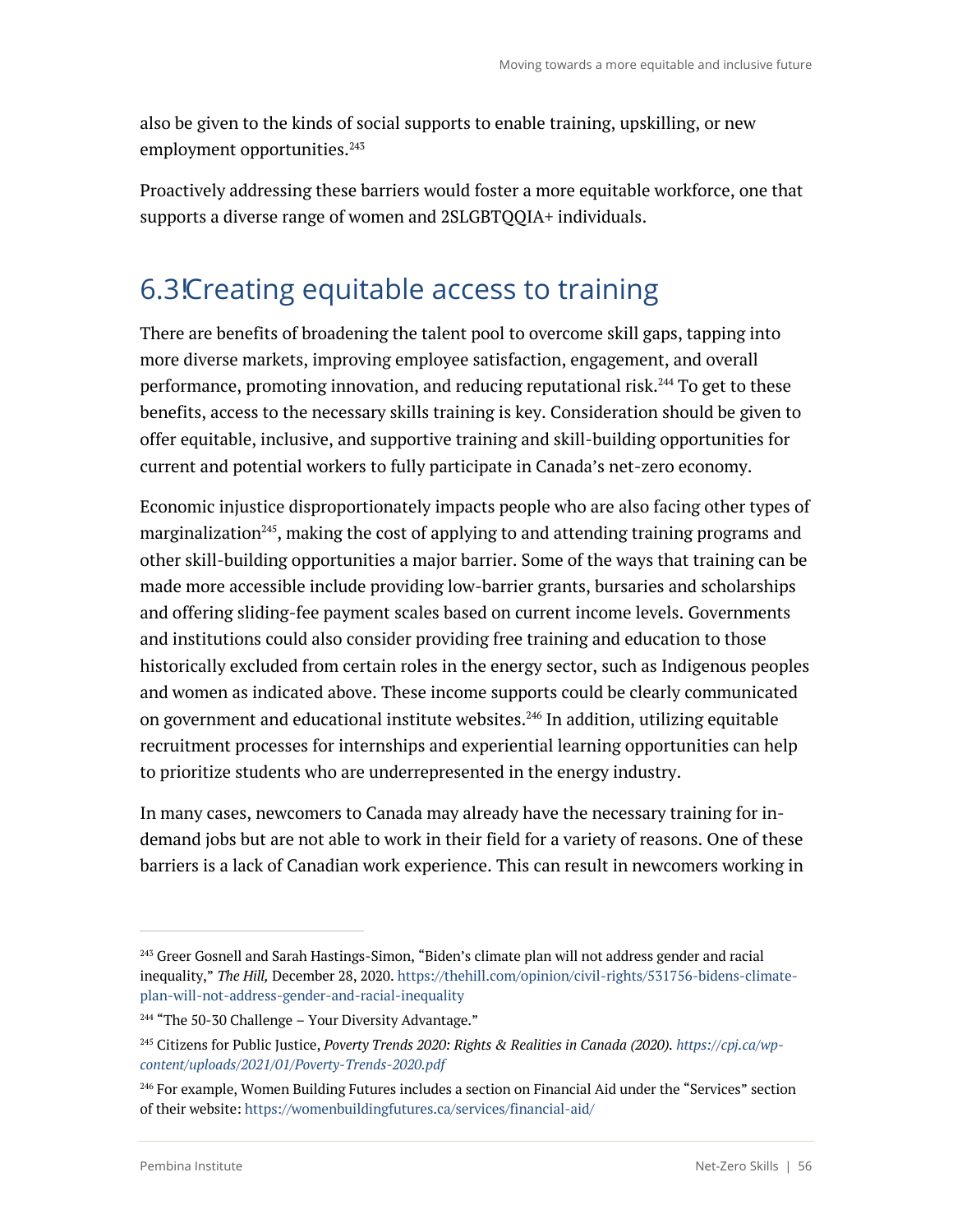also be given to the kinds of social supports to enable training, upskilling, or new employment opportunities.[243]

Proactively addressing these barriers would foster a more equitable workforce, one that supports a diverse range of women and 2SLGBTQQIA+ individuals.

## 6.3 Creating equitable access to training

There are benefits of broadening the talent pool to overcome skill gaps, tapping into more diverse markets, improving employee satisfaction, engagement, and overall performance, promoting innovation, and reducing reputational risk.[244] To get to these benefits, access to the necessary skills training is key. Consideration should be given to offer equitable, inclusive, and supportive training and skill-building opportunities for current and potential workers to fully participate in Canada's net-zero economy.

Economic injustice disproportionately impacts people who are also facing other types of marginalization[245], making the cost of applying to and attending training programs and other skill-building opportunities a major barrier. Some of the ways that training can be made more accessible include providing low-barrier grants, bursaries and scholarships and offering sliding-fee payment scales based on current income levels. Governments and institutions could also consider providing free training and education to those historically excluded from certain roles in the energy sector, such as Indigenous peoples and women as indicated above. These income supports could be clearly communicated on government and educational institute websites.[246] In addition, utilizing equitable recruitment processes for internships and experiential learning opportunities can help to prioritize students who are underrepresented in the energy industry.

In many cases, newcomers to Canada may already have the necessary training for in-demand jobs but are not able to work in their field for a variety of reasons. One of these barriers is a lack of Canadian work experience. This can result in newcomers working in

---

[243] Greer Gosnell and Sarah Hastings-Simon, "Biden's climate plan will not address gender and racial inequality," *The Hill,* December 28, 2020. https://thehill.com/opinion/civil-rights/531756-bidens-climate-plan-will-not-address-gender-and-racial-inequality

[244] "The 50-30 Challenge – Your Diversity Advantage."

[245] Citizens for Public Justice, *Poverty Trends 2020: Rights & Realities in Canada (2020). https://cpj.ca/wp-content/uploads/2021/01/Poverty-Trends-2020.pdf*

[246] For example, Women Building Futures includes a section on Financial Aid under the "Services" section of their website: https://womenbuildingfutures.ca/services/financial-aid/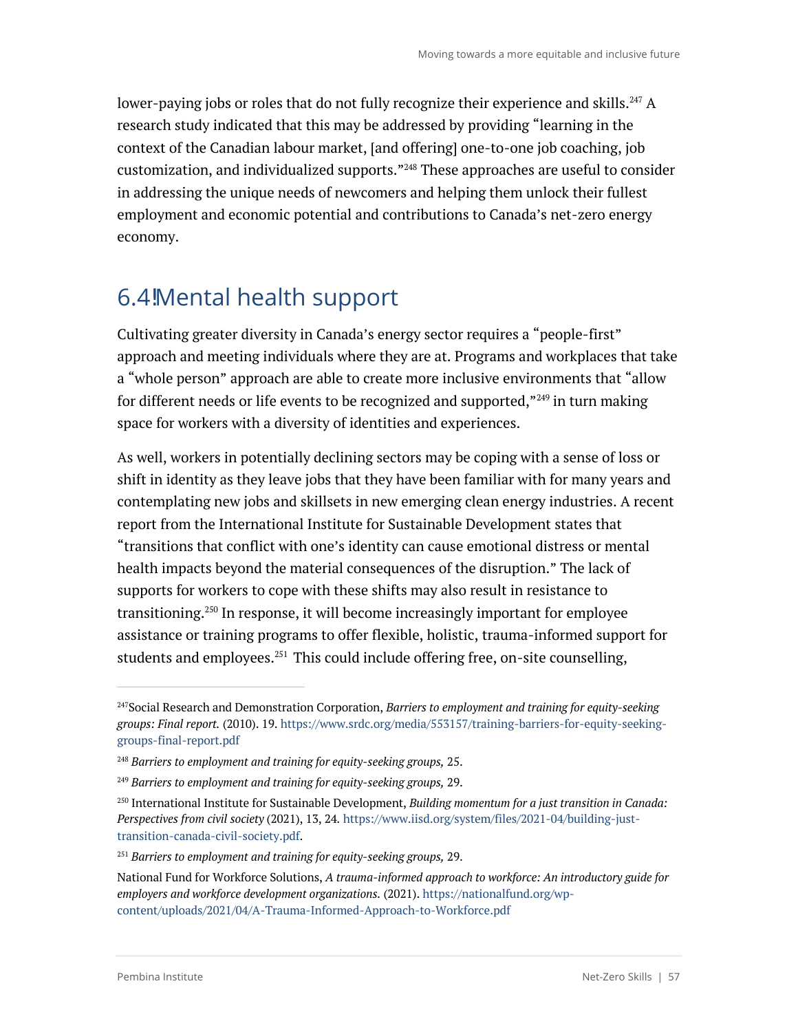lower-paying jobs or roles that do not fully recognize their experience and skills.[247] A research study indicated that this may be addressed by providing "learning in the context of the Canadian labour market, [and offering] one-to-one job coaching, job customization, and individualized supports."[248] These approaches are useful to consider in addressing the unique needs of newcomers and helping them unlock their fullest employment and economic potential and contributions to Canada's net-zero energy economy.

## 6.4 Mental health support

Cultivating greater diversity in Canada's energy sector requires a "people-first" approach and meeting individuals where they are at. Programs and workplaces that take a "whole person" approach are able to create more inclusive environments that "allow for different needs or life events to be recognized and supported,"[249] in turn making space for workers with a diversity of identities and experiences.

As well, workers in potentially declining sectors may be coping with a sense of loss or shift in identity as they leave jobs that they have been familiar with for many years and contemplating new jobs and skillsets in new emerging clean energy industries. A recent report from the International Institute for Sustainable Development states that "transitions that conflict with one's identity can cause emotional distress or mental health impacts beyond the material consequences of the disruption." The lack of supports for workers to cope with these shifts may also result in resistance to transitioning.[250] In response, it will become increasingly important for employee assistance or training programs to offer flexible, holistic, trauma-informed support for students and employees.[251] This could include offering free, on-site counselling,

---

[247] Social Research and Demonstration Corporation, *Barriers to employment and training for equity-seeking groups: Final report.* (2010). 19. https://www.srdc.org/media/553157/training-barriers-for-equity-seeking-groups-final-report.pdf

[248] *Barriers to employment and training for equity-seeking groups,* 25.

[249] *Barriers to employment and training for equity-seeking groups,* 29.

[250] International Institute for Sustainable Development, *Building momentum for a just transition in Canada: Perspectives from civil society* (2021), 13, 24. https://www.iisd.org/system/files/2021-04/building-just-transition-canada-civil-society.pdf.

[251] *Barriers to employment and training for equity-seeking groups,* 29.

National Fund for Workforce Solutions, *A trauma-informed approach to workforce: An introductory guide for employers and workforce development organizations.* (2021). https://nationalfund.org/wp-content/uploads/2021/04/A-Trauma-Informed-Approach-to-Workforce.pdf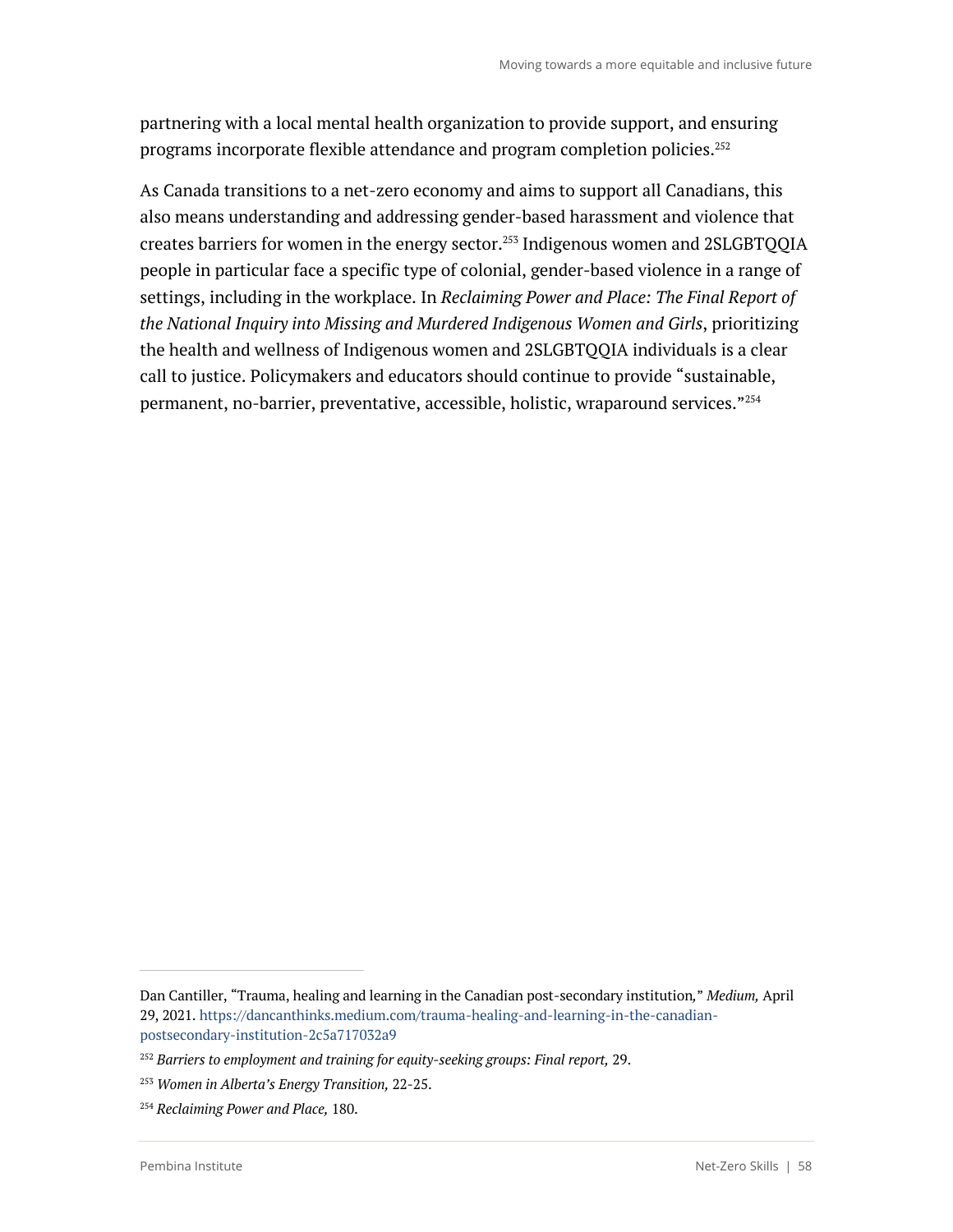partnering with a local mental health organization to provide support, and ensuring programs incorporate flexible attendance and program completion policies.[252]

As Canada transitions to a net-zero economy and aims to support all Canadians, this also means understanding and addressing gender-based harassment and violence that creates barriers for women in the energy sector.[253] Indigenous women and 2SLGBTQQIA people in particular face a specific type of colonial, gender-based violence in a range of settings, including in the workplace. In *Reclaiming Power and Place: The Final Report of the National Inquiry into Missing and Murdered Indigenous Women and Girls*, prioritizing the health and wellness of Indigenous women and 2SLGBTQQIA individuals is a clear call to justice. Policymakers and educators should continue to provide "sustainable, permanent, no-barrier, preventative, accessible, holistic, wraparound services."[254]

---

Dan Cantiller, "Trauma, healing and learning in the Canadian post-secondary institution," *Medium,* April 29, 2021. https://dancanthinks.medium.com/trauma-healing-and-learning-in-the-canadian-postsecondary-institution-2c5a717032a9

[252] *Barriers to employment and training for equity-seeking groups: Final report,* 29.

[253] *Women in Alberta's Energy Transition,* 22-25.

[254] *Reclaiming Power and Place,* 180.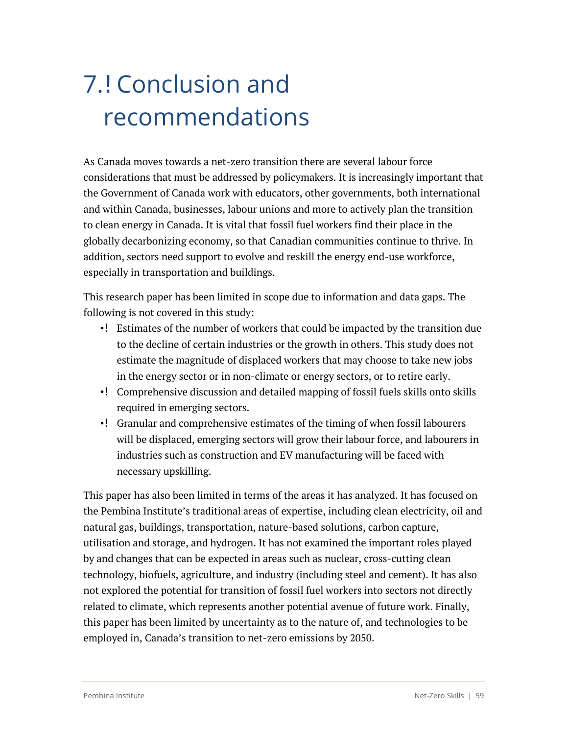# 7. Conclusion and recommendations

As Canada moves towards a net-zero transition there are several labour force considerations that must be addressed by policymakers. It is increasingly important that the Government of Canada work with educators, other governments, both international and within Canada, businesses, labour unions and more to actively plan the transition to clean energy in Canada. It is vital that fossil fuel workers find their place in the globally decarbonizing economy, so that Canadian communities continue to thrive. In addition, sectors need support to evolve and reskill the energy end-use workforce, especially in transportation and buildings.

This research paper has been limited in scope due to information and data gaps. The following is not covered in this study:

- Estimates of the number of workers that could be impacted by the transition due to the decline of certain industries or the growth in others. This study does not estimate the magnitude of displaced workers that may choose to take new jobs in the energy sector or in non-climate or energy sectors, or to retire early.
- Comprehensive discussion and detailed mapping of fossil fuels skills onto skills required in emerging sectors.
- Granular and comprehensive estimates of the timing of when fossil labourers will be displaced, emerging sectors will grow their labour force, and labourers in industries such as construction and EV manufacturing will be faced with necessary upskilling.

This paper has also been limited in terms of the areas it has analyzed. It has focused on the Pembina Institute's traditional areas of expertise, including clean electricity, oil and natural gas, buildings, transportation, nature-based solutions, carbon capture, utilisation and storage, and hydrogen. It has not examined the important roles played by and changes that can be expected in areas such as nuclear, cross-cutting clean technology, biofuels, agriculture, and industry (including steel and cement). It has also not explored the potential for transition of fossil fuel workers into sectors not directly related to climate, which represents another potential avenue of future work. Finally, this paper has been limited by uncertainty as to the nature of, and technologies to be employed in, Canada's transition to net-zero emissions by 2050.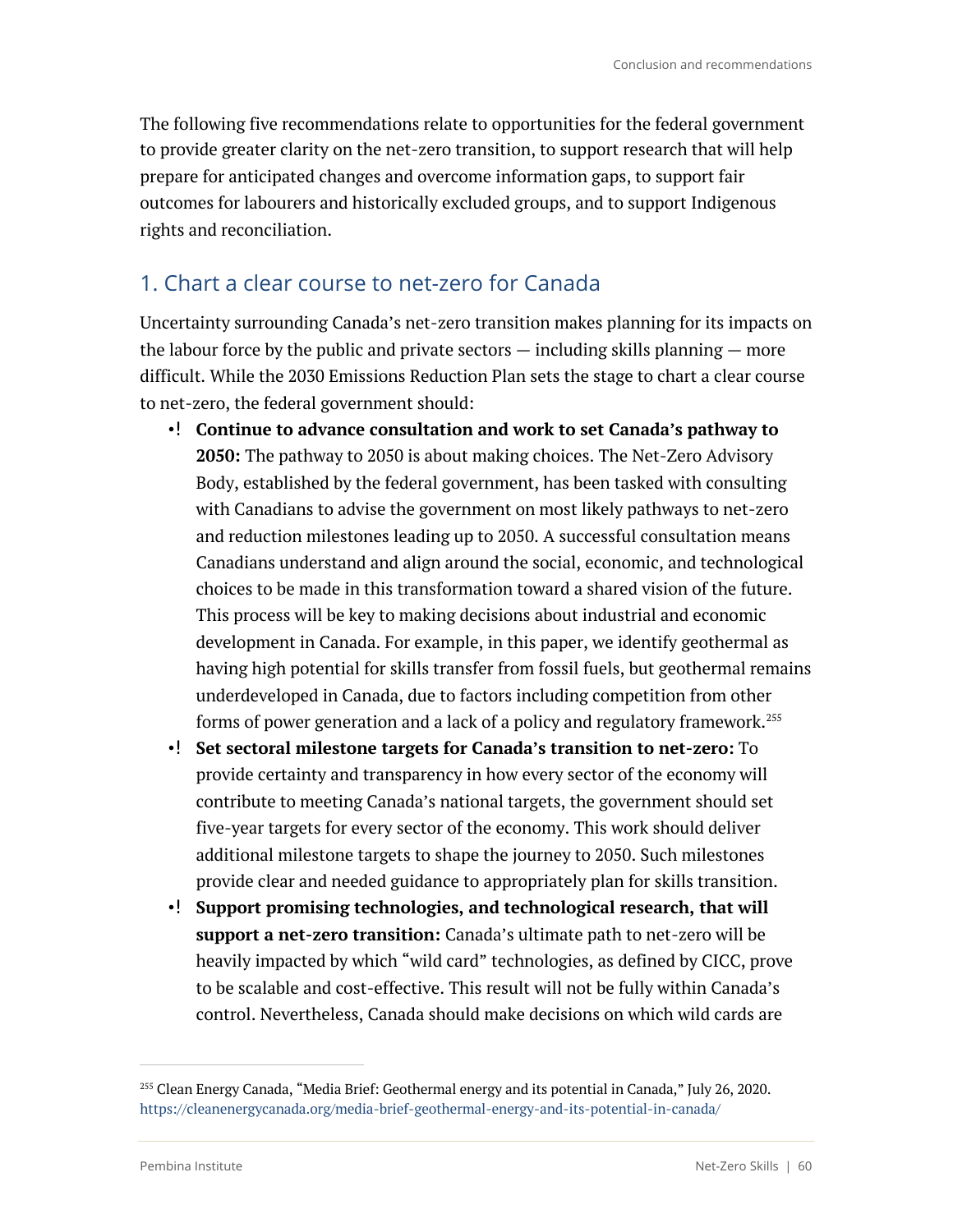The following five recommendations relate to opportunities for the federal government to provide greater clarity on the net-zero transition, to support research that will help prepare for anticipated changes and overcome information gaps, to support fair outcomes for labourers and historically excluded groups, and to support Indigenous rights and reconciliation.

## 1. Chart a clear course to net-zero for Canada

Uncertainty surrounding Canada's net-zero transition makes planning for its impacts on the labour force by the public and private sectors — including skills planning — more difficult. While the 2030 Emissions Reduction Plan sets the stage to chart a clear course to net-zero, the federal government should:

- **Continue to advance consultation and work to set Canada's pathway to 2050:** The pathway to 2050 is about making choices. The Net-Zero Advisory Body, established by the federal government, has been tasked with consulting with Canadians to advise the government on most likely pathways to net-zero and reduction milestones leading up to 2050. A successful consultation means Canadians understand and align around the social, economic, and technological choices to be made in this transformation toward a shared vision of the future. This process will be key to making decisions about industrial and economic development in Canada. For example, in this paper, we identify geothermal as having high potential for skills transfer from fossil fuels, but geothermal remains underdeveloped in Canada, due to factors including competition from other forms of power generation and a lack of a policy and regulatory framework.[255]
- **Set sectoral milestone targets for Canada's transition to net-zero:** To provide certainty and transparency in how every sector of the economy will contribute to meeting Canada's national targets, the government should set five-year targets for every sector of the economy. This work should deliver additional milestone targets to shape the journey to 2050. Such milestones provide clear and needed guidance to appropriately plan for skills transition.
- **Support promising technologies, and technological research, that will support a net-zero transition:** Canada's ultimate path to net-zero will be heavily impacted by which "wild card" technologies, as defined by CICC, prove to be scalable and cost-effective. This result will not be fully within Canada's control. Nevertheless, Canada should make decisions on which wild cards are

[255] Clean Energy Canada, "Media Brief: Geothermal energy and its potential in Canada," July 26, 2020. https://cleanenergycanada.org/media-brief-geothermal-energy-and-its-potential-in-canada/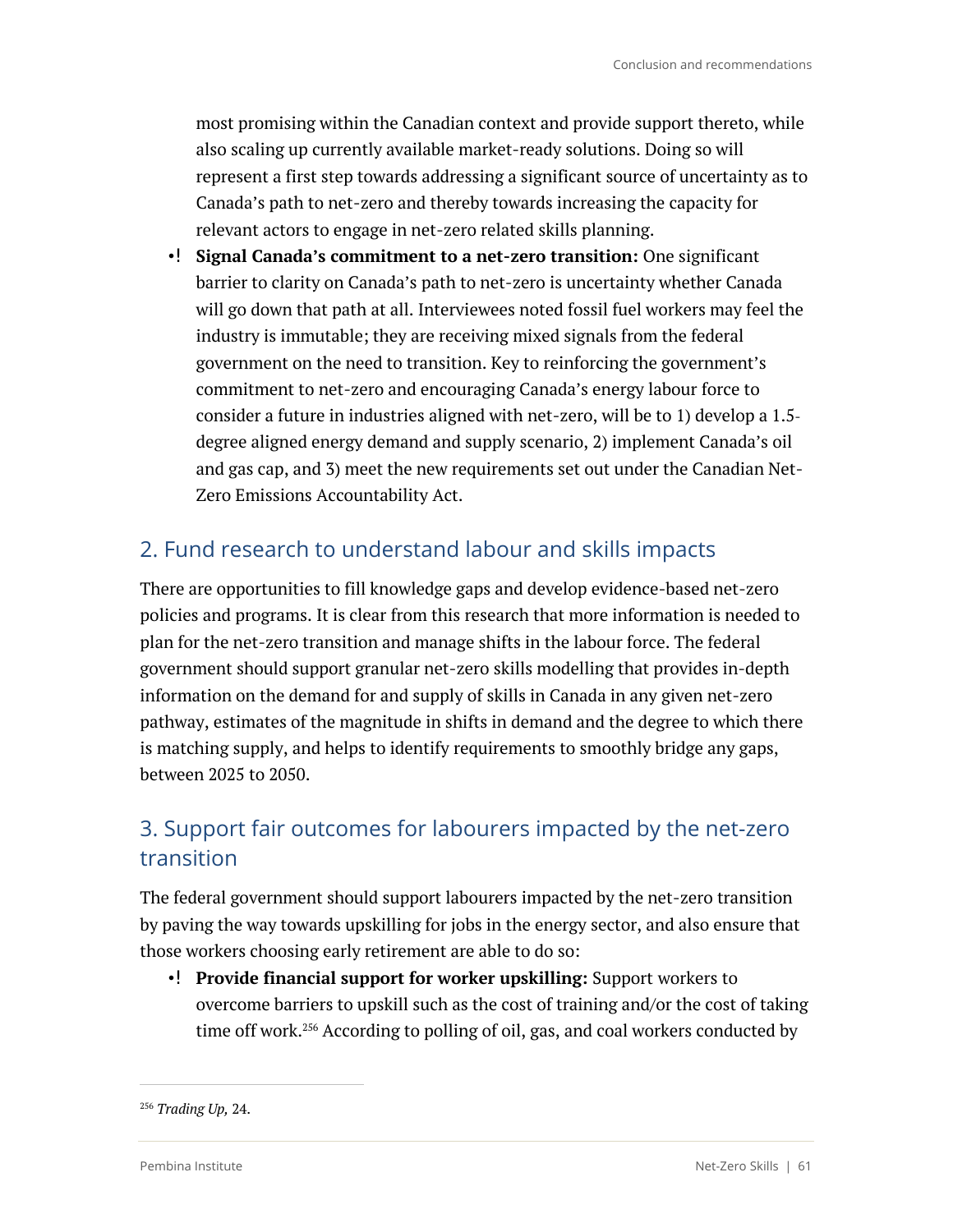most promising within the Canadian context and provide support thereto, while also scaling up currently available market-ready solutions. Doing so will represent a first step towards addressing a significant source of uncertainty as to Canada's path to net-zero and thereby towards increasing the capacity for relevant actors to engage in net-zero related skills planning.

- **Signal Canada's commitment to a net-zero transition:** One significant barrier to clarity on Canada's path to net-zero is uncertainty whether Canada will go down that path at all. Interviewees noted fossil fuel workers may feel the industry is immutable; they are receiving mixed signals from the federal government on the need to transition. Key to reinforcing the government's commitment to net-zero and encouraging Canada's energy labour force to consider a future in industries aligned with net-zero, will be to 1) develop a 1.5-degree aligned energy demand and supply scenario, 2) implement Canada's oil and gas cap, and 3) meet the new requirements set out under the Canadian Net-Zero Emissions Accountability Act.

## 2. Fund research to understand labour and skills impacts

There are opportunities to fill knowledge gaps and develop evidence-based net-zero policies and programs. It is clear from this research that more information is needed to plan for the net-zero transition and manage shifts in the labour force. The federal government should support granular net-zero skills modelling that provides in-depth information on the demand for and supply of skills in Canada in any given net-zero pathway, estimates of the magnitude in shifts in demand and the degree to which there is matching supply, and helps to identify requirements to smoothly bridge any gaps, between 2025 to 2050.

## 3. Support fair outcomes for labourers impacted by the net-zero transition

The federal government should support labourers impacted by the net-zero transition by paving the way towards upskilling for jobs in the energy sector, and also ensure that those workers choosing early retirement are able to do so:

- **Provide financial support for worker upskilling:** Support workers to overcome barriers to upskill such as the cost of training and/or the cost of taking time off work.[256] According to polling of oil, gas, and coal workers conducted by

[256] *Trading Up,* 24.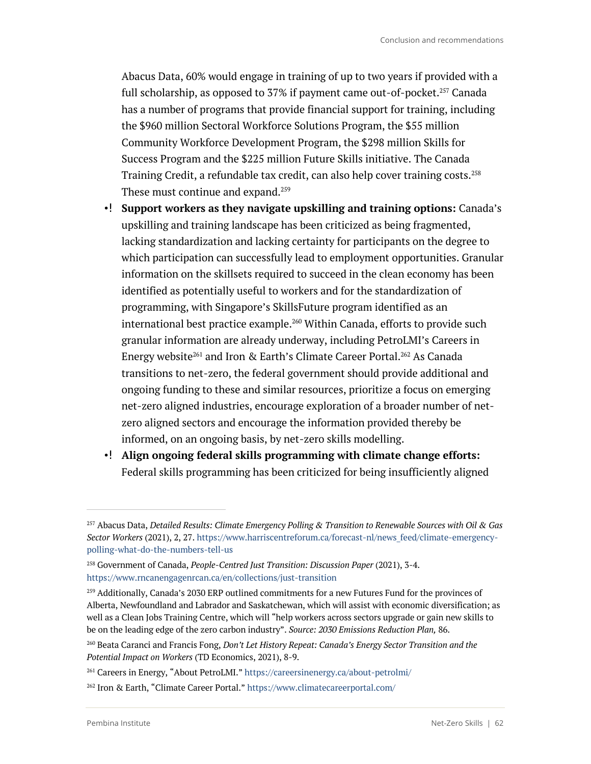Abacus Data, 60% would engage in training of up to two years if provided with a full scholarship, as opposed to 37% if payment came out-of-pocket.[257] Canada has a number of programs that provide financial support for training, including the $960 million Sectoral Workforce Solutions Program, the $55 million Community Workforce Development Program, the $298 million Skills for Success Program and the $225 million Future Skills initiative. The Canada Training Credit, a refundable tax credit, can also help cover training costs.[258] These must continue and expand.[259]

- **Support workers as they navigate upskilling and training options:** Canada's upskilling and training landscape has been criticized as being fragmented, lacking standardization and lacking certainty for participants on the degree to which participation can successfully lead to employment opportunities. Granular information on the skillsets required to succeed in the clean economy has been identified as potentially useful to workers and for the standardization of programming, with Singapore's SkillsFuture program identified as an international best practice example.[260] Within Canada, efforts to provide such granular information are already underway, including PetroLMI's Careers in Energy website[261] and Iron & Earth's Climate Career Portal.[262] As Canada transitions to net-zero, the federal government should provide additional and ongoing funding to these and similar resources, prioritize a focus on emerging net-zero aligned industries, encourage exploration of a broader number of net-zero aligned sectors and encourage the information provided thereby be informed, on an ongoing basis, by net-zero skills modelling.
- **Align ongoing federal skills programming with climate change efforts:** Federal skills programming has been criticized for being insufficiently aligned

---

[257] Abacus Data, *Detailed Results: Climate Emergency Polling & Transition to Renewable Sources with Oil & Gas Sector Workers* (2021), 2, 27. https://www.harriscentreforum.ca/forecast-nl/news_feed/climate-emergency-polling-what-do-the-numbers-tell-us

[258] Government of Canada, *People-Centred Just Transition: Discussion Paper* (2021), 3-4. https://www.rncanengagenrcan.ca/en/collections/just-transition

[259] Additionally, Canada's 2030 ERP outlined commitments for a new Futures Fund for the provinces of Alberta, Newfoundland and Labrador and Saskatchewan, which will assist with economic diversification; as well as a Clean Jobs Training Centre, which will "help workers across sectors upskill or gain new skills to be on the leading edge of the zero carbon industry". *Source: 2030 Emissions Reduction Plan,* 86.

[260] Beata Caranci and Francis Fong, *Don't Let History Repeat: Canada's Energy Sector Transition and the Potential Impact on Workers* (TD Economics, 2021), 8-9.

[261] Careers in Energy, "About PetroLMI." https://careersinenergy.ca/about-petrolmi/

[262] Iron & Earth, "Climate Career Portal." https://www.climatecareerportal.com/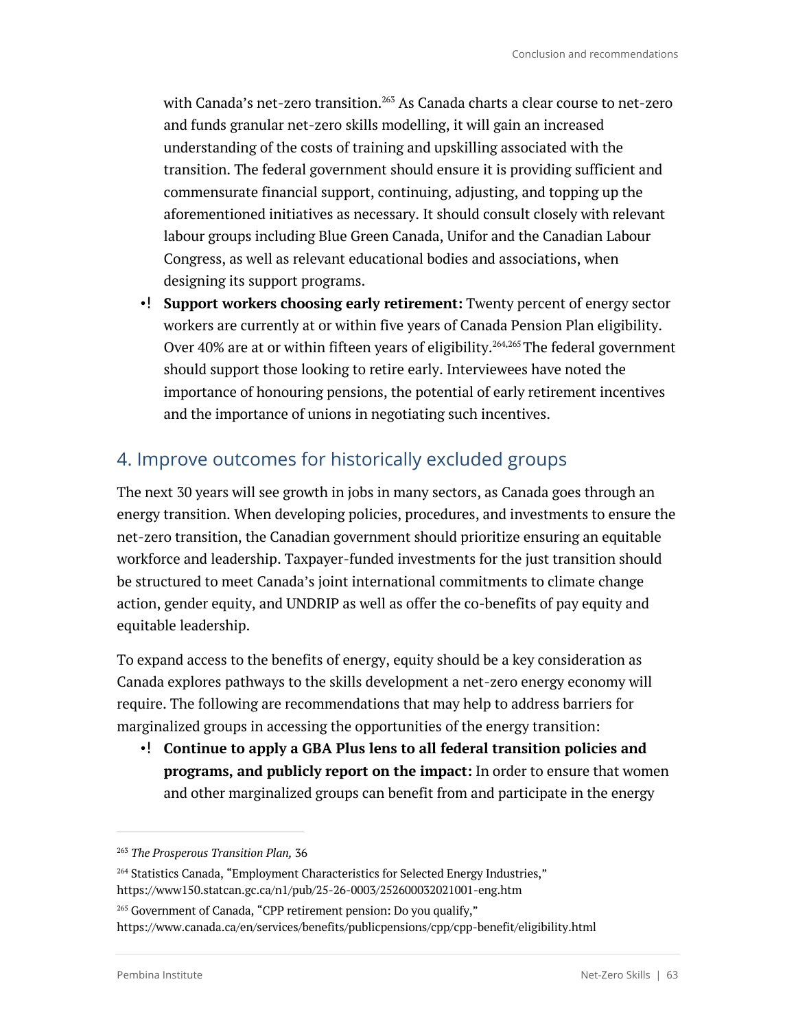with Canada's net-zero transition.[263] As Canada charts a clear course to net-zero and funds granular net-zero skills modelling, it will gain an increased understanding of the costs of training and upskilling associated with the transition. The federal government should ensure it is providing sufficient and commensurate financial support, continuing, adjusting, and topping up the aforementioned initiatives as necessary. It should consult closely with relevant labour groups including Blue Green Canada, Unifor and the Canadian Labour Congress, as well as relevant educational bodies and associations, when designing its support programs.

- **Support workers choosing early retirement:** Twenty percent of energy sector workers are currently at or within five years of Canada Pension Plan eligibility. Over 40% are at or within fifteen years of eligibility.[264,265] The federal government should support those looking to retire early. Interviewees have noted the importance of honouring pensions, the potential of early retirement incentives and the importance of unions in negotiating such incentives.

## 4. Improve outcomes for historically excluded groups

The next 30 years will see growth in jobs in many sectors, as Canada goes through an energy transition. When developing policies, procedures, and investments to ensure the net-zero transition, the Canadian government should prioritize ensuring an equitable workforce and leadership. Taxpayer-funded investments for the just transition should be structured to meet Canada's joint international commitments to climate change action, gender equity, and UNDRIP as well as offer the co-benefits of pay equity and equitable leadership.

To expand access to the benefits of energy, equity should be a key consideration as Canada explores pathways to the skills development a net-zero energy economy will require. The following are recommendations that may help to address barriers for marginalized groups in accessing the opportunities of the energy transition:

- **Continue to apply a GBA Plus lens to all federal transition policies and programs, and publicly report on the impact:** In order to ensure that women and other marginalized groups can benefit from and participate in the energy

---

[263] *The Prosperous Transition Plan,* 36

[264] Statistics Canada, "Employment Characteristics for Selected Energy Industries," https://www150.statcan.gc.ca/n1/pub/25-26-0003/252600032021001-eng.htm

[265] Government of Canada, "CPP retirement pension: Do you qualify," https://www.canada.ca/en/services/benefits/publicpensions/cpp/cpp-benefit/eligibility.html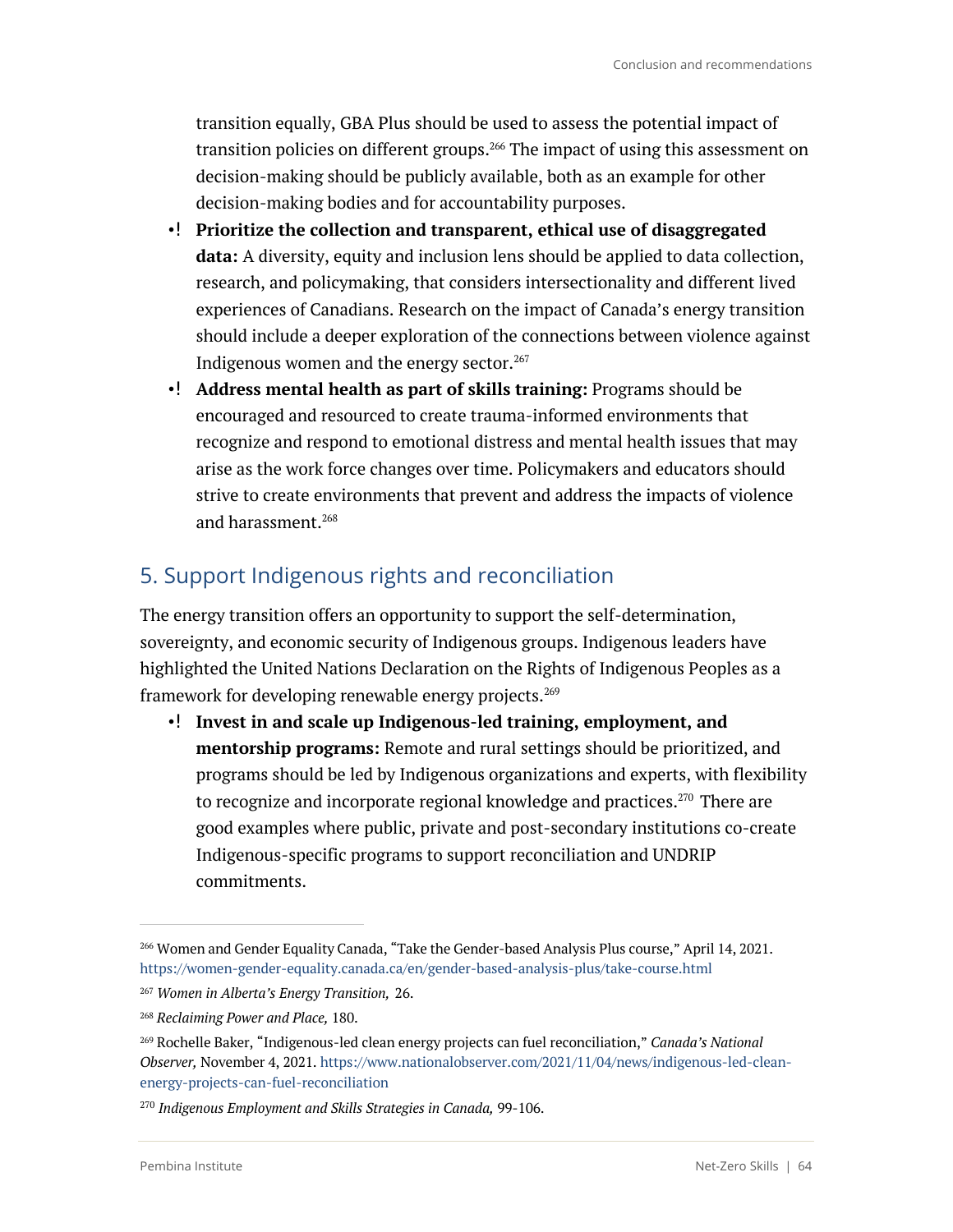transition equally, GBA Plus should be used to assess the potential impact of transition policies on different groups.[266] The impact of using this assessment on decision-making should be publicly available, both as an example for other decision-making bodies and for accountability purposes.

- **Prioritize the collection and transparent, ethical use of disaggregated data:** A diversity, equity and inclusion lens should be applied to data collection, research, and policymaking, that considers intersectionality and different lived experiences of Canadians. Research on the impact of Canada's energy transition should include a deeper exploration of the connections between violence against Indigenous women and the energy sector.[267]
- **Address mental health as part of skills training:** Programs should be encouraged and resourced to create trauma-informed environments that recognize and respond to emotional distress and mental health issues that may arise as the work force changes over time. Policymakers and educators should strive to create environments that prevent and address the impacts of violence and harassment.[268]

## 5. Support Indigenous rights and reconciliation

The energy transition offers an opportunity to support the self-determination, sovereignty, and economic security of Indigenous groups. Indigenous leaders have highlighted the United Nations Declaration on the Rights of Indigenous Peoples as a framework for developing renewable energy projects.[269]

- **Invest in and scale up Indigenous-led training, employment, and mentorship programs:** Remote and rural settings should be prioritized, and programs should be led by Indigenous organizations and experts, with flexibility to recognize and incorporate regional knowledge and practices.[270] There are good examples where public, private and post-secondary institutions co-create Indigenous-specific programs to support reconciliation and UNDRIP commitments.

---

[266] Women and Gender Equality Canada, "Take the Gender-based Analysis Plus course," April 14, 2021. https://women-gender-equality.canada.ca/en/gender-based-analysis-plus/take-course.html

[267] *Women in Alberta's Energy Transition,* 26.

[268] *Reclaiming Power and Place,* 180.

[269] Rochelle Baker, "Indigenous-led clean energy projects can fuel reconciliation," *Canada's National Observer,* November 4, 2021. https://www.nationalobserver.com/2021/11/04/news/indigenous-led-clean-energy-projects-can-fuel-reconciliation

[270] *Indigenous Employment and Skills Strategies in Canada,* 99-106.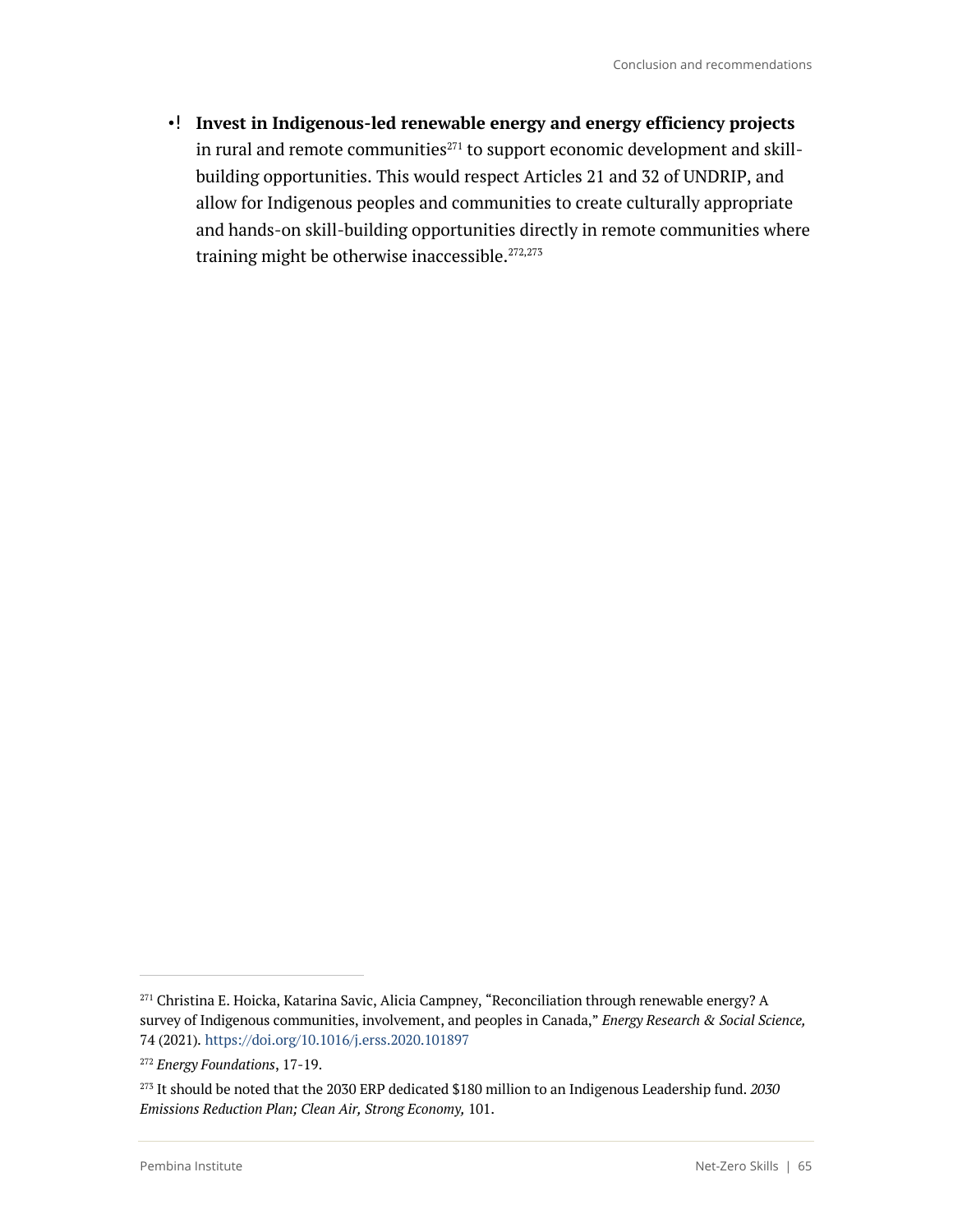- **Invest in Indigenous-led renewable energy and energy efficiency projects** in rural and remote communities[271] to support economic development and skill-building opportunities. This would respect Articles 21 and 32 of UNDRIP, and allow for Indigenous peoples and communities to create culturally appropriate and hands-on skill-building opportunities directly in remote communities where training might be otherwise inaccessible.[272,273]

[271] Christina E. Hoicka, Katarina Savic, Alicia Campney, "Reconciliation through renewable energy? A survey of Indigenous communities, involvement, and peoples in Canada," *Energy Research & Social Science,* 74 (2021). https://doi.org/10.1016/j.erss.2020.101897

[272] *Energy Foundations*, 17-19.

[273] It should be noted that the 2030 ERP dedicated $180 million to an Indigenous Leadership fund. *2030 Emissions Reduction Plan; Clean Air, Strong Economy,* 101.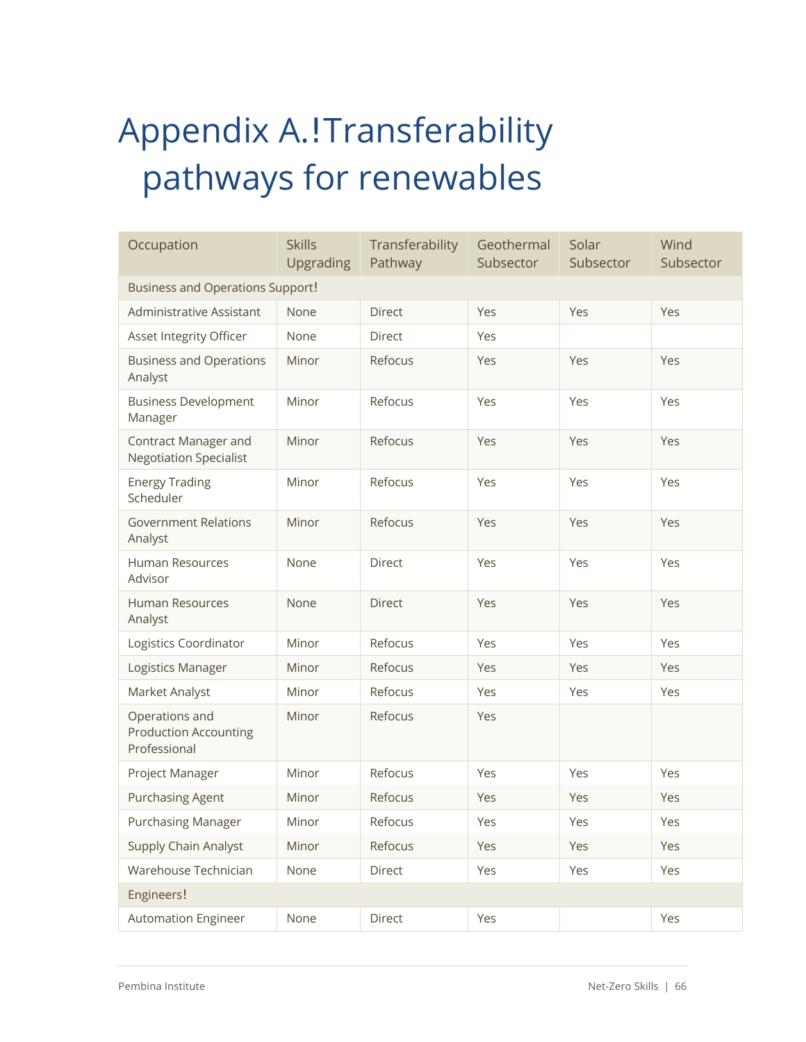# Appendix A. Transferability pathways for renewables

| Occupation | Skills Upgrading | Transferability Pathway | Geothermal Subsector | Solar Subsector | Wind Subsector |
|---|---|---|---|---|---|
| Business and Operations Support | | | | | |
| Administrative Assistant | None | Direct | Yes | Yes | Yes |
| Asset Integrity Officer | None | Direct | Yes | | |
| Business and Operations Analyst | Minor | Refocus | Yes | Yes | Yes |
| Business Development Manager | Minor | Refocus | Yes | Yes | Yes |
| Contract Manager and Negotiation Specialist | Minor | Refocus | Yes | Yes | Yes |
| Energy Trading Scheduler | Minor | Refocus | Yes | Yes | Yes |
| Government Relations Analyst | Minor | Refocus | Yes | Yes | Yes |
| Human Resources Advisor | None | Direct | Yes | Yes | Yes |
| Human Resources Analyst | None | Direct | Yes | Yes | Yes |
| Logistics Coordinator | Minor | Refocus | Yes | Yes | Yes |
| Logistics Manager | Minor | Refocus | Yes | Yes | Yes |
| Market Analyst | Minor | Refocus | Yes | Yes | Yes |
| Operations and Production Accounting Professional | Minor | Refocus | Yes | | |
| Project Manager | Minor | Refocus | Yes | Yes | Yes |
| Purchasing Agent | Minor | Refocus | Yes | Yes | Yes |
| Purchasing Manager | Minor | Refocus | Yes | Yes | Yes |
| Supply Chain Analyst | Minor | Refocus | Yes | Yes | Yes |
| Warehouse Technician | None | Direct | Yes | Yes | Yes |
| Engineers | | | | | |
| Automation Engineer | None | Direct | Yes | | Yes |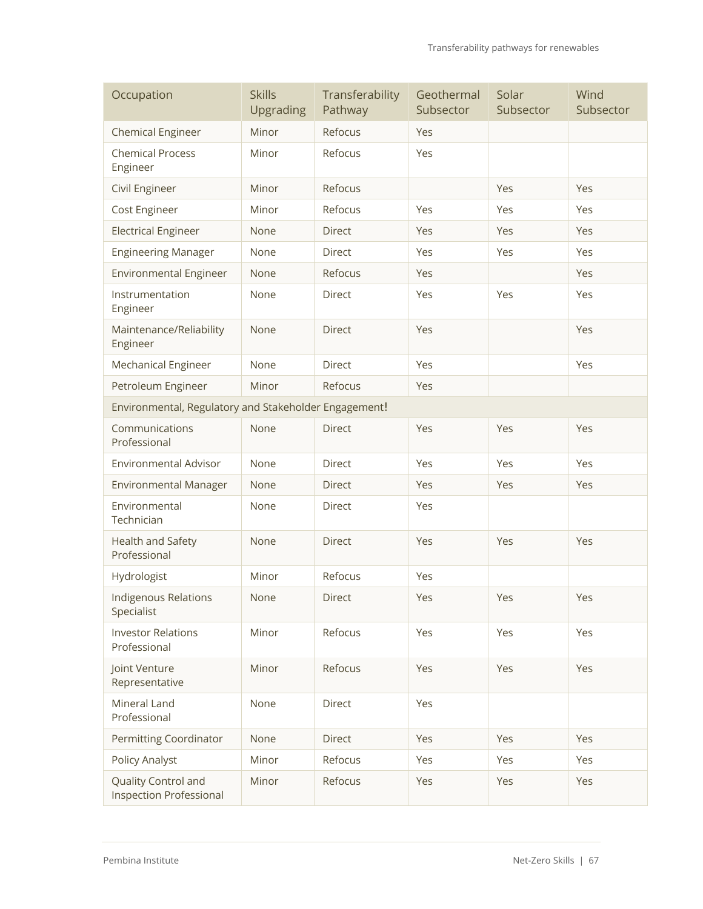| Occupation | Skills Upgrading | Transferability Pathway | Geothermal Subsector | Solar Subsector | Wind Subsector |
|---|---|---|---|---|---|
| Chemical Engineer | Minor | Refocus | Yes | | |
| Chemical Process Engineer | Minor | Refocus | Yes | | |
| Civil Engineer | Minor | Refocus | | Yes | Yes |
| Cost Engineer | Minor | Refocus | Yes | Yes | Yes |
| Electrical Engineer | None | Direct | Yes | Yes | Yes |
| Engineering Manager | None | Direct | Yes | Yes | Yes |
| Environmental Engineer | None | Refocus | Yes | | Yes |
| Instrumentation Engineer | None | Direct | Yes | Yes | Yes |
| Maintenance/Reliability Engineer | None | Direct | Yes | | Yes |
| Mechanical Engineer | None | Direct | Yes | | Yes |
| Petroleum Engineer | Minor | Refocus | Yes | | |
| Environmental, Regulatory and Stakeholder Engagement! | | | | | |
| Communications Professional | None | Direct | Yes | Yes | Yes |
| Environmental Advisor | None | Direct | Yes | Yes | Yes |
| Environmental Manager | None | Direct | Yes | Yes | Yes |
| Environmental Technician | None | Direct | Yes | | |
| Health and Safety Professional | None | Direct | Yes | Yes | Yes |
| Hydrologist | Minor | Refocus | Yes | | |
| Indigenous Relations Specialist | None | Direct | Yes | Yes | Yes |
| Investor Relations Professional | Minor | Refocus | Yes | Yes | Yes |
| Joint Venture Representative | Minor | Refocus | Yes | Yes | Yes |
| Mineral Land Professional | None | Direct | Yes | | |
| Permitting Coordinator | None | Direct | Yes | Yes | Yes |
| Policy Analyst | Minor | Refocus | Yes | Yes | Yes |
| Quality Control and Inspection Professional | Minor | Refocus | Yes | Yes | Yes |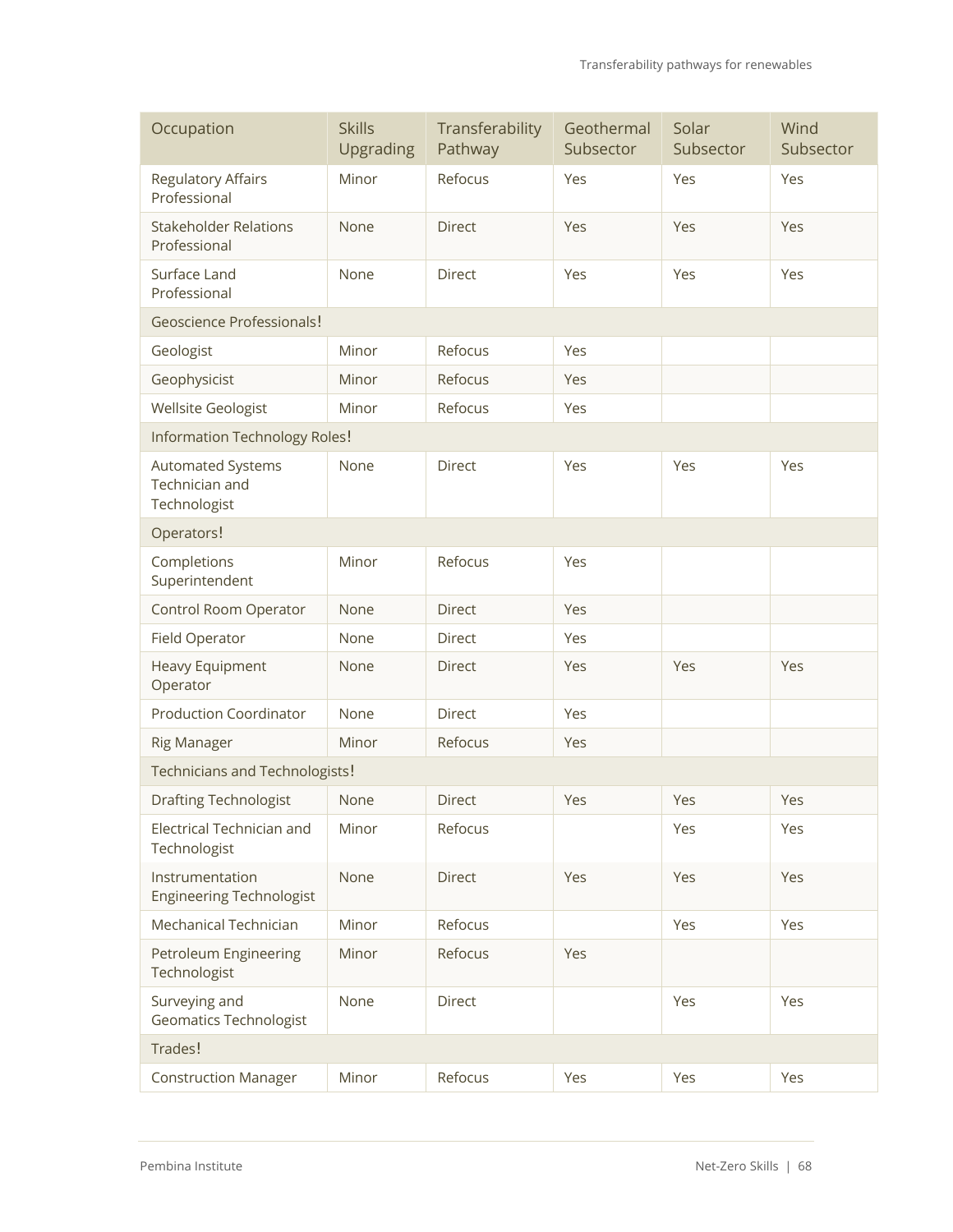| Occupation | Skills Upgrading | Transferability Pathway | Geothermal Subsector | Solar Subsector | Wind Subsector |
|---|---|---|---|---|---|
| Regulatory Affairs Professional | Minor | Refocus | Yes | Yes | Yes |
| Stakeholder Relations Professional | None | Direct | Yes | Yes | Yes |
| Surface Land Professional | None | Direct | Yes | Yes | Yes |
| Geoscience Professionals! | | | | | |
| Geologist | Minor | Refocus | Yes | | |
| Geophysicist | Minor | Refocus | Yes | | |
| Wellsite Geologist | Minor | Refocus | Yes | | |
| Information Technology Roles! | | | | | |
| Automated Systems Technician and Technologist | None | Direct | Yes | Yes | Yes |
| Operators! | | | | | |
| Completions Superintendent | Minor | Refocus | Yes | | |
| Control Room Operator | None | Direct | Yes | | |
| Field Operator | None | Direct | Yes | | |
| Heavy Equipment Operator | None | Direct | Yes | Yes | Yes |
| Production Coordinator | None | Direct | Yes | | |
| Rig Manager | Minor | Refocus | Yes | | |
| Technicians and Technologists! | | | | | |
| Drafting Technologist | None | Direct | Yes | Yes | Yes |
| Electrical Technician and Technologist | Minor | Refocus | | Yes | Yes |
| Instrumentation Engineering Technologist | None | Direct | Yes | Yes | Yes |
| Mechanical Technician | Minor | Refocus | | Yes | Yes |
| Petroleum Engineering Technologist | Minor | Refocus | Yes | | |
| Surveying and Geomatics Technologist | None | Direct | | Yes | Yes |
| Trades! | | | | | |
| Construction Manager | Minor | Refocus | Yes | Yes | Yes |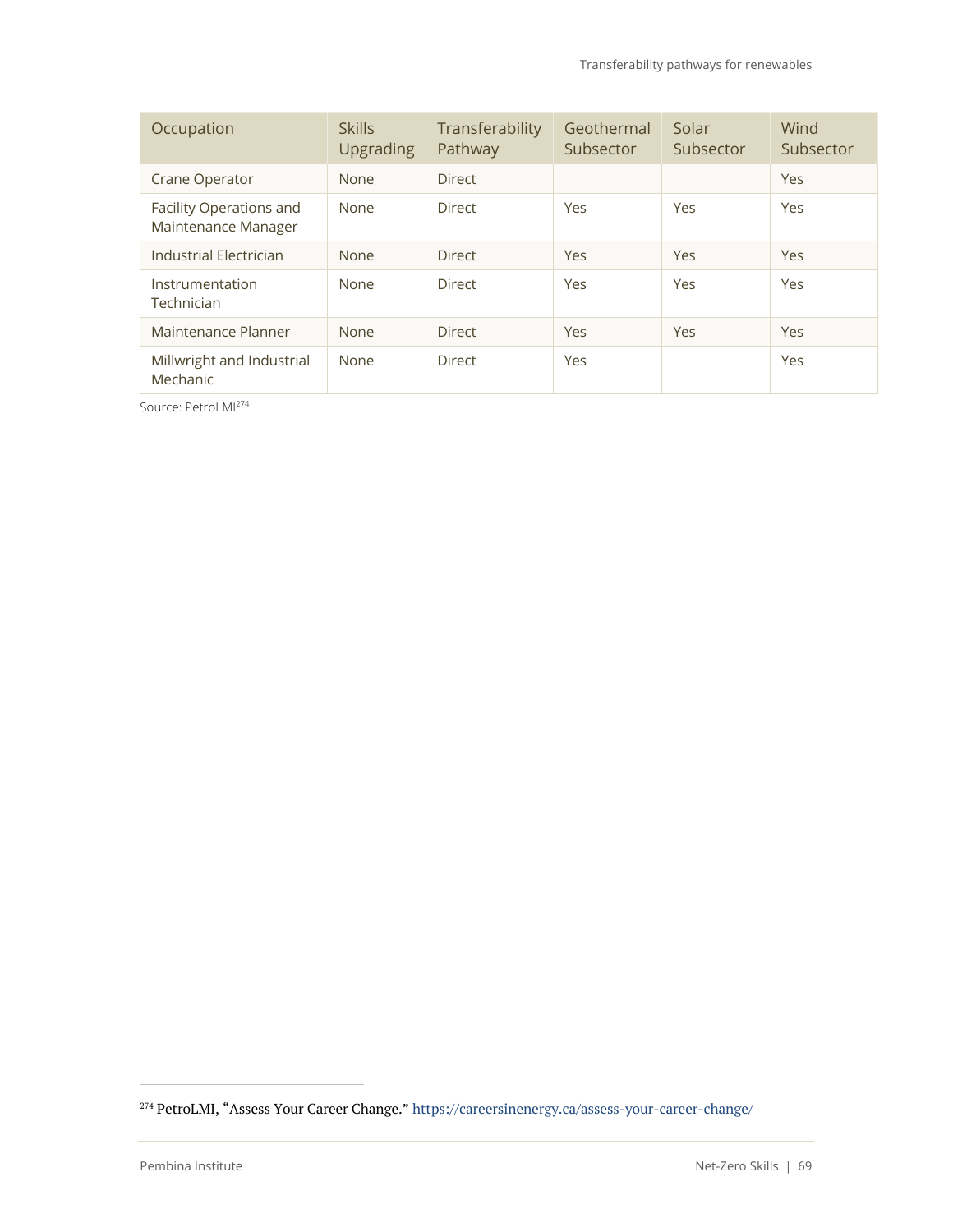| Occupation | Skills Upgrading | Transferability Pathway | Geothermal Subsector | Solar Subsector | Wind Subsector |
|---|---|---|---|---|---|
| Crane Operator | None | Direct | | | Yes |
| Facility Operations and Maintenance Manager | None | Direct | Yes | Yes | Yes |
| Industrial Electrician | None | Direct | Yes | Yes | Yes |
| Instrumentation Technician | None | Direct | Yes | Yes | Yes |
| Maintenance Planner | None | Direct | Yes | Yes | Yes |
| Millwright and Industrial Mechanic | None | Direct | Yes | | Yes |

Source: PetroLMI[274]

[274] PetroLMI, "Assess Your Career Change." https://careersinenergy.ca/assess-your-career-change/